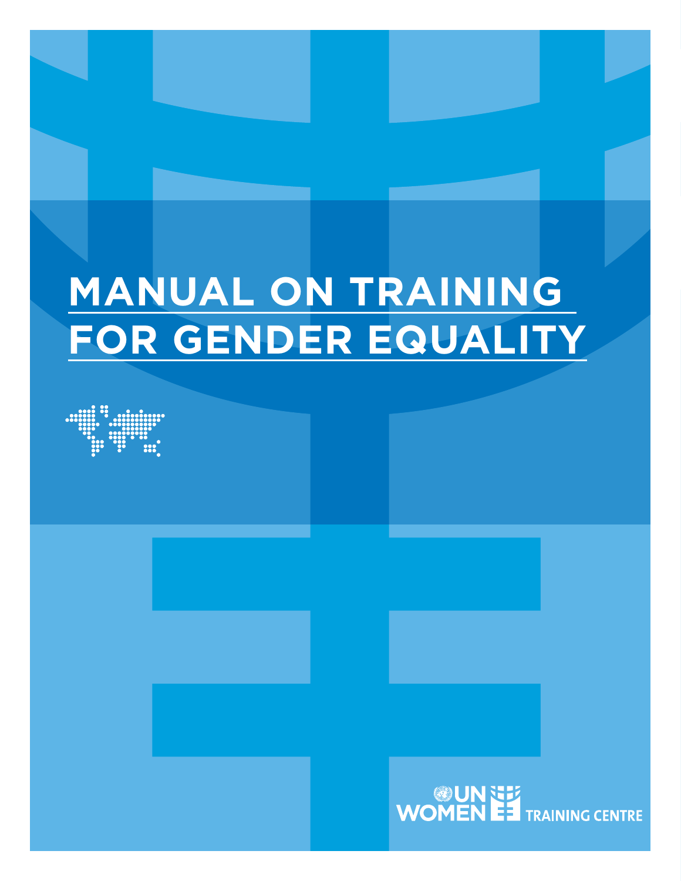# MANUAL ON TRAINING FOR GENDER EQUALITY

UN WOMEN TRAINING CENTRE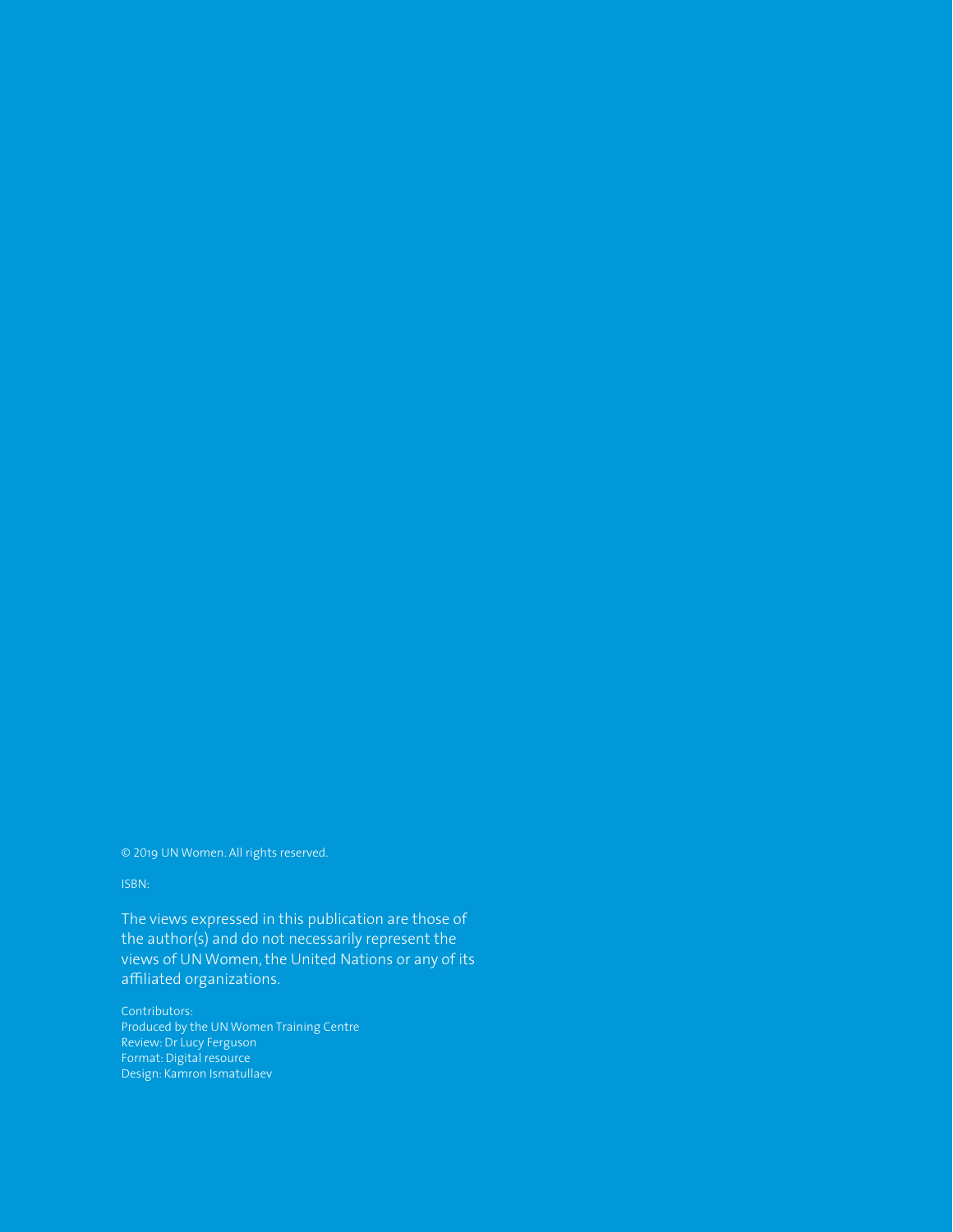© 2019 UN Women. All rights reserved.

ISBN:

The views expressed in this publication are those of the author(s) and do not necessarily represent the views of UN Women, the United Nations or any of its affiliated organizations.

Contributors:
Produced by the UN Women Training Centre
Review: Dr Lucy Ferguson
Format: Digital resource
Design: Kamron Ismatullaev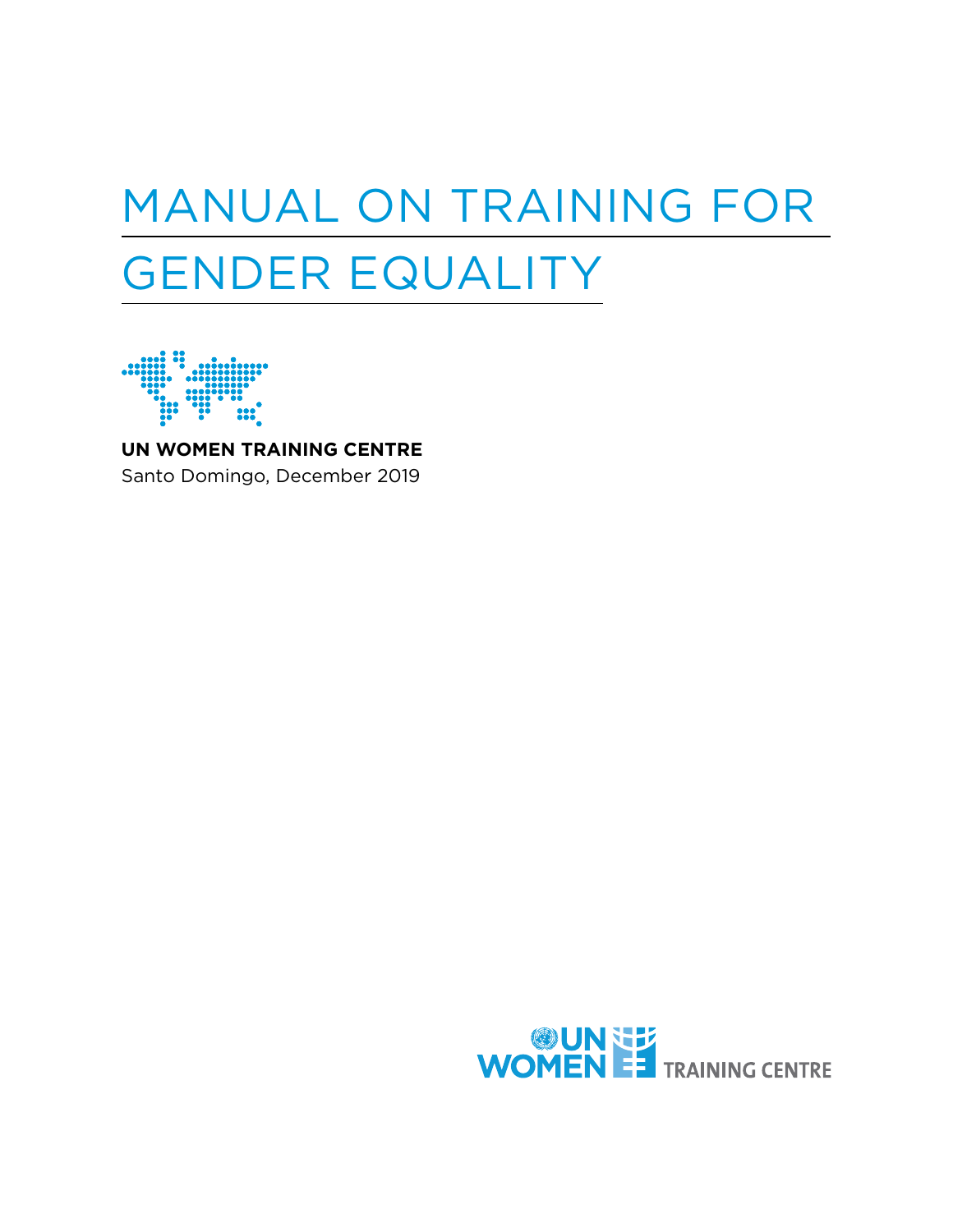# MANUAL ON TRAINING FOR GENDER EQUALITY

**UN WOMEN TRAINING CENTRE**
Santo Domingo, December 2019

UN WOMEN TRAINING CENTRE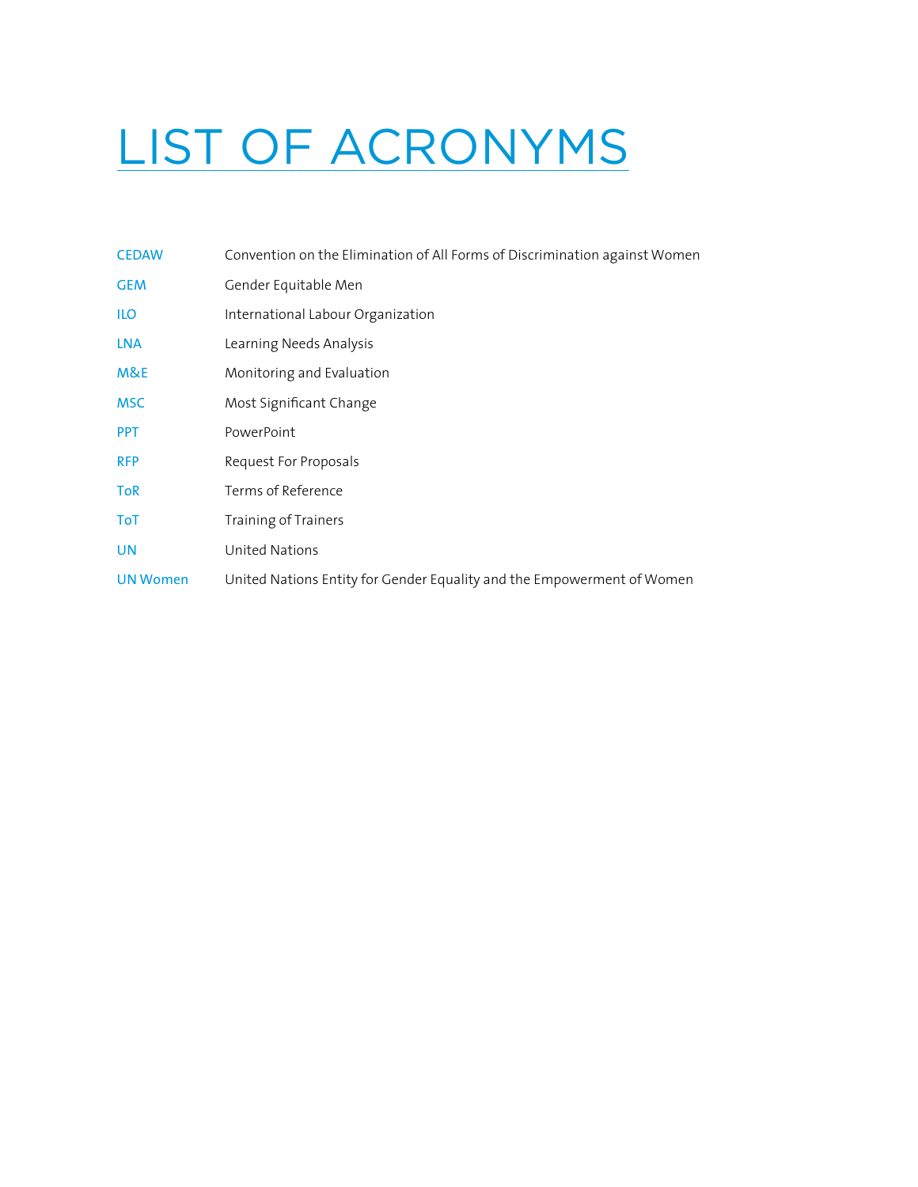# LIST OF ACRONYMS

| | |
|---|---|
| CEDAW | Convention on the Elimination of All Forms of Discrimination against Women |
| GEM | Gender Equitable Men |
| ILO | International Labour Organization |
| LNA | Learning Needs Analysis |
| M&E | Monitoring and Evaluation |
| MSC | Most Significant Change |
| PPT | PowerPoint |
| RFP | Request For Proposals |
| ToR | Terms of Reference |
| ToT | Training of Trainers |
| UN | United Nations |
| UN Women | United Nations Entity for Gender Equality and the Empowerment of Women |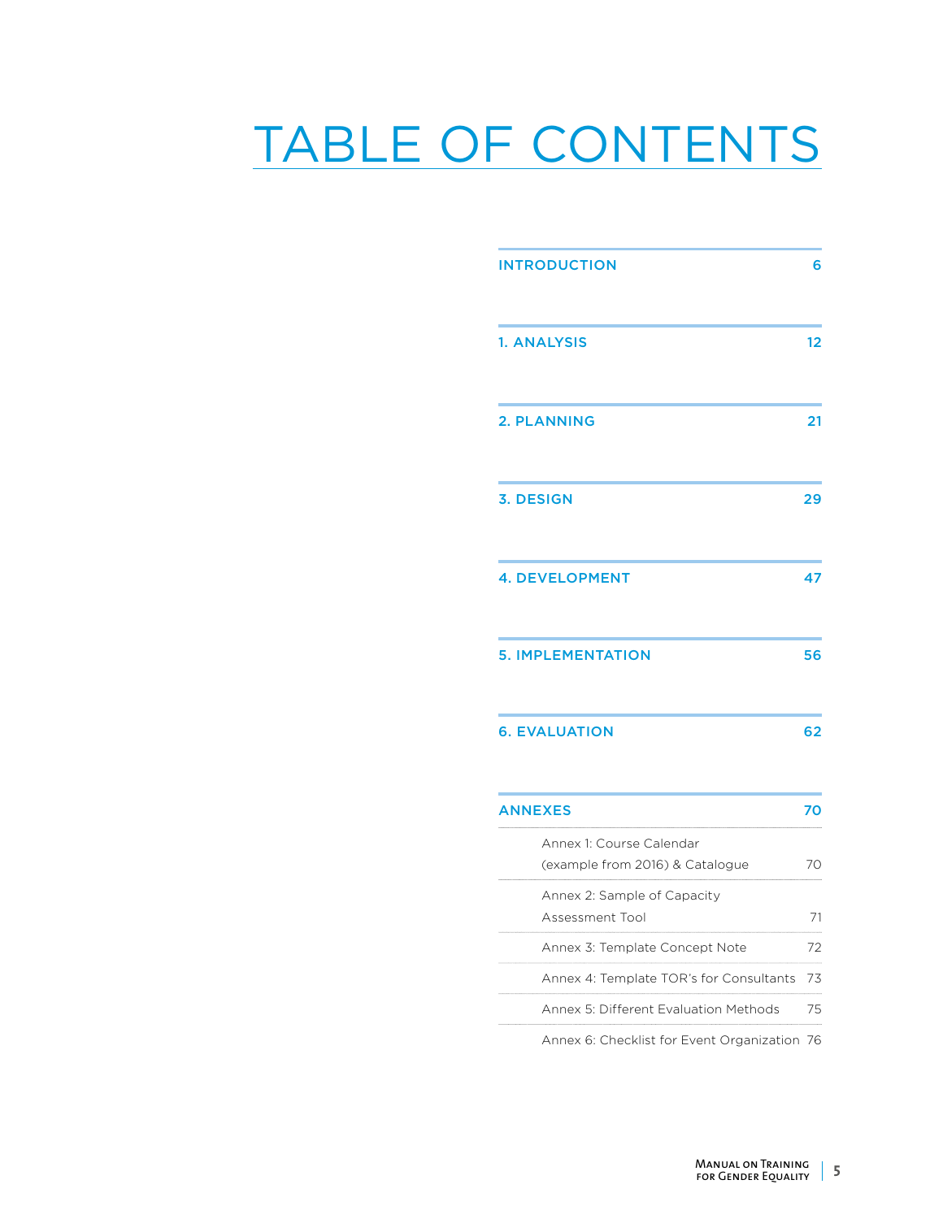# TABLE OF CONTENTS

| | |
|---|---|
| **INTRODUCTION** | **6** |
| **1. ANALYSIS** | **12** |
| **2. PLANNING** | **21** |
| **3. DESIGN** | **29** |
| **4. DEVELOPMENT** | **47** |
| **5. IMPLEMENTATION** | **56** |
| **6. EVALUATION** | **62** |
| **ANNEXES** | **70** |
| Annex 1: Course Calendar (example from 2016) & Catalogue | 70 |
| Annex 2: Sample of Capacity Assessment Tool | 71 |
| Annex 3: Template Concept Note | 72 |
| Annex 4: Template TOR's for Consultants | 73 |
| Annex 5: Different Evaluation Methods | 75 |
| Annex 6: Checklist for Event Organization | 76 |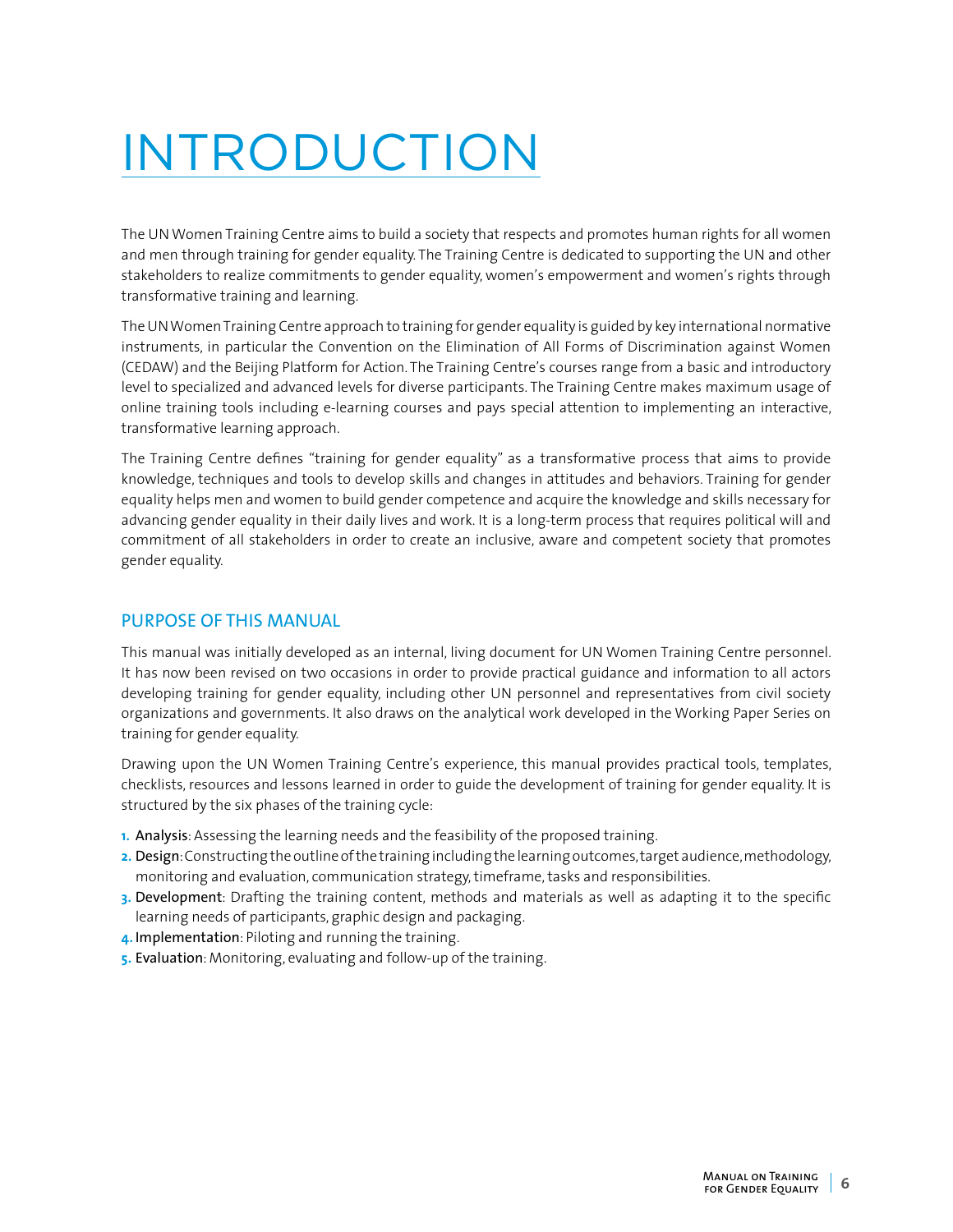# INTRODUCTION

The UN Women Training Centre aims to build a society that respects and promotes human rights for all women and men through training for gender equality. The Training Centre is dedicated to supporting the UN and other stakeholders to realize commitments to gender equality, women's empowerment and women's rights through transformative training and learning.

The UN Women Training Centre approach to training for gender equality is guided by key international normative instruments, in particular the Convention on the Elimination of All Forms of Discrimination against Women (CEDAW) and the Beijing Platform for Action. The Training Centre's courses range from a basic and introductory level to specialized and advanced levels for diverse participants. The Training Centre makes maximum usage of online training tools including e-learning courses and pays special attention to implementing an interactive, transformative learning approach.

The Training Centre defines "training for gender equality" as a transformative process that aims to provide knowledge, techniques and tools to develop skills and changes in attitudes and behaviors. Training for gender equality helps men and women to build gender competence and acquire the knowledge and skills necessary for advancing gender equality in their daily lives and work. It is a long-term process that requires political will and commitment of all stakeholders in order to create an inclusive, aware and competent society that promotes gender equality.

## PURPOSE OF THIS MANUAL

This manual was initially developed as an internal, living document for UN Women Training Centre personnel. It has now been revised on two occasions in order to provide practical guidance and information to all actors developing training for gender equality, including other UN personnel and representatives from civil society organizations and governments. It also draws on the analytical work developed in the Working Paper Series on training for gender equality.

Drawing upon the UN Women Training Centre's experience, this manual provides practical tools, templates, checklists, resources and lessons learned in order to guide the development of training for gender equality. It is structured by the six phases of the training cycle:

1. **Analysis**: Assessing the learning needs and the feasibility of the proposed training.
2. **Design**: Constructing the outline of the training including the learning outcomes, target audience, methodology, monitoring and evaluation, communication strategy, timeframe, tasks and responsibilities.
3. **Development**: Drafting the training content, methods and materials as well as adapting it to the specific learning needs of participants, graphic design and packaging.
4. **Implementation**: Piloting and running the training.
5. **Evaluation**: Monitoring, evaluating and follow-up of the training.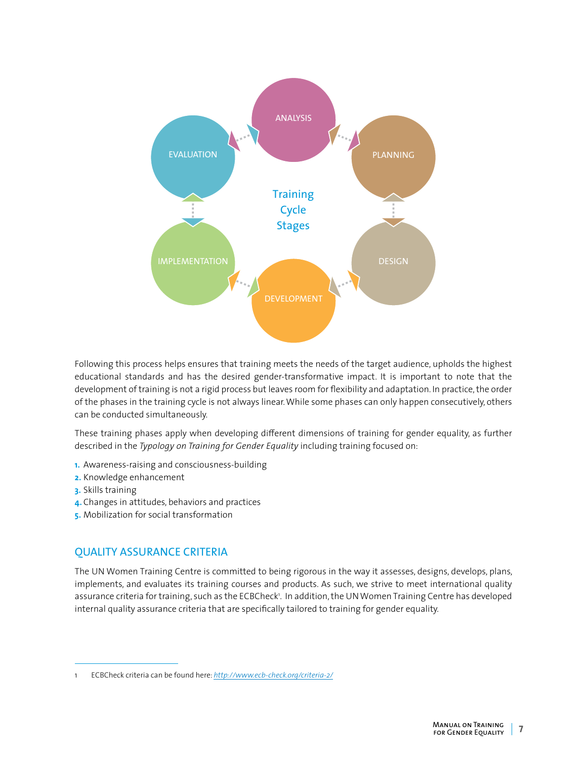Training Cycle Stages: ANALYSIS, PLANNING, DESIGN, DEVELOPMENT, IMPLEMENTATION, EVALUATION

Following this process helps ensures that training meets the needs of the target audience, upholds the highest educational standards and has the desired gender-transformative impact. It is important to note that the development of training is not a rigid process but leaves room for flexibility and adaptation. In practice, the order of the phases in the training cycle is not always linear. While some phases can only happen consecutively, others can be conducted simultaneously.

These training phases apply when developing different dimensions of training for gender equality, as further described in the *Typology on Training for Gender Equality* including training focused on:

1. Awareness-raising and consciousness-building
2. Knowledge enhancement
3. Skills training
4. Changes in attitudes, behaviors and practices
5. Mobilization for social transformation

## QUALITY ASSURANCE CRITERIA

The UN Women Training Centre is committed to being rigorous in the way it assesses, designs, develops, plans, implements, and evaluates its training courses and products. As such, we strive to meet international quality assurance criteria for training, such as the ECBCheck[1]. In addition, the UN Women Training Centre has developed internal quality assurance criteria that are specifically tailored to training for gender equality.

1 ECBCheck criteria can be found here: http://www.ecb-check.org/criteria-2/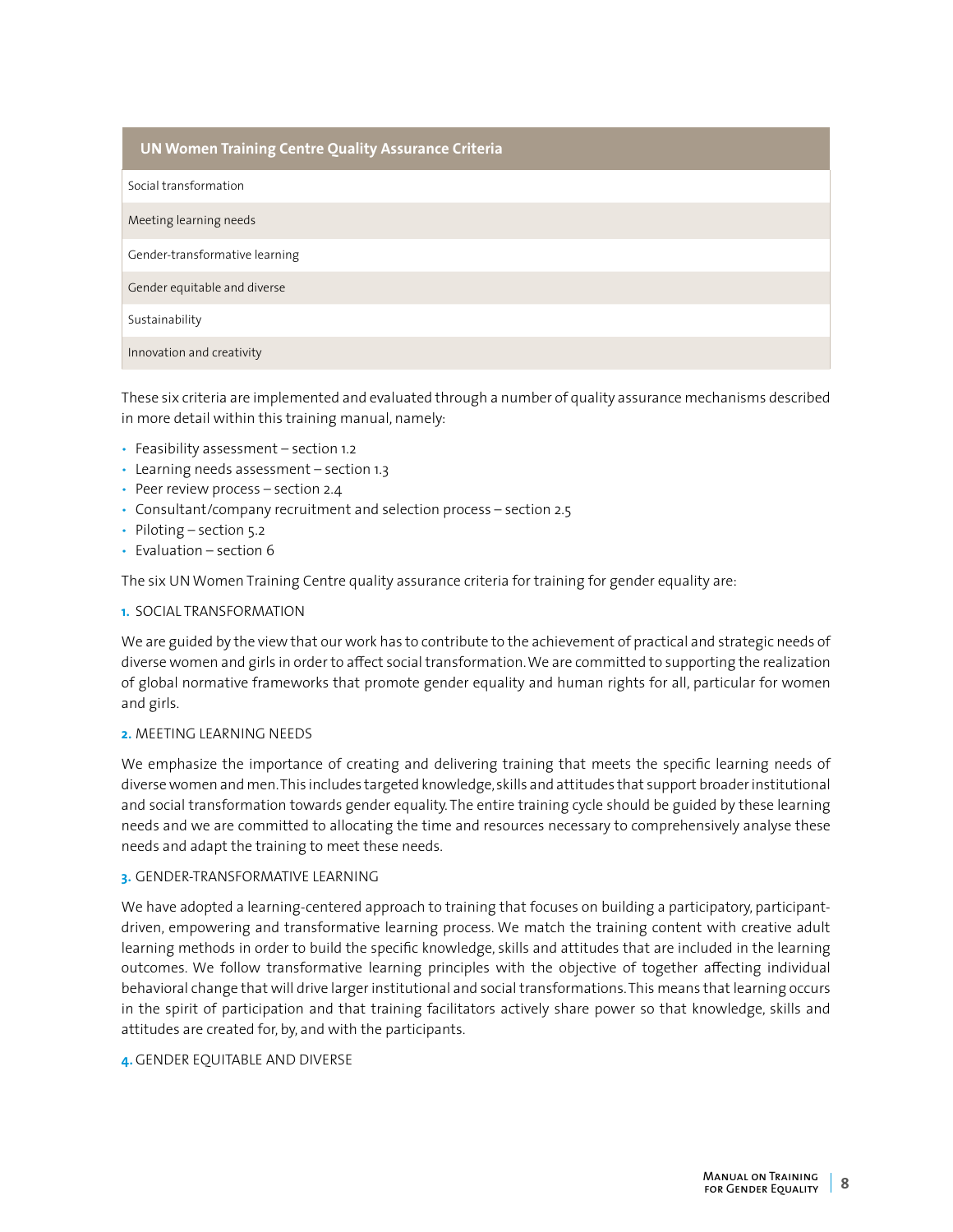| UN Women Training Centre Quality Assurance Criteria |
|---|
| Social transformation |
| Meeting learning needs |
| Gender-transformative learning |
| Gender equitable and diverse |
| Sustainability |
| Innovation and creativity |

These six criteria are implemented and evaluated through a number of quality assurance mechanisms described in more detail within this training manual, namely:

- Feasibility assessment – section 1.2
- Learning needs assessment – section 1.3
- Peer review process – section 2.4
- Consultant/company recruitment and selection process – section 2.5
- Piloting – section 5.2
- Evaluation – section 6

The six UN Women Training Centre quality assurance criteria for training for gender equality are:

**1.** SOCIAL TRANSFORMATION

We are guided by the view that our work has to contribute to the achievement of practical and strategic needs of diverse women and girls in order to affect social transformation. We are committed to supporting the realization of global normative frameworks that promote gender equality and human rights for all, particular for women and girls.

**2.** MEETING LEARNING NEEDS

We emphasize the importance of creating and delivering training that meets the specific learning needs of diverse women and men. This includes targeted knowledge, skills and attitudes that support broader institutional and social transformation towards gender equality. The entire training cycle should be guided by these learning needs and we are committed to allocating the time and resources necessary to comprehensively analyse these needs and adapt the training to meet these needs.

**3.** GENDER-TRANSFORMATIVE LEARNING

We have adopted a learning-centered approach to training that focuses on building a participatory, participant-driven, empowering and transformative learning process. We match the training content with creative adult learning methods in order to build the specific knowledge, skills and attitudes that are included in the learning outcomes. We follow transformative learning principles with the objective of together affecting individual behavioral change that will drive larger institutional and social transformations. This means that learning occurs in the spirit of participation and that training facilitators actively share power so that knowledge, skills and attitudes are created for, by, and with the participants.

**4.** GENDER EQUITABLE AND DIVERSE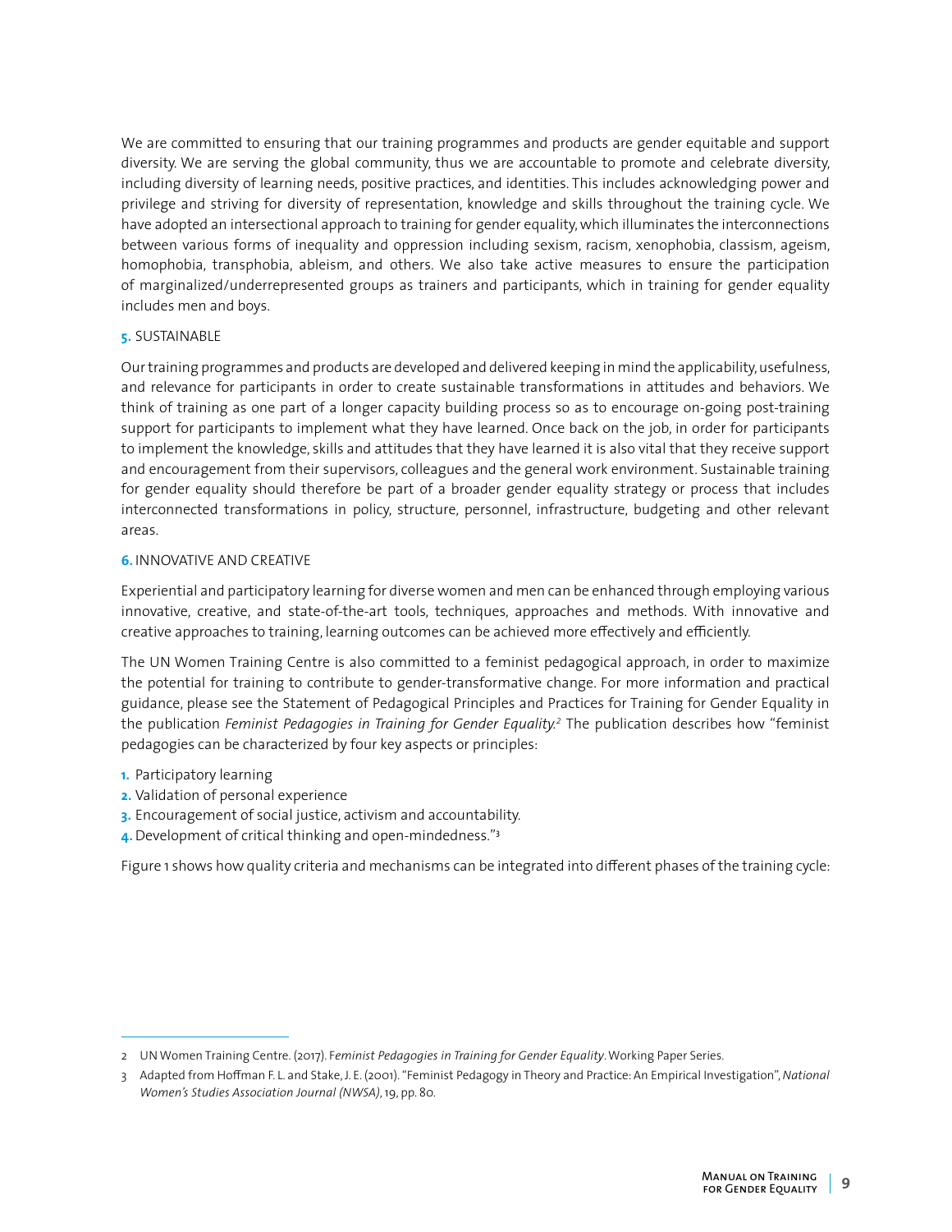We are committed to ensuring that our training programmes and products are gender equitable and support diversity. We are serving the global community, thus we are accountable to promote and celebrate diversity, including diversity of learning needs, positive practices, and identities. This includes acknowledging power and privilege and striving for diversity of representation, knowledge and skills throughout the training cycle. We have adopted an intersectional approach to training for gender equality, which illuminates the interconnections between various forms of inequality and oppression including sexism, racism, xenophobia, classism, ageism, homophobia, transphobia, ableism, and others. We also take active measures to ensure the participation of marginalized/underrepresented groups as trainers and participants, which in training for gender equality includes men and boys.

**5.** SUSTAINABLE

Our training programmes and products are developed and delivered keeping in mind the applicability, usefulness, and relevance for participants in order to create sustainable transformations in attitudes and behaviors. We think of training as one part of a longer capacity building process so as to encourage on-going post-training support for participants to implement what they have learned. Once back on the job, in order for participants to implement the knowledge, skills and attitudes that they have learned it is also vital that they receive support and encouragement from their supervisors, colleagues and the general work environment. Sustainable training for gender equality should therefore be part of a broader gender equality strategy or process that includes interconnected transformations in policy, structure, personnel, infrastructure, budgeting and other relevant areas.

**6.** INNOVATIVE AND CREATIVE

Experiential and participatory learning for diverse women and men can be enhanced through employing various innovative, creative, and state-of-the-art tools, techniques, approaches and methods. With innovative and creative approaches to training, learning outcomes can be achieved more effectively and efficiently.

The UN Women Training Centre is also committed to a feminist pedagogical approach, in order to maximize the potential for training to contribute to gender-transformative change. For more information and practical guidance, please see the Statement of Pedagogical Principles and Practices for Training for Gender Equality in the publication *Feminist Pedagogies in Training for Gender Equality.*[2] The publication describes how "feminist pedagogies can be characterized by four key aspects or principles:

1. Participatory learning
2. Validation of personal experience
3. Encouragement of social justice, activism and accountability.
4. Development of critical thinking and open-mindedness."[3]

Figure 1 shows how quality criteria and mechanisms can be integrated into different phases of the training cycle:

---

2 UN Women Training Centre. (2017). *Feminist Pedagogies in Training for Gender Equality*. Working Paper Series.

3 Adapted from Hoffman F. L. and Stake, J. E. (2001). "Feminist Pedagogy in Theory and Practice: An Empirical Investigation", *National Women's Studies Association Journal (NWSA)*, 19, pp. 80.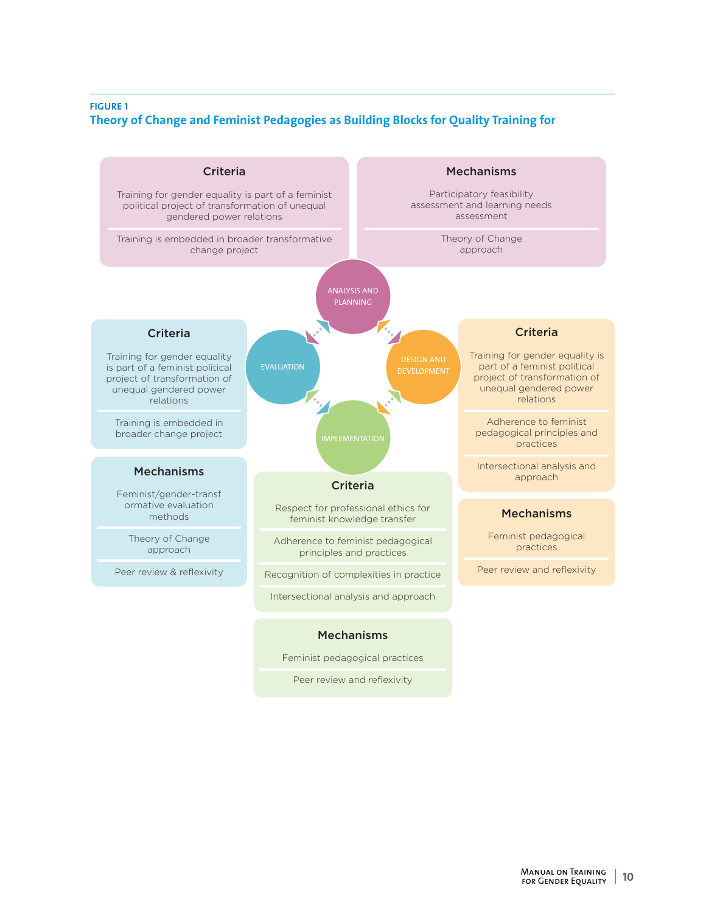FIGURE 1

**Theory of Change and Feminist Pedagogies as Building Blocks for Quality Training for**

ANALYSIS AND PLANNING

**Criteria**

Training for gender equality is part of a feminist political project of transformation of unequal gendered power relations

Training is embedded in broader transformative change project

**Mechanisms**

Participatory feasibility assessment and learning needs assessment

Theory of Change approach

DESIGN AND DEVELOPMENT

**Criteria**

Training for gender equality is part of a feminist political project of transformation of unequal gendered power relations

Adherence to feminist pedagogical principles and practices

Intersectional analysis and approach

**Mechanisms**

Feminist pedagogical practices

Peer review and reflexivity

IMPLEMENTATION

**Criteria**

Respect for professional ethics for feminist knowledge transfer

Adherence to feminist pedagogical principles and practices

Recognition of complexities in practice

Intersectional analysis and approach

**Mechanisms**

Feminist pedagogical practices

Peer review and reflexivity

EVALUATION

**Criteria**

Training for gender equality is part of a feminist political project of transformation of unequal gendered power relations

Training is embedded in broader change project

**Mechanisms**

Feminist/gender-transformative evaluation methods

Theory of Change approach

Peer review & reflexivity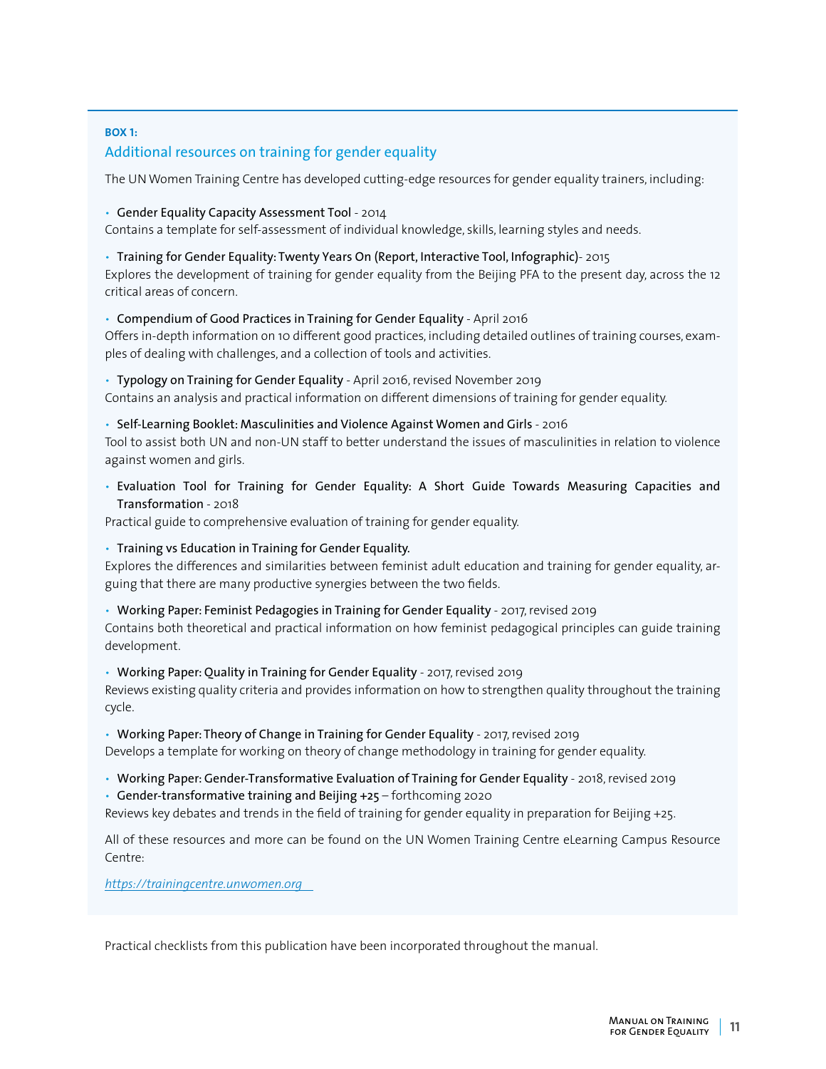**BOX 1:**

### Additional resources on training for gender equality

The UN Women Training Centre has developed cutting-edge resources for gender equality trainers, including:

- **Gender Equality Capacity Assessment Tool** - 2014

Contains a template for self-assessment of individual knowledge, skills, learning styles and needs.

- **Training for Gender Equality: Twenty Years On (Report, Interactive Tool, Infographic)**- 2015

Explores the development of training for gender equality from the Beijing PFA to the present day, across the 12 critical areas of concern.

- **Compendium of Good Practices in Training for Gender Equality** - April 2016

Offers in-depth information on 10 different good practices, including detailed outlines of training courses, examples of dealing with challenges, and a collection of tools and activities.

- **Typology on Training for Gender Equality** - April 2016, revised November 2019

Contains an analysis and practical information on different dimensions of training for gender equality.

- **Self-Learning Booklet: Masculinities and Violence Against Women and Girls** - 2016

Tool to assist both UN and non-UN staff to better understand the issues of masculinities in relation to violence against women and girls.

- **Evaluation Tool for Training for Gender Equality: A Short Guide Towards Measuring Capacities and Transformation** - 2018

Practical guide to comprehensive evaluation of training for gender equality.

- **Training vs Education in Training for Gender Equality.**

Explores the differences and similarities between feminist adult education and training for gender equality, arguing that there are many productive synergies between the two fields.

- **Working Paper: Feminist Pedagogies in Training for Gender Equality** - 2017, revised 2019

Contains both theoretical and practical information on how feminist pedagogical principles can guide training development.

- **Working Paper: Quality in Training for Gender Equality** - 2017, revised 2019

Reviews existing quality criteria and provides information on how to strengthen quality throughout the training cycle.

- **Working Paper: Theory of Change in Training for Gender Equality** - 2017, revised 2019

Develops a template for working on theory of change methodology in training for gender equality.

- **Working Paper: Gender-Transformative Evaluation of Training for Gender Equality** - 2018, revised 2019
- **Gender-transformative training and Beijing +25** – forthcoming 2020

Reviews key debates and trends in the field of training for gender equality in preparation for Beijing +25.

All of these resources and more can be found on the UN Women Training Centre eLearning Campus Resource Centre:

*https://trainingcentre.unwomen.org*

Practical checklists from this publication have been incorporated throughout the manual.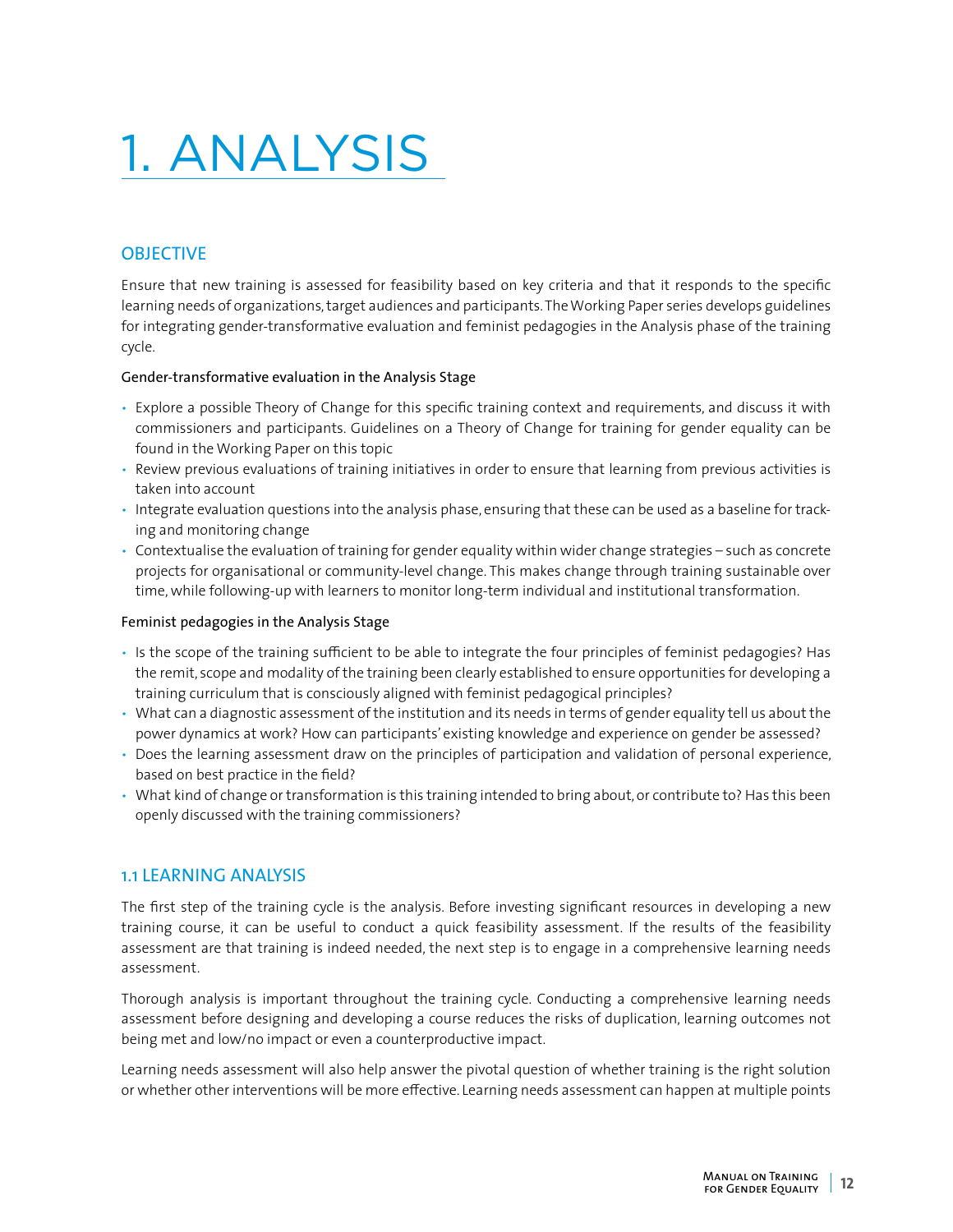# 1. ANALYSIS

## OBJECTIVE

Ensure that new training is assessed for feasibility based on key criteria and that it responds to the specific learning needs of organizations, target audiences and participants. The Working Paper series develops guidelines for integrating gender-transformative evaluation and feminist pedagogies in the Analysis phase of the training cycle.

**Gender-transformative evaluation in the Analysis Stage**

- Explore a possible Theory of Change for this specific training context and requirements, and discuss it with commissioners and participants. Guidelines on a Theory of Change for training for gender equality can be found in the Working Paper on this topic
- Review previous evaluations of training initiatives in order to ensure that learning from previous activities is taken into account
- Integrate evaluation questions into the analysis phase, ensuring that these can be used as a baseline for tracking and monitoring change
- Contextualise the evaluation of training for gender equality within wider change strategies – such as concrete projects for organisational or community-level change. This makes change through training sustainable over time, while following-up with learners to monitor long-term individual and institutional transformation.

**Feminist pedagogies in the Analysis Stage**

- Is the scope of the training sufficient to be able to integrate the four principles of feminist pedagogies? Has the remit, scope and modality of the training been clearly established to ensure opportunities for developing a training curriculum that is consciously aligned with feminist pedagogical principles?
- What can a diagnostic assessment of the institution and its needs in terms of gender equality tell us about the power dynamics at work? How can participants' existing knowledge and experience on gender be assessed?
- Does the learning assessment draw on the principles of participation and validation of personal experience, based on best practice in the field?
- What kind of change or transformation is this training intended to bring about, or contribute to? Has this been openly discussed with the training commissioners?

## 1.1 LEARNING ANALYSIS

The first step of the training cycle is the analysis. Before investing significant resources in developing a new training course, it can be useful to conduct a quick feasibility assessment. If the results of the feasibility assessment are that training is indeed needed, the next step is to engage in a comprehensive learning needs assessment.

Thorough analysis is important throughout the training cycle. Conducting a comprehensive learning needs assessment before designing and developing a course reduces the risks of duplication, learning outcomes not being met and low/no impact or even a counterproductive impact.

Learning needs assessment will also help answer the pivotal question of whether training is the right solution or whether other interventions will be more effective. Learning needs assessment can happen at multiple points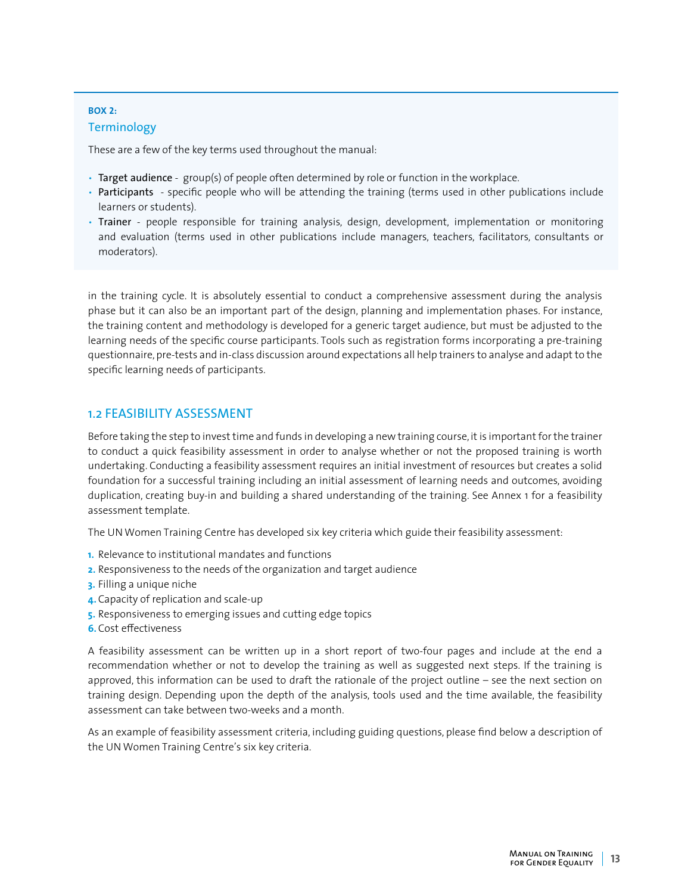**BOX 2:**

### Terminology

These are a few of the key terms used throughout the manual:

- **Target audience** - group(s) of people often determined by role or function in the workplace.
- **Participants** - specific people who will be attending the training (terms used in other publications include learners or students).
- **Trainer** - people responsible for training analysis, design, development, implementation or monitoring and evaluation (terms used in other publications include managers, teachers, facilitators, consultants or moderators).

in the training cycle. It is absolutely essential to conduct a comprehensive assessment during the analysis phase but it can also be an important part of the design, planning and implementation phases. For instance, the training content and methodology is developed for a generic target audience, but must be adjusted to the learning needs of the specific course participants. Tools such as registration forms incorporating a pre-training questionnaire, pre-tests and in-class discussion around expectations all help trainers to analyse and adapt to the specific learning needs of participants.

## 1.2 FEASIBILITY ASSESSMENT

Before taking the step to invest time and funds in developing a new training course, it is important for the trainer to conduct a quick feasibility assessment in order to analyse whether or not the proposed training is worth undertaking. Conducting a feasibility assessment requires an initial investment of resources but creates a solid foundation for a successful training including an initial assessment of learning needs and outcomes, avoiding duplication, creating buy-in and building a shared understanding of the training. See Annex 1 for a feasibility assessment template.

The UN Women Training Centre has developed six key criteria which guide their feasibility assessment:

1. Relevance to institutional mandates and functions
2. Responsiveness to the needs of the organization and target audience
3. Filling a unique niche
4. Capacity of replication and scale-up
5. Responsiveness to emerging issues and cutting edge topics
6. Cost effectiveness

A feasibility assessment can be written up in a short report of two-four pages and include at the end a recommendation whether or not to develop the training as well as suggested next steps. If the training is approved, this information can be used to draft the rationale of the project outline – see the next section on training design. Depending upon the depth of the analysis, tools used and the time available, the feasibility assessment can take between two-weeks and a month.

As an example of feasibility assessment criteria, including guiding questions, please find below a description of the UN Women Training Centre's six key criteria.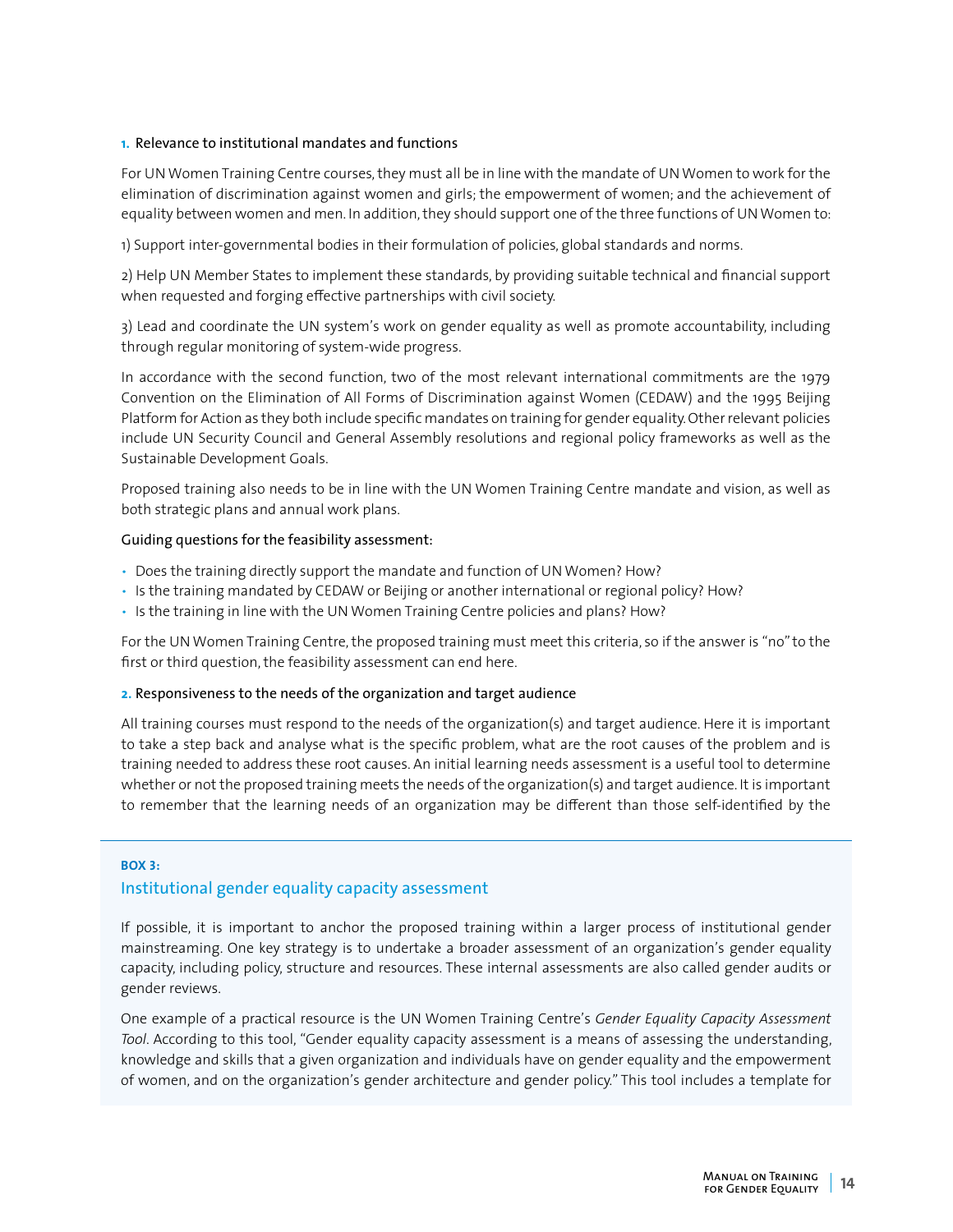**1. Relevance to institutional mandates and functions**

For UN Women Training Centre courses, they must all be in line with the mandate of UN Women to work for the elimination of discrimination against women and girls; the empowerment of women; and the achievement of equality between women and men. In addition, they should support one of the three functions of UN Women to:

1) Support inter-governmental bodies in their formulation of policies, global standards and norms.

2) Help UN Member States to implement these standards, by providing suitable technical and financial support when requested and forging effective partnerships with civil society.

3) Lead and coordinate the UN system's work on gender equality as well as promote accountability, including through regular monitoring of system-wide progress.

In accordance with the second function, two of the most relevant international commitments are the 1979 Convention on the Elimination of All Forms of Discrimination against Women (CEDAW) and the 1995 Beijing Platform for Action as they both include specific mandates on training for gender equality. Other relevant policies include UN Security Council and General Assembly resolutions and regional policy frameworks as well as the Sustainable Development Goals.

Proposed training also needs to be in line with the UN Women Training Centre mandate and vision, as well as both strategic plans and annual work plans.

**Guiding questions for the feasibility assessment:**

- Does the training directly support the mandate and function of UN Women? How?
- Is the training mandated by CEDAW or Beijing or another international or regional policy? How?
- Is the training in line with the UN Women Training Centre policies and plans? How?

For the UN Women Training Centre, the proposed training must meet this criteria, so if the answer is "no" to the first or third question, the feasibility assessment can end here.

**2. Responsiveness to the needs of the organization and target audience**

All training courses must respond to the needs of the organization(s) and target audience. Here it is important to take a step back and analyse what is the specific problem, what are the root causes of the problem and is training needed to address these root causes. An initial learning needs assessment is a useful tool to determine whether or not the proposed training meets the needs of the organization(s) and target audience. It is important to remember that the learning needs of an organization may be different than those self-identified by the

**BOX 3:**

### Institutional gender equality capacity assessment

If possible, it is important to anchor the proposed training within a larger process of institutional gender mainstreaming. One key strategy is to undertake a broader assessment of an organization's gender equality capacity, including policy, structure and resources. These internal assessments are also called gender audits or gender reviews.

One example of a practical resource is the UN Women Training Centre's *Gender Equality Capacity Assessment Tool*. According to this tool, "Gender equality capacity assessment is a means of assessing the understanding, knowledge and skills that a given organization and individuals have on gender equality and the empowerment of women, and on the organization's gender architecture and gender policy." This tool includes a template for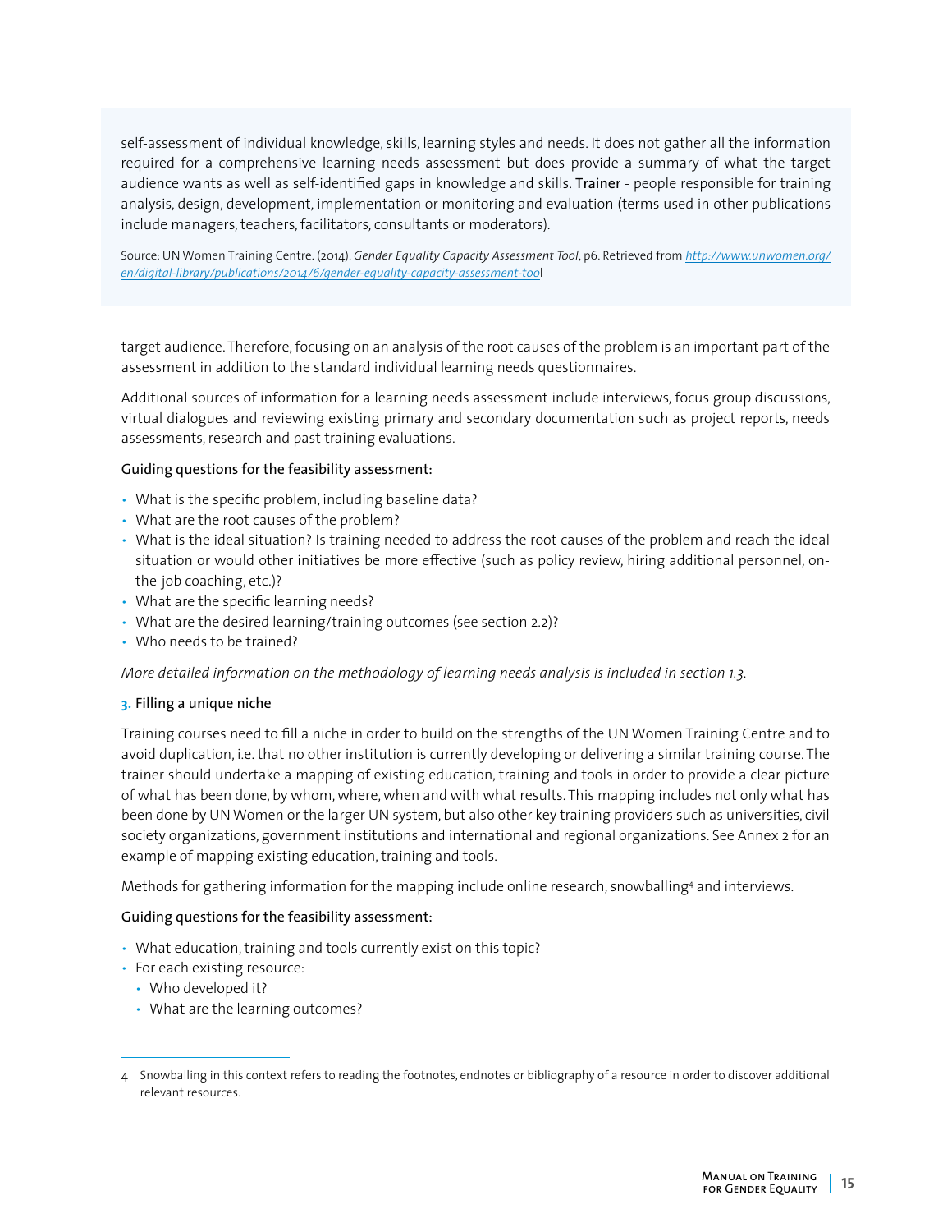self-assessment of individual knowledge, skills, learning styles and needs. It does not gather all the information required for a comprehensive learning needs assessment but does provide a summary of what the target audience wants as well as self-identified gaps in knowledge and skills. **Trainer** - people responsible for training analysis, design, development, implementation or monitoring and evaluation (terms used in other publications include managers, teachers, facilitators, consultants or moderators).

Source: UN Women Training Centre. (2014). *Gender Equality Capacity Assessment Tool*, p6. Retrieved from *http://www.unwomen.org/en/digital-library/publications/2014/6/gender-equality-capacity-assessment-tool*

target audience. Therefore, focusing on an analysis of the root causes of the problem is an important part of the assessment in addition to the standard individual learning needs questionnaires.

Additional sources of information for a learning needs assessment include interviews, focus group discussions, virtual dialogues and reviewing existing primary and secondary documentation such as project reports, needs assessments, research and past training evaluations.

**Guiding questions for the feasibility assessment:**

- What is the specific problem, including baseline data?
- What are the root causes of the problem?
- What is the ideal situation? Is training needed to address the root causes of the problem and reach the ideal situation or would other initiatives be more effective (such as policy review, hiring additional personnel, on-the-job coaching, etc.)?
- What are the specific learning needs?
- What are the desired learning/training outcomes (see section 2.2)?
- Who needs to be trained?

*More detailed information on the methodology of learning needs analysis is included in section 1.3.*

### 3. Filling a unique niche

Training courses need to fill a niche in order to build on the strengths of the UN Women Training Centre and to avoid duplication, i.e. that no other institution is currently developing or delivering a similar training course. The trainer should undertake a mapping of existing education, training and tools in order to provide a clear picture of what has been done, by whom, where, when and with what results. This mapping includes not only what has been done by UN Women or the larger UN system, but also other key training providers such as universities, civil society organizations, government institutions and international and regional organizations. See Annex 2 for an example of mapping existing education, training and tools.

Methods for gathering information for the mapping include online research, snowballing[4] and interviews.

**Guiding questions for the feasibility assessment:**

- What education, training and tools currently exist on this topic?
- For each existing resource:
  - Who developed it?
  - What are the learning outcomes?

[4] Snowballing in this context refers to reading the footnotes, endnotes or bibliography of a resource in order to discover additional relevant resources.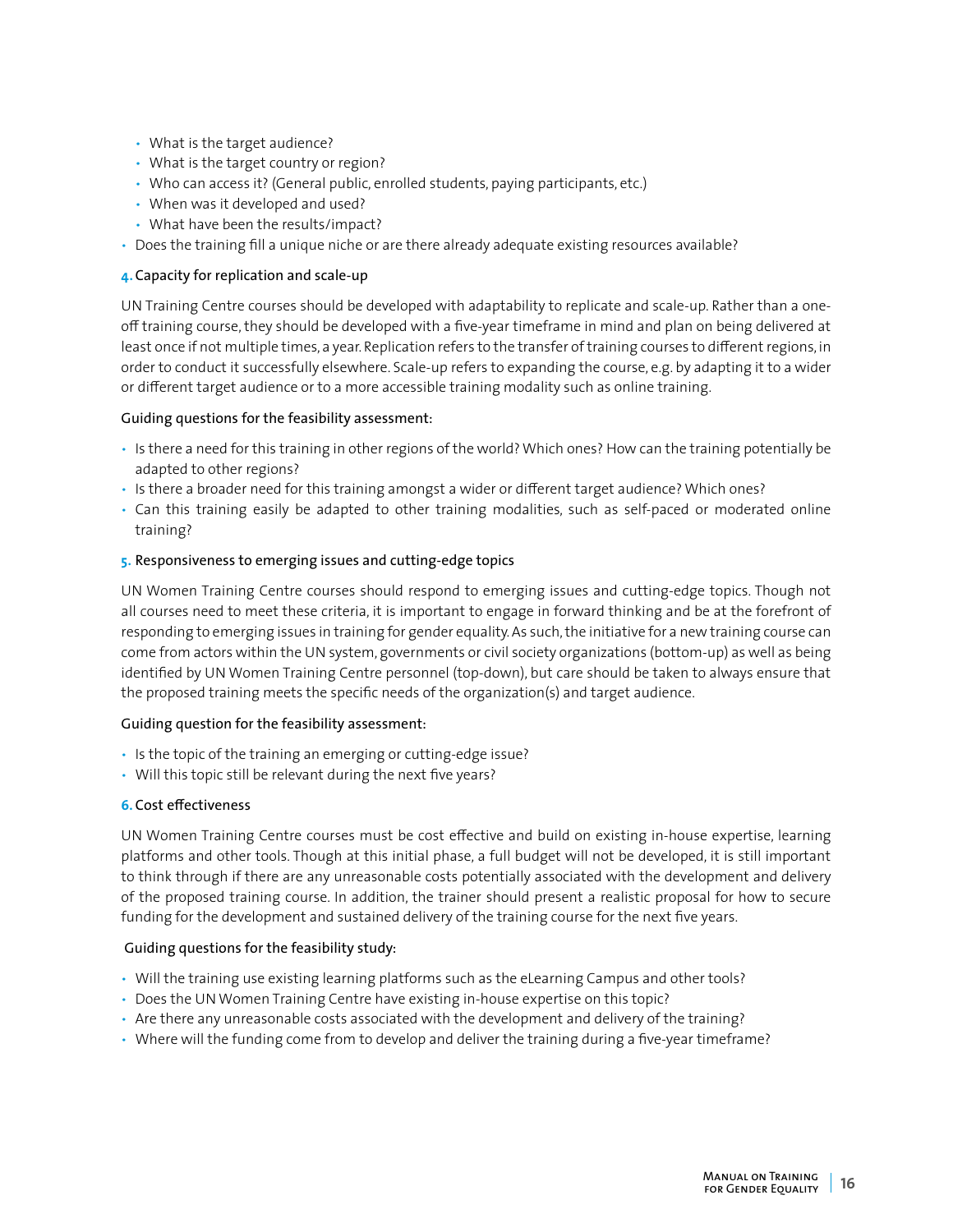- What is the target audience?
  - What is the target country or region?
  - Who can access it? (General public, enrolled students, paying participants, etc.)
  - When was it developed and used?
  - What have been the results/impact?
- Does the training fill a unique niche or are there already adequate existing resources available?

**4.** Capacity for replication and scale-up

UN Training Centre courses should be developed with adaptability to replicate and scale-up. Rather than a one-off training course, they should be developed with a five-year timeframe in mind and plan on being delivered at least once if not multiple times, a year. Replication refers to the transfer of training courses to different regions, in order to conduct it successfully elsewhere. Scale-up refers to expanding the course, e.g. by adapting it to a wider or different target audience or to a more accessible training modality such as online training.

Guiding questions for the feasibility assessment:

- Is there a need for this training in other regions of the world? Which ones? How can the training potentially be adapted to other regions?
- Is there a broader need for this training amongst a wider or different target audience? Which ones?
- Can this training easily be adapted to other training modalities, such as self-paced or moderated online training?

**5.** Responsiveness to emerging issues and cutting-edge topics

UN Women Training Centre courses should respond to emerging issues and cutting-edge topics. Though not all courses need to meet these criteria, it is important to engage in forward thinking and be at the forefront of responding to emerging issues in training for gender equality. As such, the initiative for a new training course can come from actors within the UN system, governments or civil society organizations (bottom-up) as well as being identified by UN Women Training Centre personnel (top-down), but care should be taken to always ensure that the proposed training meets the specific needs of the organization(s) and target audience.

Guiding question for the feasibility assessment:

- Is the topic of the training an emerging or cutting-edge issue?
- Will this topic still be relevant during the next five years?

**6.** Cost effectiveness

UN Women Training Centre courses must be cost effective and build on existing in-house expertise, learning platforms and other tools. Though at this initial phase, a full budget will not be developed, it is still important to think through if there are any unreasonable costs potentially associated with the development and delivery of the proposed training course. In addition, the trainer should present a realistic proposal for how to secure funding for the development and sustained delivery of the training course for the next five years.

Guiding questions for the feasibility study:

- Will the training use existing learning platforms such as the eLearning Campus and other tools?
- Does the UN Women Training Centre have existing in-house expertise on this topic?
- Are there any unreasonable costs associated with the development and delivery of the training?
- Where will the funding come from to develop and deliver the training during a five-year timeframe?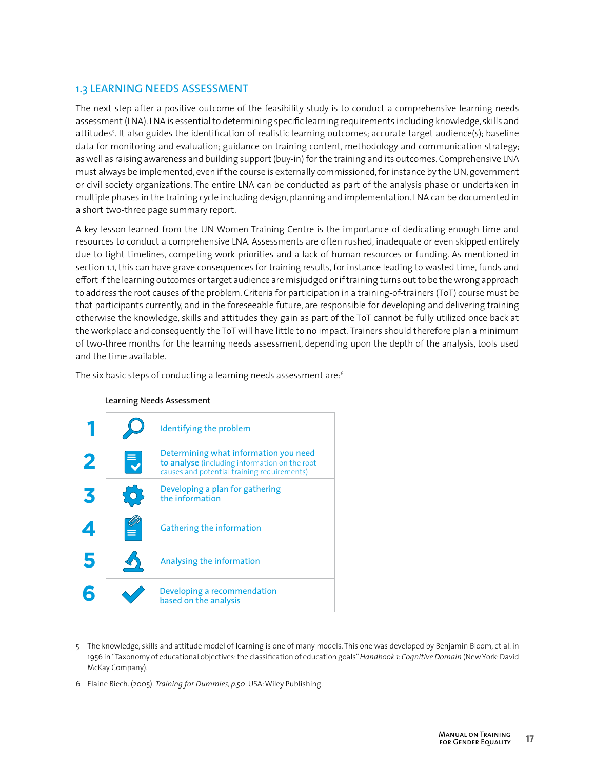## 1.3 LEARNING NEEDS ASSESSMENT

The next step after a positive outcome of the feasibility study is to conduct a comprehensive learning needs assessment (LNA). LNA is essential to determining specific learning requirements including knowledge, skills and attitudes[5]. It also guides the identification of realistic learning outcomes; accurate target audience(s); baseline data for monitoring and evaluation; guidance on training content, methodology and communication strategy; as well as raising awareness and building support (buy-in) for the training and its outcomes. Comprehensive LNA must always be implemented, even if the course is externally commissioned, for instance by the UN, government or civil society organizations. The entire LNA can be conducted as part of the analysis phase or undertaken in multiple phases in the training cycle including design, planning and implementation. LNA can be documented in a short two-three page summary report.

A key lesson learned from the UN Women Training Centre is the importance of dedicating enough time and resources to conduct a comprehensive LNA. Assessments are often rushed, inadequate or even skipped entirely due to tight timelines, competing work priorities and a lack of human resources or funding. As mentioned in section 1.1, this can have grave consequences for training results, for instance leading to wasted time, funds and effort if the learning outcomes or target audience are misjudged or if training turns out to be the wrong approach to address the root causes of the problem. Criteria for participation in a training-of-trainers (ToT) course must be that participants currently, and in the foreseeable future, are responsible for developing and delivering training otherwise the knowledge, skills and attitudes they gain as part of the ToT cannot be fully utilized once back at the workplace and consequently the ToT will have little to no impact. Trainers should therefore plan a minimum of two-three months for the learning needs assessment, depending upon the depth of the analysis, tools used and the time available.

The six basic steps of conducting a learning needs assessment are:[6]

**Learning Needs Assessment**

| Step | Description |
|---|---|
| 1 | Identifying the problem |
| 2 | Determining what information you need to analyse (including information on the root causes and potential training requirements) |
| 3 | Developing a plan for gathering the information |
| 4 | Gathering the information |
| 5 | Analysing the information |
| 6 | Developing a recommendation based on the analysis |

5 The knowledge, skills and attitude model of learning is one of many models. This one was developed by Benjamin Bloom, et al. in 1956 in "Taxonomy of educational objectives: the classification of education goals" *Handbook 1: Cognitive Domain* (New York: David McKay Company).

6 Elaine Biech. (2005). *Training for Dummies, p.50*. USA: Wiley Publishing.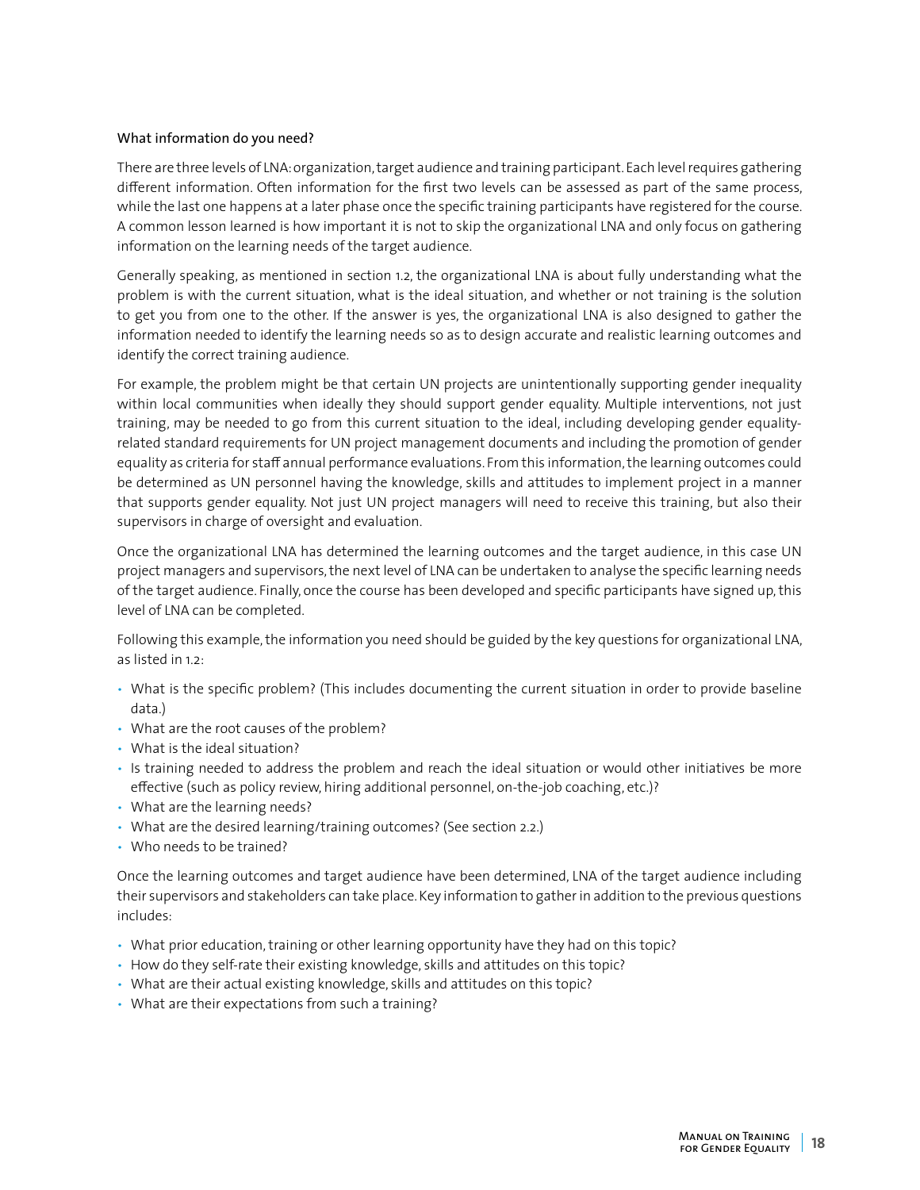### What information do you need?

There are three levels of LNA: organization, target audience and training participant. Each level requires gathering different information. Often information for the first two levels can be assessed as part of the same process, while the last one happens at a later phase once the specific training participants have registered for the course. A common lesson learned is how important it is not to skip the organizational LNA and only focus on gathering information on the learning needs of the target audience.

Generally speaking, as mentioned in section 1.2, the organizational LNA is about fully understanding what the problem is with the current situation, what is the ideal situation, and whether or not training is the solution to get you from one to the other. If the answer is yes, the organizational LNA is also designed to gather the information needed to identify the learning needs so as to design accurate and realistic learning outcomes and identify the correct training audience.

For example, the problem might be that certain UN projects are unintentionally supporting gender inequality within local communities when ideally they should support gender equality. Multiple interventions, not just training, may be needed to go from this current situation to the ideal, including developing gender equality-related standard requirements for UN project management documents and including the promotion of gender equality as criteria for staff annual performance evaluations. From this information, the learning outcomes could be determined as UN personnel having the knowledge, skills and attitudes to implement project in a manner that supports gender equality. Not just UN project managers will need to receive this training, but also their supervisors in charge of oversight and evaluation.

Once the organizational LNA has determined the learning outcomes and the target audience, in this case UN project managers and supervisors, the next level of LNA can be undertaken to analyse the specific learning needs of the target audience. Finally, once the course has been developed and specific participants have signed up, this level of LNA can be completed.

Following this example, the information you need should be guided by the key questions for organizational LNA, as listed in 1.2:

- What is the specific problem? (This includes documenting the current situation in order to provide baseline data.)
- What are the root causes of the problem?
- What is the ideal situation?
- Is training needed to address the problem and reach the ideal situation or would other initiatives be more effective (such as policy review, hiring additional personnel, on-the-job coaching, etc.)?
- What are the learning needs?
- What are the desired learning/training outcomes? (See section 2.2.)
- Who needs to be trained?

Once the learning outcomes and target audience have been determined, LNA of the target audience including their supervisors and stakeholders can take place. Key information to gather in addition to the previous questions includes:

- What prior education, training or other learning opportunity have they had on this topic?
- How do they self-rate their existing knowledge, skills and attitudes on this topic?
- What are their actual existing knowledge, skills and attitudes on this topic?
- What are their expectations from such a training?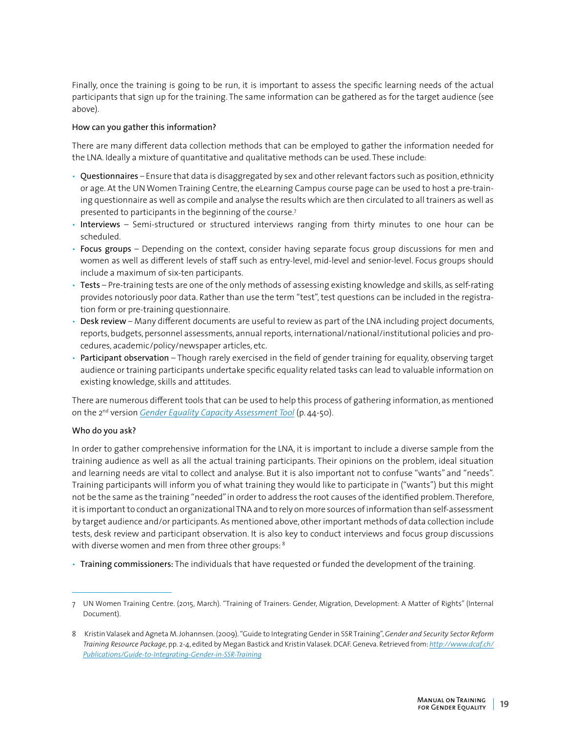Finally, once the training is going to be run, it is important to assess the specific learning needs of the actual participants that sign up for the training. The same information can be gathered as for the target audience (see above).

**How can you gather this information?**

There are many different data collection methods that can be employed to gather the information needed for the LNA. Ideally a mixture of quantitative and qualitative methods can be used. These include:

- **Questionnaires** – Ensure that data is disaggregated by sex and other relevant factors such as position, ethnicity or age. At the UN Women Training Centre, the eLearning Campus course page can be used to host a pre-training questionnaire as well as compile and analyse the results which are then circulated to all trainers as well as presented to participants in the beginning of the course.[7]
- **Interviews** – Semi-structured or structured interviews ranging from thirty minutes to one hour can be scheduled.
- **Focus groups** – Depending on the context, consider having separate focus group discussions for men and women as well as different levels of staff such as entry-level, mid-level and senior-level. Focus groups should include a maximum of six-ten participants.
- **Tests** – Pre-training tests are one of the only methods of assessing existing knowledge and skills, as self-rating provides notoriously poor data. Rather than use the term "test", test questions can be included in the registration form or pre-training questionnaire.
- **Desk review** – Many different documents are useful to review as part of the LNA including project documents, reports, budgets, personnel assessments, annual reports, international/national/institutional policies and procedures, academic/policy/newspaper articles, etc.
- **Participant observation** – Though rarely exercised in the field of gender training for equality, observing target audience or training participants undertake specific equality related tasks can lead to valuable information on existing knowledge, skills and attitudes.

There are numerous different tools that can be used to help this process of gathering information, as mentioned on the 2nd version *Gender Equality Capacity Assessment Tool* (p. 44-50).

**Who do you ask?**

In order to gather comprehensive information for the LNA, it is important to include a diverse sample from the training audience as well as all the actual training participants. Their opinions on the problem, ideal situation and learning needs are vital to collect and analyse. But it is also important not to confuse "wants" and "needs". Training participants will inform you of what training they would like to participate in ("wants") but this might not be the same as the training "needed" in order to address the root causes of the identified problem. Therefore, it is important to conduct an organizational TNA and to rely on more sources of information than self-assessment by target audience and/or participants. As mentioned above, other important methods of data collection include tests, desk review and participant observation. It is also key to conduct interviews and focus group discussions with diverse women and men from three other groups: [8]

- **Training commissioners:** The individuals that have requested or funded the development of the training.

---

7 UN Women Training Centre. (2015, March). "Training of Trainers: Gender, Migration, Development: A Matter of Rights" (Internal Document).

8 Kristin Valasek and Agneta M. Johannsen. (2009). "Guide to Integrating Gender in SSR Training", *Gender and Security Sector Reform Training Resource Package*, pp. 2-4, edited by Megan Bastick and Kristin Valasek. DCAF. Geneva. Retrieved from: *http://www.dcaf.ch/Publications/Guide-to-Integrating-Gender-in-SSR-Training*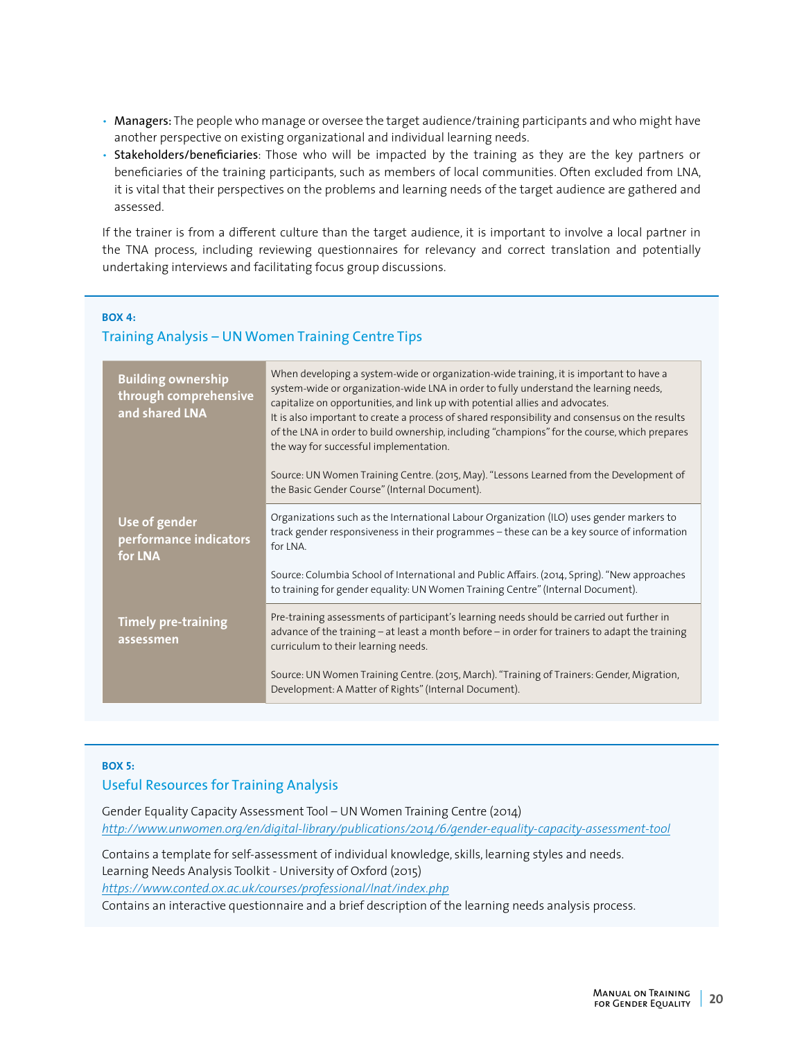- **Managers:** The people who manage or oversee the target audience/training participants and who might have another perspective on existing organizational and individual learning needs.
- **Stakeholders/beneficiaries**: Those who will be impacted by the training as they are the key partners or beneficiaries of the training participants, such as members of local communities. Often excluded from LNA, it is vital that their perspectives on the problems and learning needs of the target audience are gathered and assessed.

If the trainer is from a different culture than the target audience, it is important to involve a local partner in the TNA process, including reviewing questionnaires for relevancy and correct translation and potentially undertaking interviews and facilitating focus group discussions.

**BOX 4:**

### Training Analysis – UN Women Training Centre Tips

| | |
|---|---|
| **Building ownership through comprehensive and shared LNA** | When developing a system-wide or organization-wide training, it is important to have a system-wide or organization-wide LNA in order to fully understand the learning needs, capitalize on opportunities, and link up with potential allies and advocates.<br>It is also important to create a process of shared responsibility and consensus on the results of the LNA in order to build ownership, including "champions" for the course, which prepares the way for successful implementation.<br><br>Source: UN Women Training Centre. (2015, May). "Lessons Learned from the Development of the Basic Gender Course" (Internal Document). |
| **Use of gender performance indicators for LNA** | Organizations such as the International Labour Organization (ILO) uses gender markers to track gender responsiveness in their programmes – these can be a key source of information for LNA.<br><br>Source: Columbia School of International and Public Affairs. (2014, Spring). "New approaches to training for gender equality: UN Women Training Centre" (Internal Document). |
| **Timely pre-training assessmen** | Pre-training assessments of participant's learning needs should be carried out further in advance of the training – at least a month before – in order for trainers to adapt the training curriculum to their learning needs.<br><br>Source: UN Women Training Centre. (2015, March). "Training of Trainers: Gender, Migration, Development: A Matter of Rights" (Internal Document). |

**BOX 5:**

### Useful Resources for Training Analysis

Gender Equality Capacity Assessment Tool – UN Women Training Centre (2014)
*http://www.unwomen.org/en/digital-library/publications/2014/6/gender-equality-capacity-assessment-tool*

Contains a template for self-assessment of individual knowledge, skills, learning styles and needs.
Learning Needs Analysis Toolkit - University of Oxford (2015)
*https://www.conted.ox.ac.uk/courses/professional/lnat/index.php*
Contains an interactive questionnaire and a brief description of the learning needs analysis process.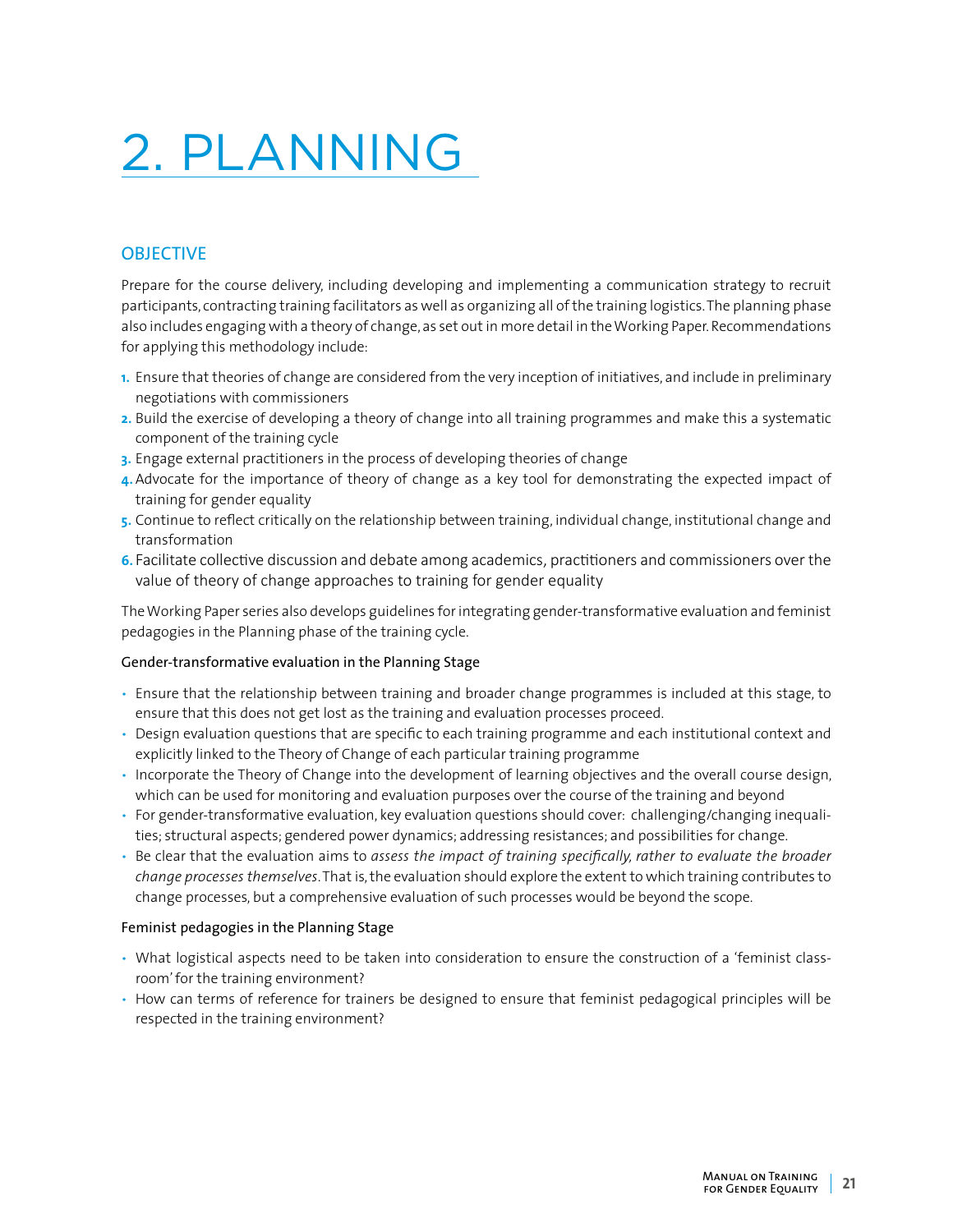# 2. PLANNING

## OBJECTIVE

Prepare for the course delivery, including developing and implementing a communication strategy to recruit participants, contracting training facilitators as well as organizing all of the training logistics. The planning phase also includes engaging with a theory of change, as set out in more detail in the Working Paper. Recommendations for applying this methodology include:

1. Ensure that theories of change are considered from the very inception of initiatives, and include in preliminary negotiations with commissioners
2. Build the exercise of developing a theory of change into all training programmes and make this a systematic component of the training cycle
3. Engage external practitioners in the process of developing theories of change
4. Advocate for the importance of theory of change as a key tool for demonstrating the expected impact of training for gender equality
5. Continue to reflect critically on the relationship between training, individual change, institutional change and transformation
6. Facilitate collective discussion and debate among academics, practitioners and commissioners over the value of theory of change approaches to training for gender equality

The Working Paper series also develops guidelines for integrating gender-transformative evaluation and feminist pedagogies in the Planning phase of the training cycle.

#### Gender-transformative evaluation in the Planning Stage

- Ensure that the relationship between training and broader change programmes is included at this stage, to ensure that this does not get lost as the training and evaluation processes proceed.
- Design evaluation questions that are specific to each training programme and each institutional context and explicitly linked to the Theory of Change of each particular training programme
- Incorporate the Theory of Change into the development of learning objectives and the overall course design, which can be used for monitoring and evaluation purposes over the course of the training and beyond
- For gender-transformative evaluation, key evaluation questions should cover: challenging/changing inequalities; structural aspects; gendered power dynamics; addressing resistances; and possibilities for change.
- Be clear that the evaluation aims to *assess the impact of training specifically, rather to evaluate the broader change processes themselves*. That is, the evaluation should explore the extent to which training contributes to change processes, but a comprehensive evaluation of such processes would be beyond the scope.

#### Feminist pedagogies in the Planning Stage

- What logistical aspects need to be taken into consideration to ensure the construction of a 'feminist classroom' for the training environment?
- How can terms of reference for trainers be designed to ensure that feminist pedagogical principles will be respected in the training environment?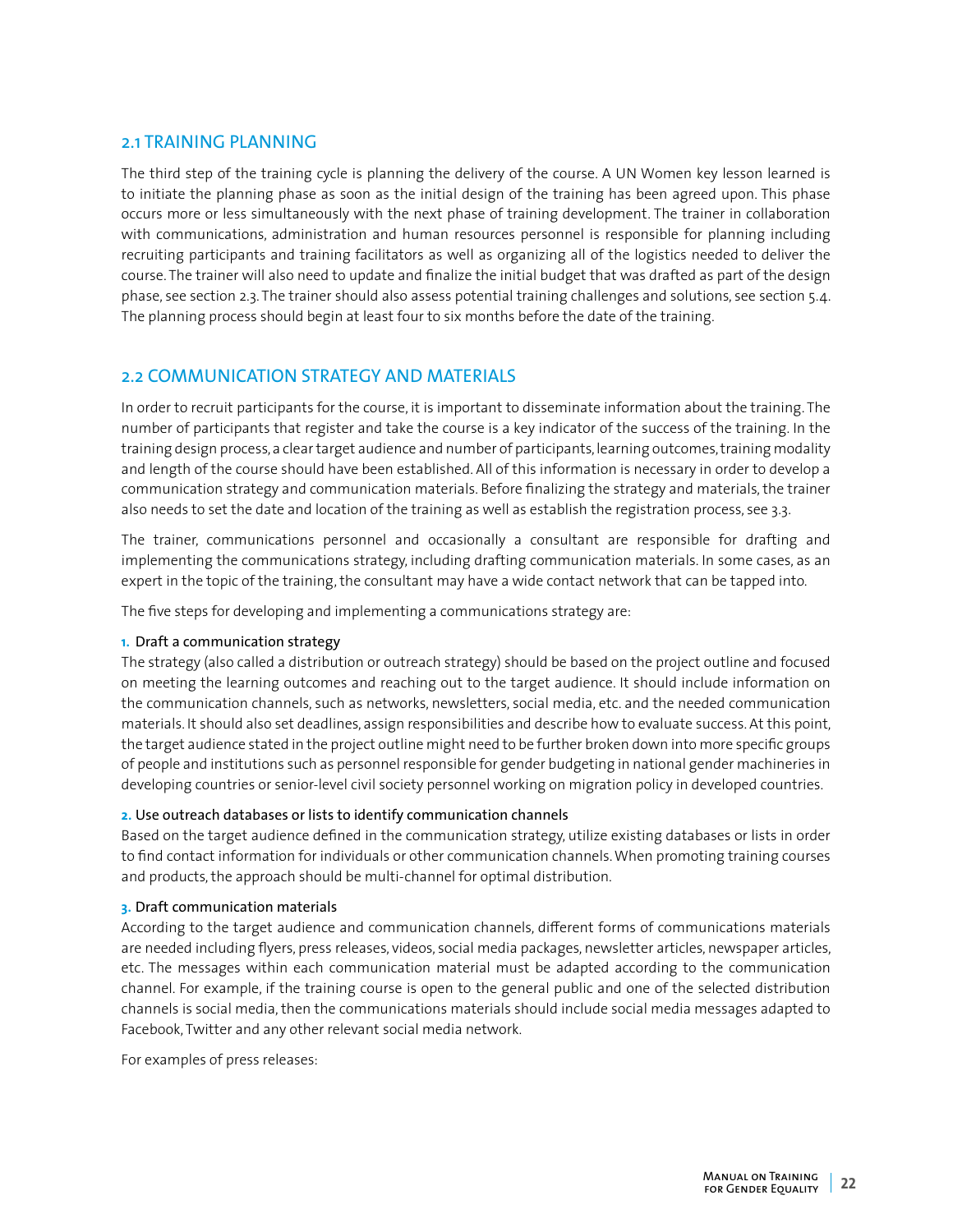## 2.1 TRAINING PLANNING

The third step of the training cycle is planning the delivery of the course. A UN Women key lesson learned is to initiate the planning phase as soon as the initial design of the training has been agreed upon. This phase occurs more or less simultaneously with the next phase of training development. The trainer in collaboration with communications, administration and human resources personnel is responsible for planning including recruiting participants and training facilitators as well as organizing all of the logistics needed to deliver the course. The trainer will also need to update and finalize the initial budget that was drafted as part of the design phase, see section 2.3. The trainer should also assess potential training challenges and solutions, see section 5.4. The planning process should begin at least four to six months before the date of the training.

## 2.2 COMMUNICATION STRATEGY AND MATERIALS

In order to recruit participants for the course, it is important to disseminate information about the training. The number of participants that register and take the course is a key indicator of the success of the training. In the training design process, a clear target audience and number of participants, learning outcomes, training modality and length of the course should have been established. All of this information is necessary in order to develop a communication strategy and communication materials. Before finalizing the strategy and materials, the trainer also needs to set the date and location of the training as well as establish the registration process, see 3.3.

The trainer, communications personnel and occasionally a consultant are responsible for drafting and implementing the communications strategy, including drafting communication materials. In some cases, as an expert in the topic of the training, the consultant may have a wide contact network that can be tapped into.

The five steps for developing and implementing a communications strategy are:

**1. Draft a communication strategy**
The strategy (also called a distribution or outreach strategy) should be based on the project outline and focused on meeting the learning outcomes and reaching out to the target audience. It should include information on the communication channels, such as networks, newsletters, social media, etc. and the needed communication materials. It should also set deadlines, assign responsibilities and describe how to evaluate success. At this point, the target audience stated in the project outline might need to be further broken down into more specific groups of people and institutions such as personnel responsible for gender budgeting in national gender machineries in developing countries or senior-level civil society personnel working on migration policy in developed countries.

**2. Use outreach databases or lists to identify communication channels**
Based on the target audience defined in the communication strategy, utilize existing databases or lists in order to find contact information for individuals or other communication channels. When promoting training courses and products, the approach should be multi-channel for optimal distribution.

**3. Draft communication materials**
According to the target audience and communication channels, different forms of communications materials are needed including flyers, press releases, videos, social media packages, newsletter articles, newspaper articles, etc. The messages within each communication material must be adapted according to the communication channel. For example, if the training course is open to the general public and one of the selected distribution channels is social media, then the communications materials should include social media messages adapted to Facebook, Twitter and any other relevant social media network.

For examples of press releases: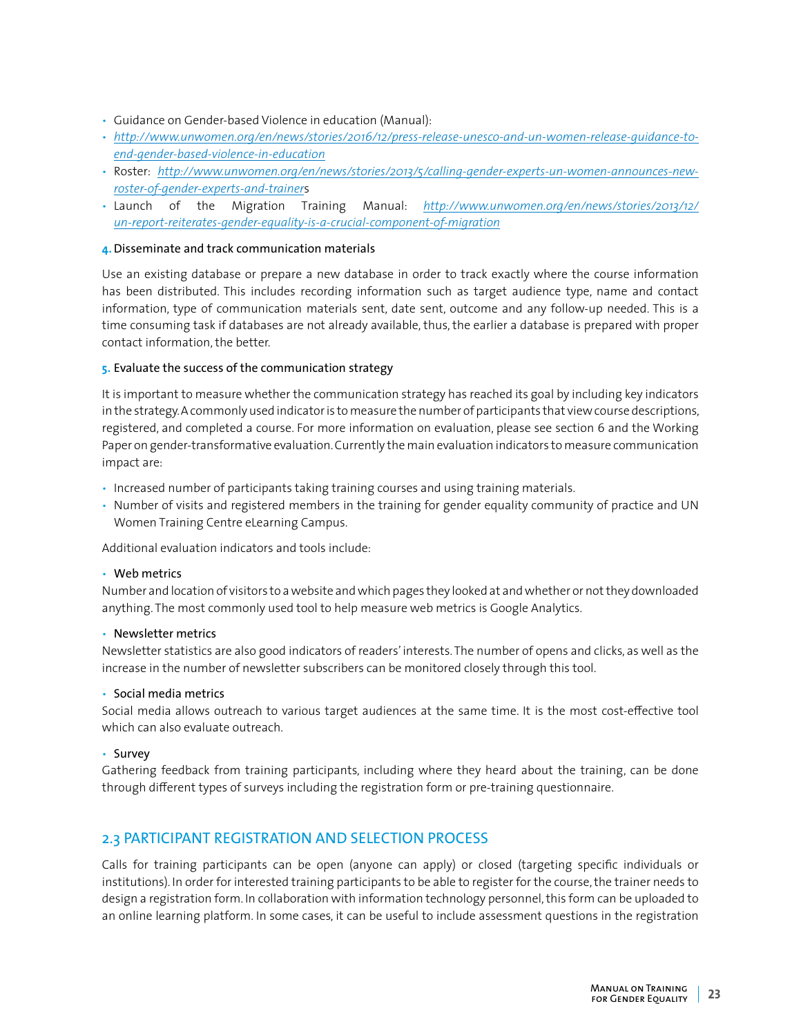- Guidance on Gender-based Violence in education (Manual):
- *http://www.unwomen.org/en/news/stories/2016/12/press-release-unesco-and-un-women-release-guidance-to-end-gender-based-violence-in-education*
- Roster: *http://www.unwomen.org/en/news/stories/2013/5/calling-gender-experts-un-women-announces-new-roster-of-gender-experts-and-trainers*
- Launch of the Migration Training Manual: *http://www.unwomen.org/en/news/stories/2013/12/un-report-reiterates-gender-equality-is-a-crucial-component-of-migration*

**4.** Disseminate and track communication materials

Use an existing database or prepare a new database in order to track exactly where the course information has been distributed. This includes recording information such as target audience type, name and contact information, type of communication materials sent, date sent, outcome and any follow-up needed. This is a time consuming task if databases are not already available, thus, the earlier a database is prepared with proper contact information, the better.

**5.** Evaluate the success of the communication strategy

It is important to measure whether the communication strategy has reached its goal by including key indicators in the strategy. A commonly used indicator is to measure the number of participants that view course descriptions, registered, and completed a course. For more information on evaluation, please see section 6 and the Working Paper on gender-transformative evaluation. Currently the main evaluation indicators to measure communication impact are:

- Increased number of participants taking training courses and using training materials.
- Number of visits and registered members in the training for gender equality community of practice and UN Women Training Centre eLearning Campus.

Additional evaluation indicators and tools include:

- Web metrics

Number and location of visitors to a website and which pages they looked at and whether or not they downloaded anything. The most commonly used tool to help measure web metrics is Google Analytics.

- Newsletter metrics

Newsletter statistics are also good indicators of readers' interests. The number of opens and clicks, as well as the increase in the number of newsletter subscribers can be monitored closely through this tool.

- Social media metrics

Social media allows outreach to various target audiences at the same time. It is the most cost-effective tool which can also evaluate outreach.

- Survey

Gathering feedback from training participants, including where they heard about the training, can be done through different types of surveys including the registration form or pre-training questionnaire.

## 2.3 PARTICIPANT REGISTRATION AND SELECTION PROCESS

Calls for training participants can be open (anyone can apply) or closed (targeting specific individuals or institutions). In order for interested training participants to be able to register for the course, the trainer needs to design a registration form. In collaboration with information technology personnel, this form can be uploaded to an online learning platform. In some cases, it can be useful to include assessment questions in the registration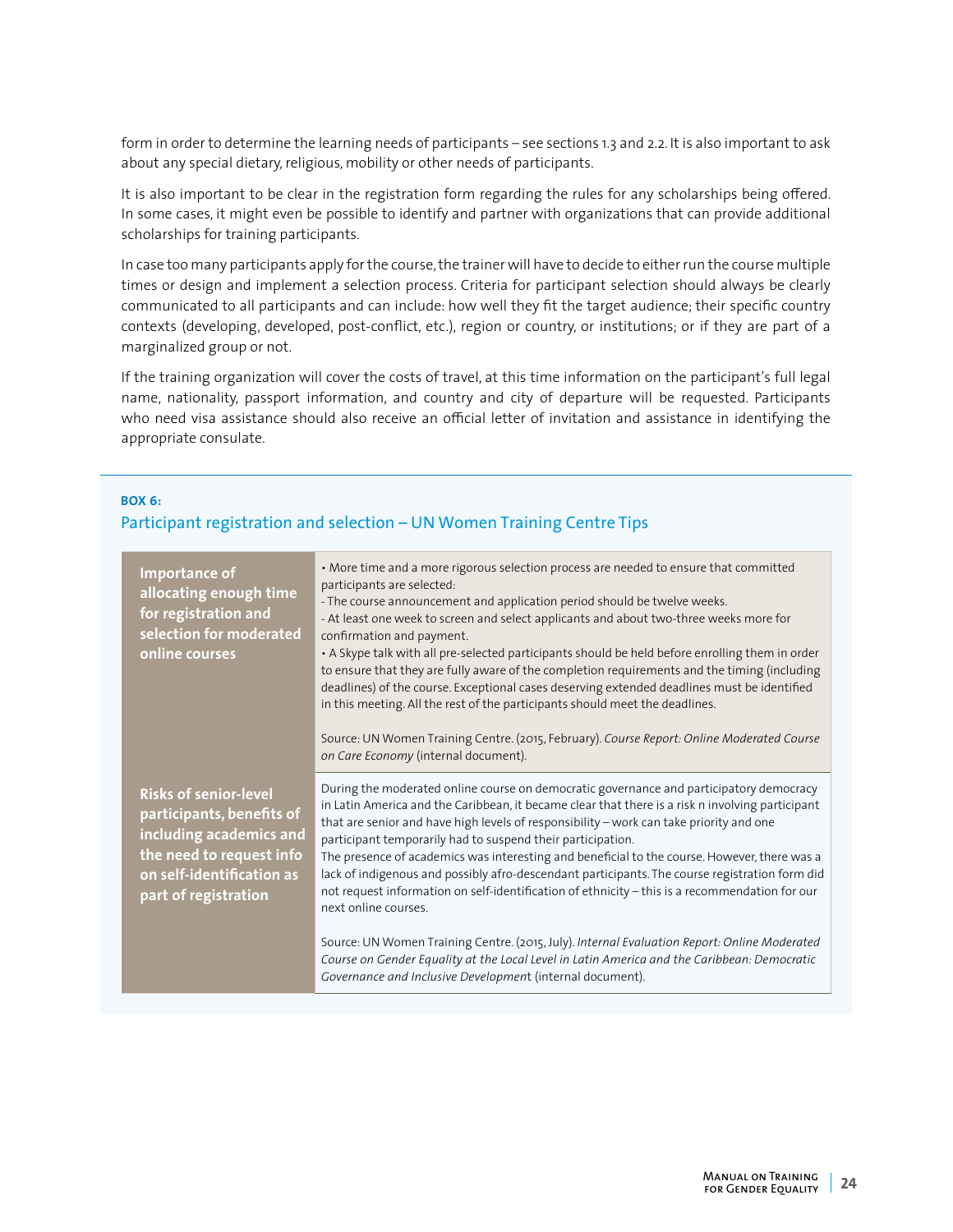form in order to determine the learning needs of participants – see sections 1.3 and 2.2. It is also important to ask about any special dietary, religious, mobility or other needs of participants.

It is also important to be clear in the registration form regarding the rules for any scholarships being offered. In some cases, it might even be possible to identify and partner with organizations that can provide additional scholarships for training participants.

In case too many participants apply for the course, the trainer will have to decide to either run the course multiple times or design and implement a selection process. Criteria for participant selection should always be clearly communicated to all participants and can include: how well they fit the target audience; their specific country contexts (developing, developed, post-conflict, etc.), region or country, or institutions; or if they are part of a marginalized group or not.

If the training organization will cover the costs of travel, at this time information on the participant's full legal name, nationality, passport information, and country and city of departure will be requested. Participants who need visa assistance should also receive an official letter of invitation and assistance in identifying the appropriate consulate.

**BOX 6:**

### Participant registration and selection – UN Women Training Centre Tips

| | |
|---|---|
| **Importance of allocating enough time for registration and selection for moderated online courses** | • More time and a more rigorous selection process are needed to ensure that committed participants are selected:<br>- The course announcement and application period should be twelve weeks.<br>- At least one week to screen and select applicants and about two-three weeks more for confirmation and payment.<br>• A Skype talk with all pre-selected participants should be held before enrolling them in order to ensure that they are fully aware of the completion requirements and the timing (including deadlines) of the course. Exceptional cases deserving extended deadlines must be identified in this meeting. All the rest of the participants should meet the deadlines.<br><br>Source: UN Women Training Centre. (2015, February). *Course Report: Online Moderated Course on Care Economy* (internal document). |
| **Risks of senior-level participants, benefits of including academics and the need to request info on self-identification as part of registration** | During the moderated online course on democratic governance and participatory democracy in Latin America and the Caribbean, it became clear that there is a risk n involving participant that are senior and have high levels of responsibility – work can take priority and one participant temporarily had to suspend their participation.<br>The presence of academics was interesting and beneficial to the course. However, there was a lack of indigenous and possibly afro-descendant participants. The course registration form did not request information on self-identification of ethnicity – this is a recommendation for our next online courses.<br><br>Source: UN Women Training Centre. (2015, July). *Internal Evaluation Report: Online Moderated Course on Gender Equality at the Local Level in Latin America and the Caribbean: Democratic Governance and Inclusive Development* (internal document). |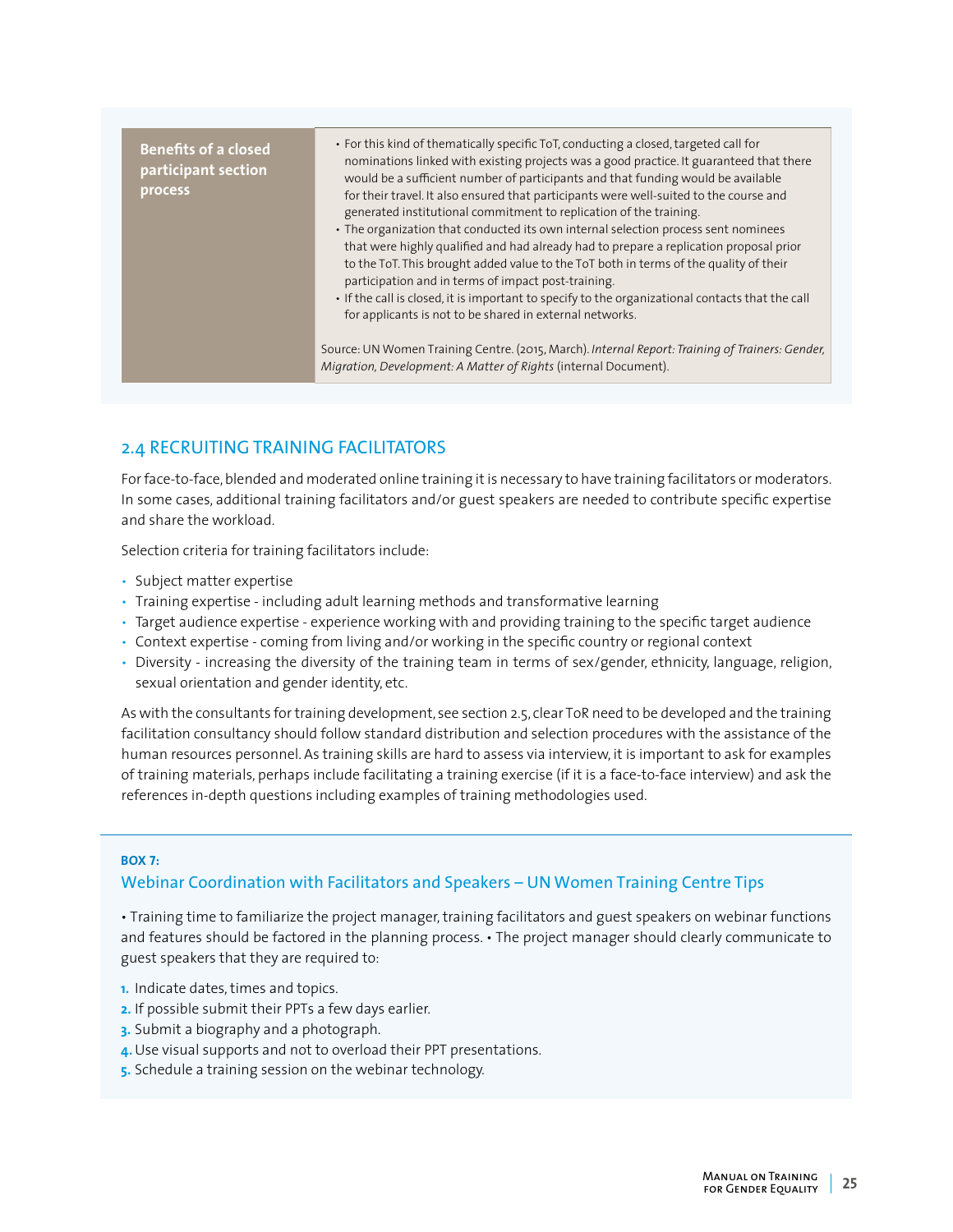| Benefits of a closed participant section process | • For this kind of thematically specific ToT, conducting a closed, targeted call for nominations linked with existing projects was a good practice. It guaranteed that there would be a sufficient number of participants and that funding would be available for their travel. It also ensured that participants were well-suited to the course and generated institutional commitment to replication of the training.<br>• The organization that conducted its own internal selection process sent nominees that were highly qualified and had already had to prepare a replication proposal prior to the ToT. This brought added value to the ToT both in terms of the quality of their participation and in terms of impact post-training.<br>• If the call is closed, it is important to specify to the organizational contacts that the call for applicants is not to be shared in external networks.<br><br>Source: UN Women Training Centre. (2015, March). *Internal Report: Training of Trainers: Gender, Migration, Development: A Matter of Rights* (internal Document). |
|---|---|

## 2.4 RECRUITING TRAINING FACILITATORS

For face-to-face, blended and moderated online training it is necessary to have training facilitators or moderators. In some cases, additional training facilitators and/or guest speakers are needed to contribute specific expertise and share the workload.

Selection criteria for training facilitators include:

- Subject matter expertise
- Training expertise - including adult learning methods and transformative learning
- Target audience expertise - experience working with and providing training to the specific target audience
- Context expertise - coming from living and/or working in the specific country or regional context
- Diversity - increasing the diversity of the training team in terms of sex/gender, ethnicity, language, religion, sexual orientation and gender identity, etc.

As with the consultants for training development, see section 2.5, clear ToR need to be developed and the training facilitation consultancy should follow standard distribution and selection procedures with the assistance of the human resources personnel. As training skills are hard to assess via interview, it is important to ask for examples of training materials, perhaps include facilitating a training exercise (if it is a face-to-face interview) and ask the references in-depth questions including examples of training methodologies used.

**BOX 7:**

### Webinar Coordination with Facilitators and Speakers – UN Women Training Centre Tips

• Training time to familiarize the project manager, training facilitators and guest speakers on webinar functions and features should be factored in the planning process. • The project manager should clearly communicate to guest speakers that they are required to:

1. Indicate dates, times and topics.
2. If possible submit their PPTs a few days earlier.
3. Submit a biography and a photograph.
4. Use visual supports and not to overload their PPT presentations.
5. Schedule a training session on the webinar technology.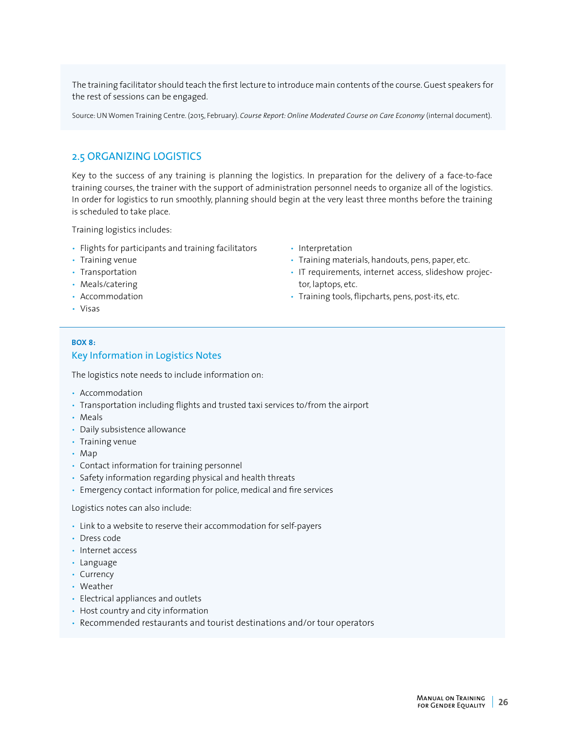The training facilitator should teach the first lecture to introduce main contents of the course. Guest speakers for the rest of sessions can be engaged.

Source: UN Women Training Centre. (2015, February). *Course Report: Online Moderated Course on Care Economy* (internal document).

## 2.5 ORGANIZING LOGISTICS

Key to the success of any training is planning the logistics. In preparation for the delivery of a face-to-face training courses, the trainer with the support of administration personnel needs to organize all of the logistics. In order for logistics to run smoothly, planning should begin at the very least three months before the training is scheduled to take place.

Training logistics includes:

- Flights for participants and training facilitators
- Training venue
- Transportation
- Meals/catering
- Accommodation
- Visas
- Interpretation
- Training materials, handouts, pens, paper, etc.
- IT requirements, internet access, slideshow projector, laptops, etc.
- Training tools, flipcharts, pens, post-its, etc.

**BOX 8:**

### Key Information in Logistics Notes

The logistics note needs to include information on:

- Accommodation
- Transportation including flights and trusted taxi services to/from the airport
- Meals
- Daily subsistence allowance
- Training venue
- Map
- Contact information for training personnel
- Safety information regarding physical and health threats
- Emergency contact information for police, medical and fire services

Logistics notes can also include:

- Link to a website to reserve their accommodation for self-payers
- Dress code
- Internet access
- Language
- Currency
- Weather
- Electrical appliances and outlets
- Host country and city information
- Recommended restaurants and tourist destinations and/or tour operators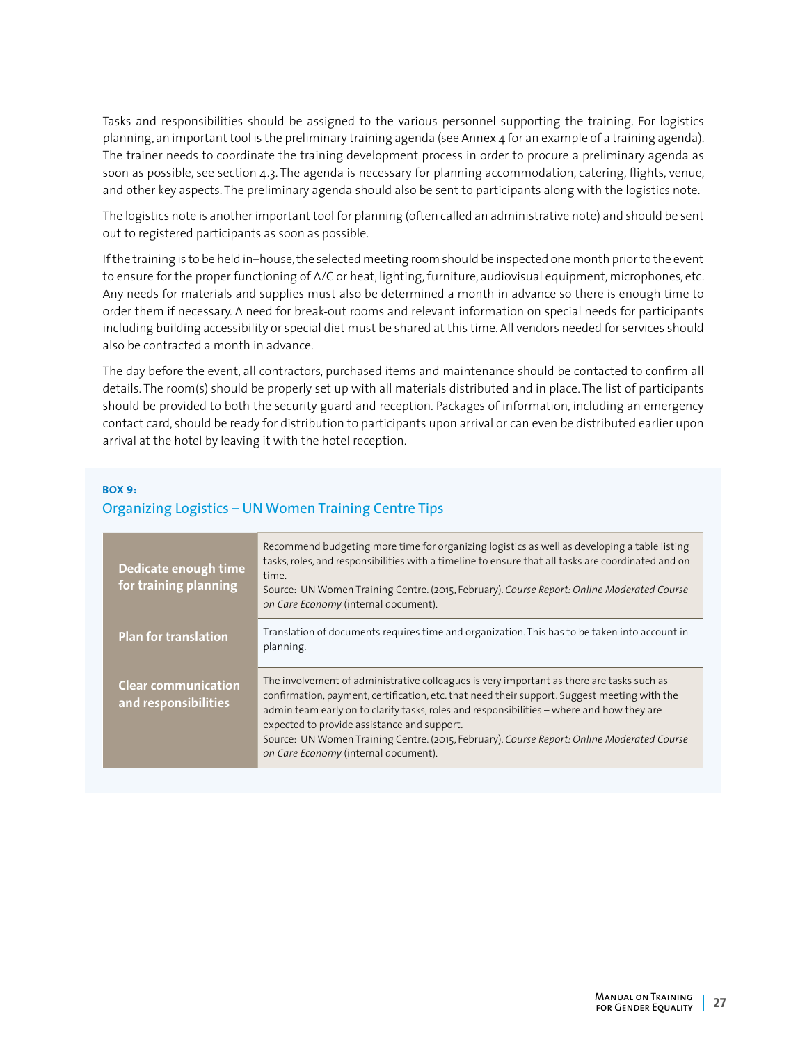Tasks and responsibilities should be assigned to the various personnel supporting the training. For logistics planning, an important tool is the preliminary training agenda (see Annex 4 for an example of a training agenda). The trainer needs to coordinate the training development process in order to procure a preliminary agenda as soon as possible, see section 4.3. The agenda is necessary for planning accommodation, catering, flights, venue, and other key aspects. The preliminary agenda should also be sent to participants along with the logistics note.

The logistics note is another important tool for planning (often called an administrative note) and should be sent out to registered participants as soon as possible.

If the training is to be held in–house, the selected meeting room should be inspected one month prior to the event to ensure for the proper functioning of A/C or heat, lighting, furniture, audiovisual equipment, microphones, etc. Any needs for materials and supplies must also be determined a month in advance so there is enough time to order them if necessary. A need for break-out rooms and relevant information on special needs for participants including building accessibility or special diet must be shared at this time. All vendors needed for services should also be contracted a month in advance.

The day before the event, all contractors, purchased items and maintenance should be contacted to confirm all details. The room(s) should be properly set up with all materials distributed and in place. The list of participants should be provided to both the security guard and reception. Packages of information, including an emergency contact card, should be ready for distribution to participants upon arrival or can even be distributed earlier upon arrival at the hotel by leaving it with the hotel reception.

**BOX 9:**

### Organizing Logistics – UN Women Training Centre Tips

| | |
|---|---|
| **Dedicate enough time for training planning** | Recommend budgeting more time for organizing logistics as well as developing a table listing tasks, roles, and responsibilities with a timeline to ensure that all tasks are coordinated and on time.<br>Source: UN Women Training Centre. (2015, February). *Course Report: Online Moderated Course on Care Economy* (internal document). |
| **Plan for translation** | Translation of documents requires time and organization. This has to be taken into account in planning. |
| **Clear communication and responsibilities** | The involvement of administrative colleagues is very important as there are tasks such as confirmation, payment, certification, etc. that need their support. Suggest meeting with the admin team early on to clarify tasks, roles and responsibilities – where and how they are expected to provide assistance and support.<br>Source: UN Women Training Centre. (2015, February). *Course Report: Online Moderated Course on Care Economy* (internal document). |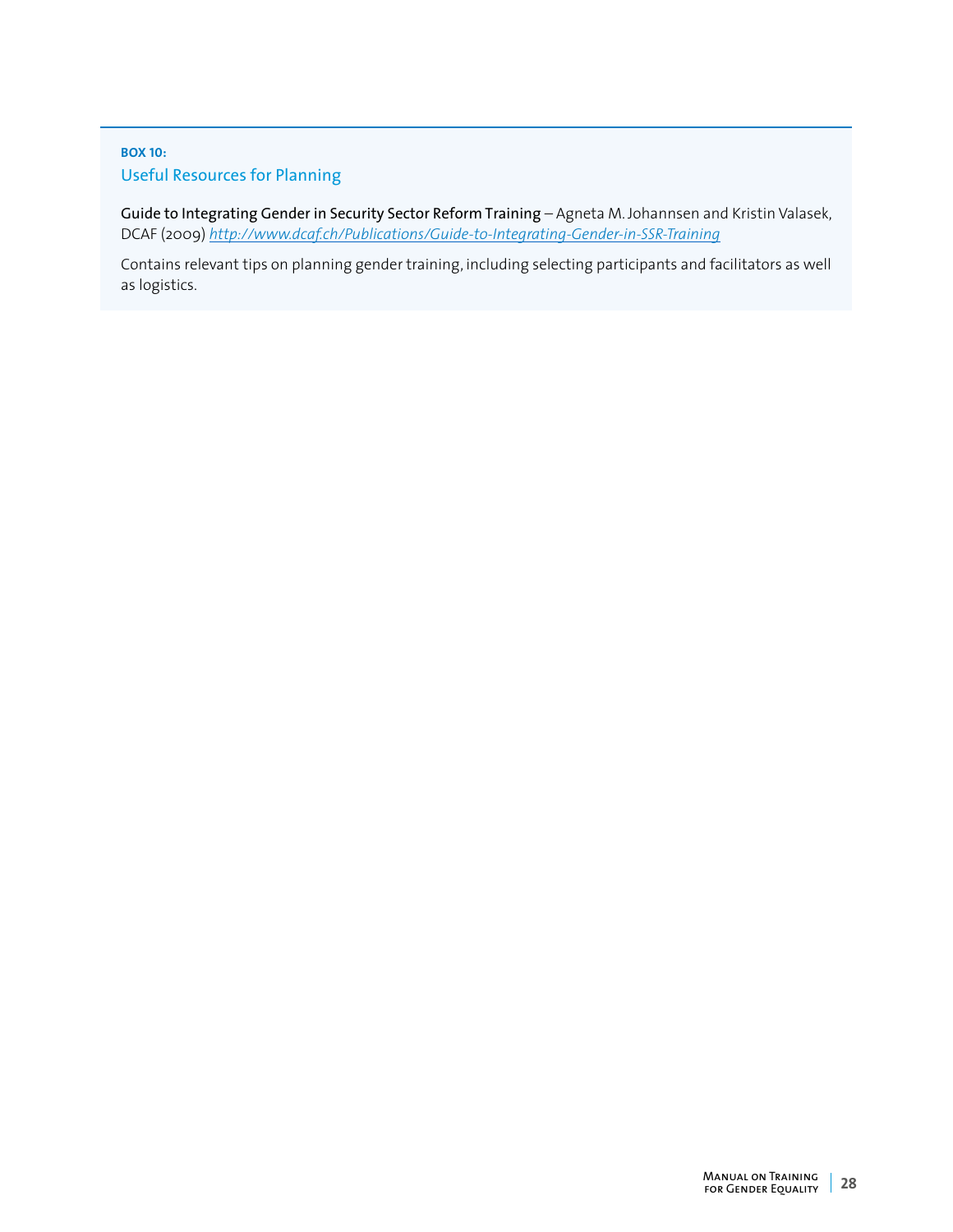**BOX 10:**

### Useful Resources for Planning

**Guide to Integrating Gender in Security Sector Reform Training** – Agneta M. Johannsen and Kristin Valasek, DCAF (2009) *http://www.dcaf.ch/Publications/Guide-to-Integrating-Gender-in-SSR-Training*

Contains relevant tips on planning gender training, including selecting participants and facilitators as well as logistics.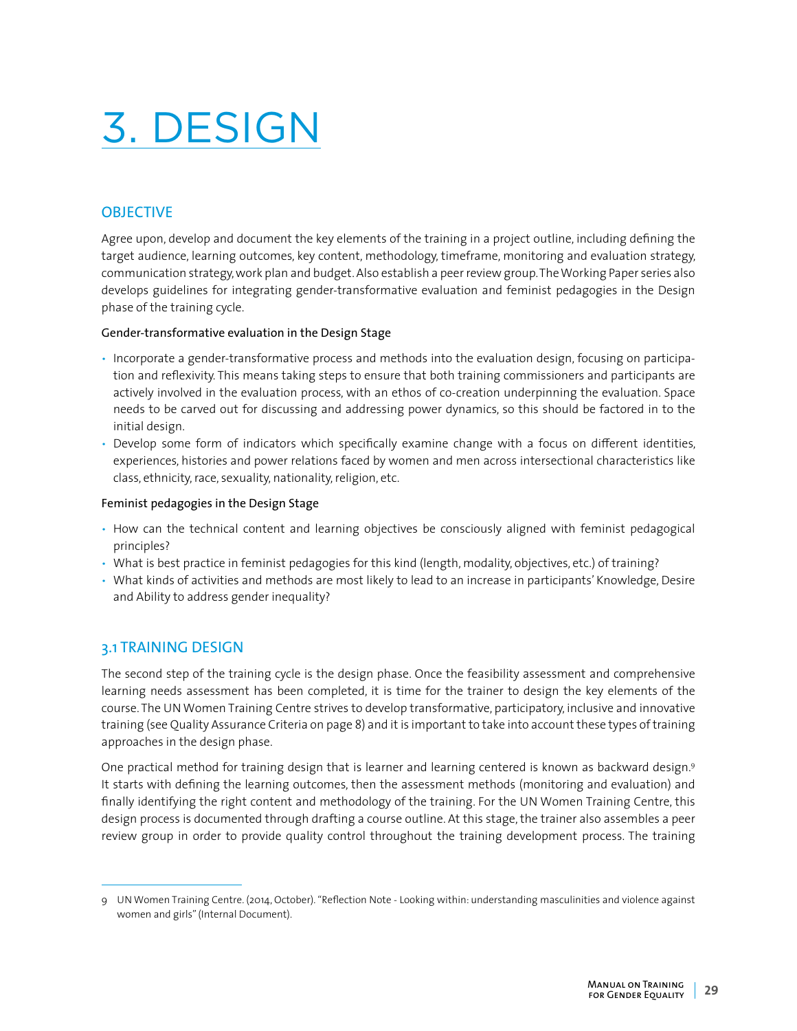# 3. DESIGN

## OBJECTIVE

Agree upon, develop and document the key elements of the training in a project outline, including defining the target audience, learning outcomes, key content, methodology, timeframe, monitoring and evaluation strategy, communication strategy, work plan and budget. Also establish a peer review group. The Working Paper series also develops guidelines for integrating gender-transformative evaluation and feminist pedagogies in the Design phase of the training cycle.

**Gender-transformative evaluation in the Design Stage**

- Incorporate a gender-transformative process and methods into the evaluation design, focusing on participation and reflexivity. This means taking steps to ensure that both training commissioners and participants are actively involved in the evaluation process, with an ethos of co-creation underpinning the evaluation. Space needs to be carved out for discussing and addressing power dynamics, so this should be factored in to the initial design.
- Develop some form of indicators which specifically examine change with a focus on different identities, experiences, histories and power relations faced by women and men across intersectional characteristics like class, ethnicity, race, sexuality, nationality, religion, etc.

**Feminist pedagogies in the Design Stage**

- How can the technical content and learning objectives be consciously aligned with feminist pedagogical principles?
- What is best practice in feminist pedagogies for this kind (length, modality, objectives, etc.) of training?
- What kinds of activities and methods are most likely to lead to an increase in participants' Knowledge, Desire and Ability to address gender inequality?

## 3.1 TRAINING DESIGN

The second step of the training cycle is the design phase. Once the feasibility assessment and comprehensive learning needs assessment has been completed, it is time for the trainer to design the key elements of the course. The UN Women Training Centre strives to develop transformative, participatory, inclusive and innovative training (see Quality Assurance Criteria on page 8) and it is important to take into account these types of training approaches in the design phase.

One practical method for training design that is learner and learning centered is known as backward design.[9] It starts with defining the learning outcomes, then the assessment methods (monitoring and evaluation) and finally identifying the right content and methodology of the training. For the UN Women Training Centre, this design process is documented through drafting a course outline. At this stage, the trainer also assembles a peer review group in order to provide quality control throughout the training development process. The training

9 UN Women Training Centre. (2014, October). "Reflection Note - Looking within: understanding masculinities and violence against women and girls" (Internal Document).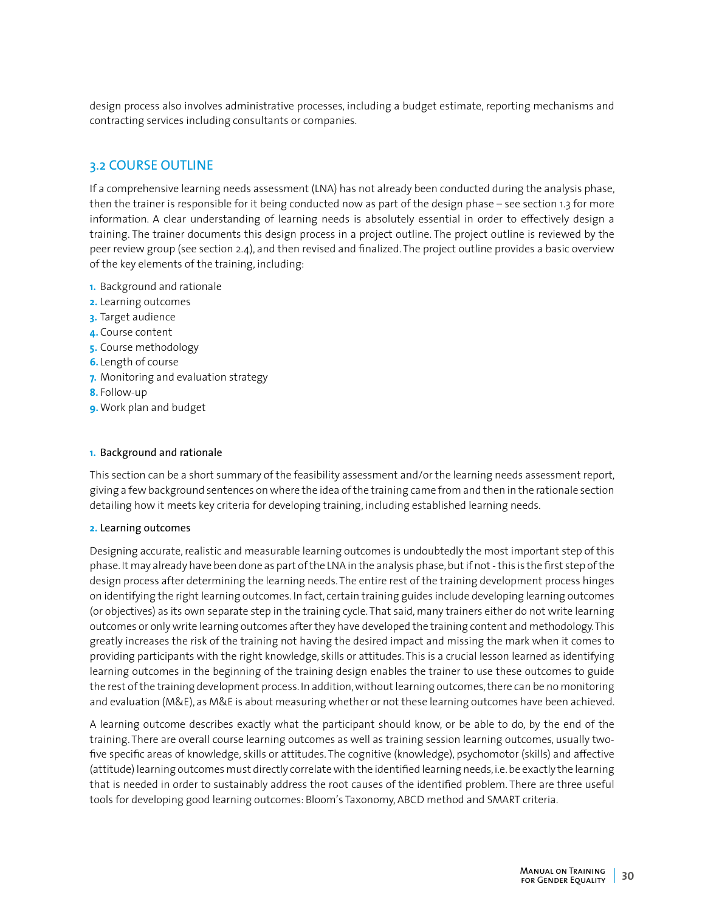design process also involves administrative processes, including a budget estimate, reporting mechanisms and contracting services including consultants or companies.

## 3.2 COURSE OUTLINE

If a comprehensive learning needs assessment (LNA) has not already been conducted during the analysis phase, then the trainer is responsible for it being conducted now as part of the design phase – see section 1.3 for more information. A clear understanding of learning needs is absolutely essential in order to effectively design a training. The trainer documents this design process in a project outline. The project outline is reviewed by the peer review group (see section 2.4), and then revised and finalized. The project outline provides a basic overview of the key elements of the training, including:

1. Background and rationale
2. Learning outcomes
3. Target audience
4. Course content
5. Course methodology
6. Length of course
7. Monitoring and evaluation strategy
8. Follow-up
9. Work plan and budget

#### 1. Background and rationale

This section can be a short summary of the feasibility assessment and/or the learning needs assessment report, giving a few background sentences on where the idea of the training came from and then in the rationale section detailing how it meets key criteria for developing training, including established learning needs.

#### 2. Learning outcomes

Designing accurate, realistic and measurable learning outcomes is undoubtedly the most important step of this phase. It may already have been done as part of the LNA in the analysis phase, but if not - this is the first step of the design process after determining the learning needs. The entire rest of the training development process hinges on identifying the right learning outcomes. In fact, certain training guides include developing learning outcomes (or objectives) as its own separate step in the training cycle. That said, many trainers either do not write learning outcomes or only write learning outcomes after they have developed the training content and methodology. This greatly increases the risk of the training not having the desired impact and missing the mark when it comes to providing participants with the right knowledge, skills or attitudes. This is a crucial lesson learned as identifying learning outcomes in the beginning of the training design enables the trainer to use these outcomes to guide the rest of the training development process. In addition, without learning outcomes, there can be no monitoring and evaluation (M&E), as M&E is about measuring whether or not these learning outcomes have been achieved.

A learning outcome describes exactly what the participant should know, or be able to do, by the end of the training. There are overall course learning outcomes as well as training session learning outcomes, usually two-five specific areas of knowledge, skills or attitudes. The cognitive (knowledge), psychomotor (skills) and affective (attitude) learning outcomes must directly correlate with the identified learning needs, i.e. be exactly the learning that is needed in order to sustainably address the root causes of the identified problem. There are three useful tools for developing good learning outcomes: Bloom's Taxonomy, ABCD method and SMART criteria.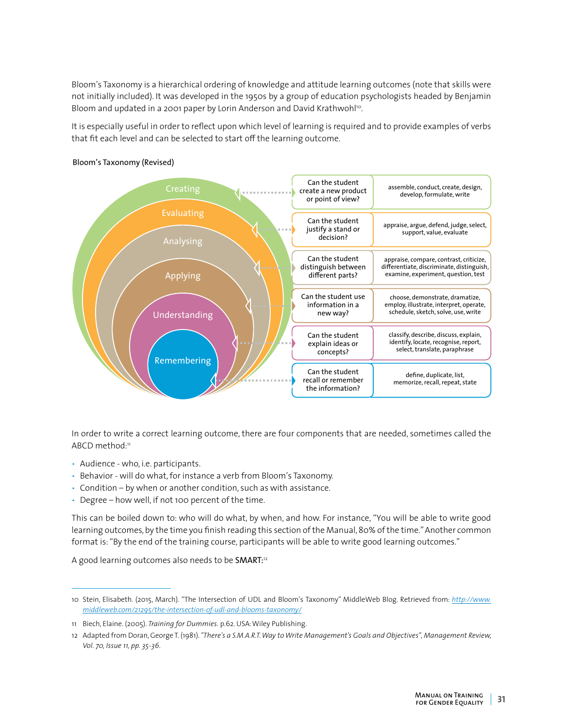Bloom's Taxonomy is a hierarchical ordering of knowledge and attitude learning outcomes (note that skills were not initially included). It was developed in the 1950s by a group of education psychologists headed by Benjamin Bloom and updated in a 2001 paper by Lorin Anderson and David Krathwohl[10].

It is especially useful in order to reflect upon which level of learning is required and to provide examples of verbs that fit each level and can be selected to start off the learning outcome.

Bloom's Taxonomy (Revised)

| Level | Question | Verbs |
| --- | --- | --- |
| Creating | Can the student create a new product or point of view? | assemble, conduct, create, design, develop, formulate, write |
| Evaluating | Can the student justify a stand or decision? | appraise, argue, defend, judge, select, support, value, evaluate |
| Analysing | Can the student distinguish between different parts? | appraise, compare, contrast, criticize, differentiate, discriminate, distinguish, examine, experiment, question, test |
| Applying | Can the student use information in a new way? | choose, demonstrate, dramatize, employ, illustrate, interpret, operate, schedule, sketch, solve, use, write |
| Understanding | Can the student explain ideas or concepts? | classify, describe, discuss, explain, identify, locate, recognise, report, select, translate, paraphrase |
| Remembering | Can the student recall or remember the information? | define, duplicate, list, memorize, recall, repeat, state |

In order to write a correct learning outcome, there are four components that are needed, sometimes called the ABCD method:[11]

- Audience - who, i.e. participants.
- Behavior - will do what, for instance a verb from Bloom's Taxonomy.
- Condition – by when or another condition, such as with assistance.
- Degree – how well, if not 100 percent of the time.

This can be boiled down to: who will do what, by when, and how. For instance, "You will be able to write good learning outcomes, by the time you finish reading this section of the Manual, 80% of the time." Another common format is: "By the end of the training course, participants will be able to write good learning outcomes."

A good learning outcomes also needs to be **SMART:**[12]

---

10 Stein, Elisabeth. (2015, March). "The Intersection of UDL and Bloom's Taxonomy" MiddleWeb Blog. Retrieved from: http://www.middleweb.com/21295/the-intersection-of-udl-and-blooms-taxonomy/

11 Biech, Elaine. (2005). *Training for Dummies.* p.62. USA: Wiley Publishing.

12 Adapted from Doran, George T. (1981). *"There's a S.M.A.R.T. Way to Write Management's Goals and Objectives", Management Review, Vol. 70, Issue 11, pp. 35-36.*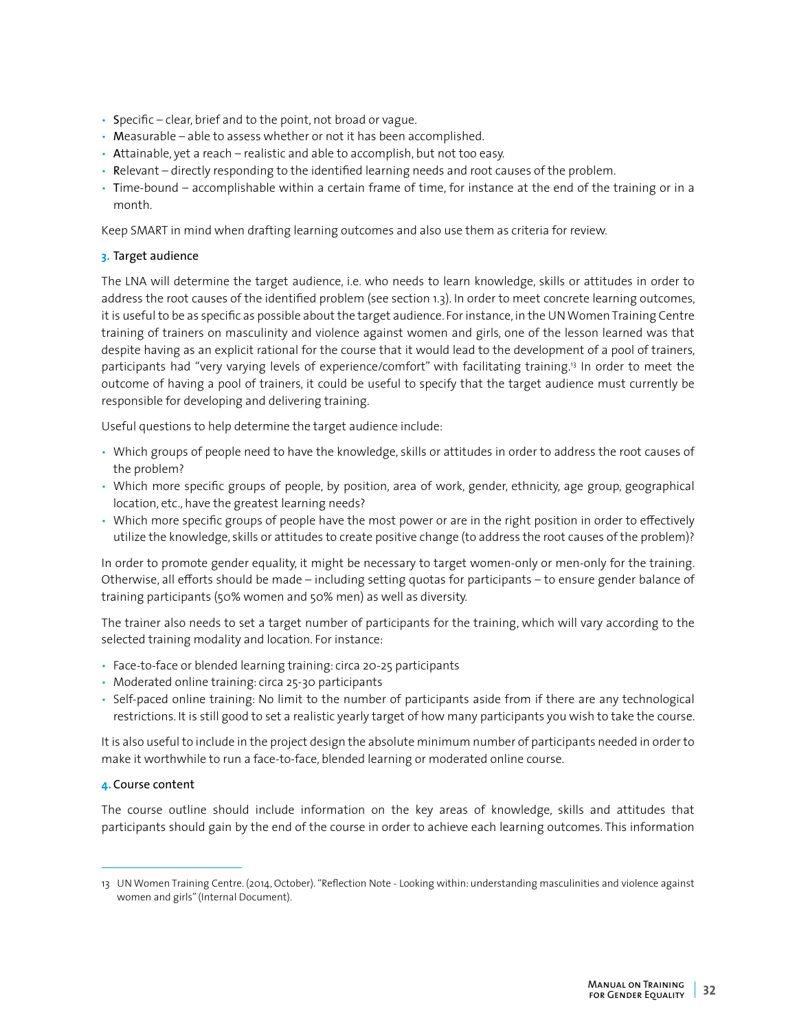- **S**pecific – clear, brief and to the point, not broad or vague.
- **M**easurable – able to assess whether or not it has been accomplished.
- **A**ttainable, yet a reach – realistic and able to accomplish, but not too easy.
- **R**elevant – directly responding to the identified learning needs and root causes of the problem.
- **T**ime-bound – accomplishable within a certain frame of time, for instance at the end of the training or in a month.

Keep SMART in mind when drafting learning outcomes and also use them as criteria for review.

**3. Target audience**

The LNA will determine the target audience, i.e. who needs to learn knowledge, skills or attitudes in order to address the root causes of the identified problem (see section 1.3). In order to meet concrete learning outcomes, it is useful to be as specific as possible about the target audience. For instance, in the UN Women Training Centre training of trainers on masculinity and violence against women and girls, one of the lesson learned was that despite having as an explicit rational for the course that it would lead to the development of a pool of trainers, participants had "very varying levels of experience/comfort" with facilitating training.[13] In order to meet the outcome of having a pool of trainers, it could be useful to specify that the target audience must currently be responsible for developing and delivering training.

Useful questions to help determine the target audience include:

- Which groups of people need to have the knowledge, skills or attitudes in order to address the root causes of the problem?
- Which more specific groups of people, by position, area of work, gender, ethnicity, age group, geographical location, etc., have the greatest learning needs?
- Which more specific groups of people have the most power or are in the right position in order to effectively utilize the knowledge, skills or attitudes to create positive change (to address the root causes of the problem)?

In order to promote gender equality, it might be necessary to target women-only or men-only for the training. Otherwise, all efforts should be made – including setting quotas for participants – to ensure gender balance of training participants (50% women and 50% men) as well as diversity.

The trainer also needs to set a target number of participants for the training, which will vary according to the selected training modality and location. For instance:

- Face-to-face or blended learning training: circa 20-25 participants
- Moderated online training: circa 25-30 participants
- Self-paced online training: No limit to the number of participants aside from if there are any technological restrictions. It is still good to set a realistic yearly target of how many participants you wish to take the course.

It is also useful to include in the project design the absolute minimum number of participants needed in order to make it worthwhile to run a face-to-face, blended learning or moderated online course.

**4. Course content**

The course outline should include information on the key areas of knowledge, skills and attitudes that participants should gain by the end of the course in order to achieve each learning outcomes. This information

---

13 UN Women Training Centre. (2014, October). "Reflection Note - Looking within: understanding masculinities and violence against women and girls" (Internal Document).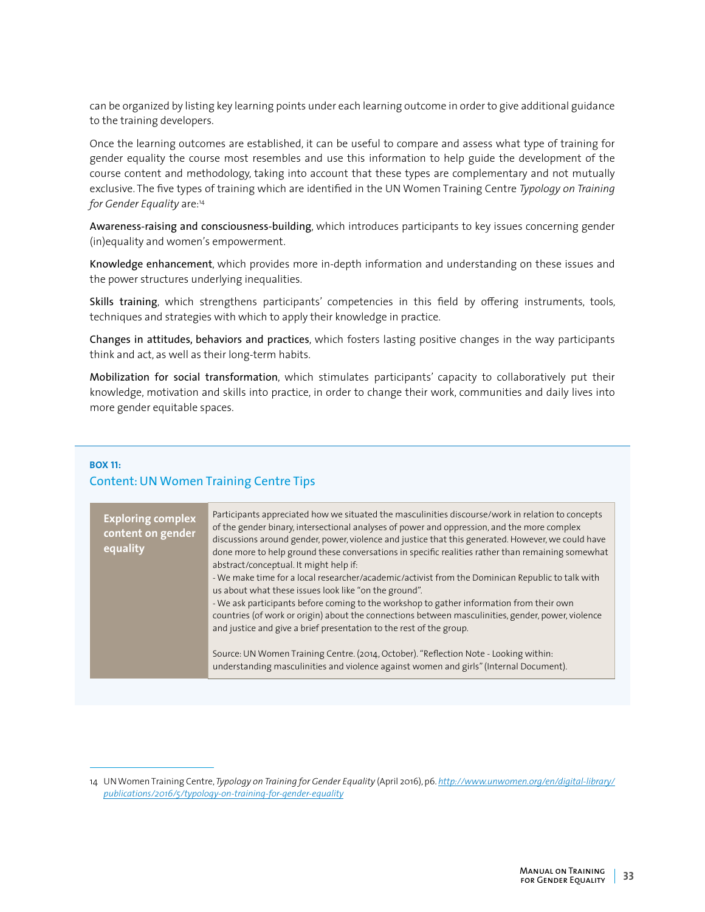can be organized by listing key learning points under each learning outcome in order to give additional guidance to the training developers.

Once the learning outcomes are established, it can be useful to compare and assess what type of training for gender equality the course most resembles and use this information to help guide the development of the course content and methodology, taking into account that these types are complementary and not mutually exclusive. The five types of training which are identified in the UN Women Training Centre *Typology on Training for Gender Equality* are:[14]

**Awareness-raising and consciousness-building**, which introduces participants to key issues concerning gender (in)equality and women's empowerment.

**Knowledge enhancement**, which provides more in-depth information and understanding on these issues and the power structures underlying inequalities.

**Skills training**, which strengthens participants' competencies in this field by offering instruments, tools, techniques and strategies with which to apply their knowledge in practice.

**Changes in attitudes, behaviors and practices**, which fosters lasting positive changes in the way participants think and act, as well as their long-term habits.

**Mobilization for social transformation**, which stimulates participants' capacity to collaboratively put their knowledge, motivation and skills into practice, in order to change their work, communities and daily lives into more gender equitable spaces.

**BOX 11:**

### Content: UN Women Training Centre Tips

| **Exploring complex content on gender equality** | Participants appreciated how we situated the masculinities discourse/work in relation to concepts of the gender binary, intersectional analyses of power and oppression, and the more complex discussions around gender, power, violence and justice that this generated. However, we could have done more to help ground these conversations in specific realities rather than remaining somewhat abstract/conceptual. It might help if:<br>- We make time for a local researcher/academic/activist from the Dominican Republic to talk with us about what these issues look like "on the ground".<br>- We ask participants before coming to the workshop to gather information from their own countries (of work or origin) about the connections between masculinities, gender, power, violence and justice and give a brief presentation to the rest of the group.<br><br>Source: UN Women Training Centre. (2014, October). "Reflection Note - Looking within: understanding masculinities and violence against women and girls" (Internal Document). |
|---|---|

14 UN Women Training Centre, *Typology on Training for Gender Equality* (April 2016), p6. http://www.unwomen.org/en/digital-library/publications/2016/5/typology-on-training-for-gender-equality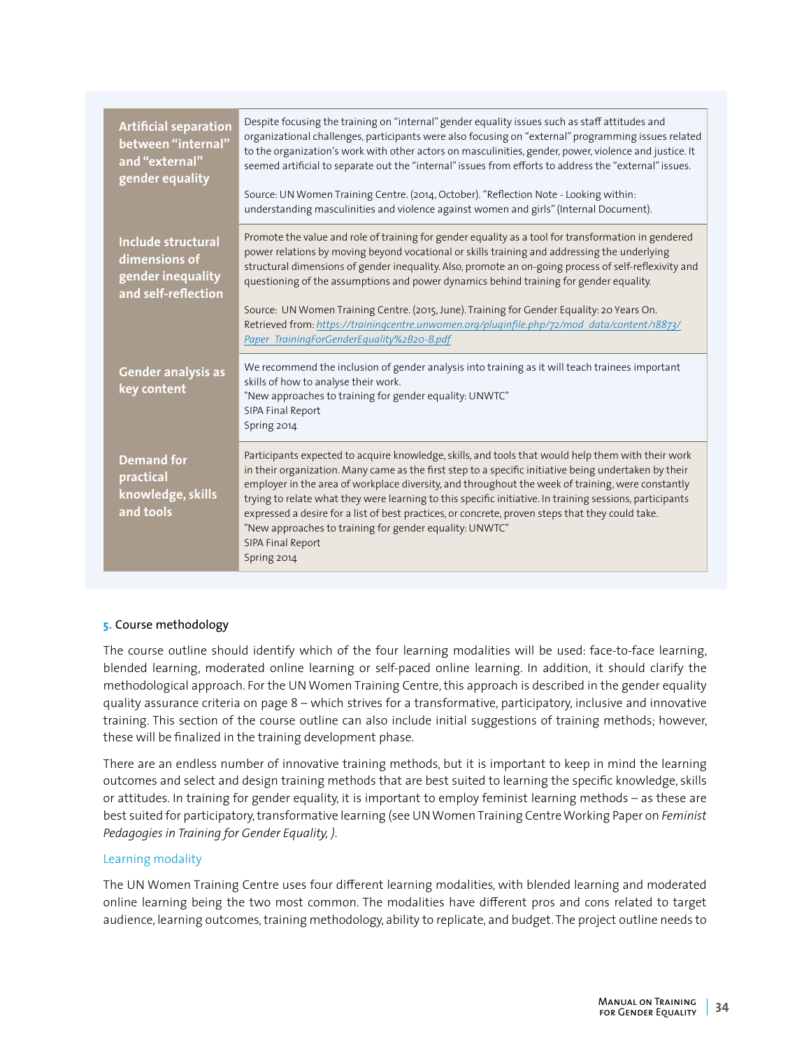| | |
|---|---|
| **Artificial separation between "internal" and "external" gender equality** | Despite focusing the training on "internal" gender equality issues such as staff attitudes and organizational challenges, participants were also focusing on "external" programming issues related to the organization's work with other actors on masculinities, gender, power, violence and justice. It seemed artificial to separate out the "internal" issues from efforts to address the "external" issues.<br><br>Source: UN Women Training Centre. (2014, October). "Reflection Note - Looking within: understanding masculinities and violence against women and girls" (Internal Document). |
| **Include structural dimensions of gender inequality and self-reflection** | Promote the value and role of training for gender equality as a tool for transformation in gendered power relations by moving beyond vocational or skills training and addressing the underlying structural dimensions of gender inequality. Also, promote an on-going process of self-reflexivity and questioning of the assumptions and power dynamics behind training for gender equality.<br><br>Source: UN Women Training Centre. (2015, June). Training for Gender Equality: 20 Years On. Retrieved from: [https://trainingcentre.unwomen.org/pluginfile.php/72/mod_data/content/18873/Paper_TrainingForGenderEquality%2B20-B.pdf](https://trainingcentre.unwomen.org/pluginfile.php/72/mod_data/content/18873/Paper_TrainingForGenderEquality%2B20-B.pdf) |
| **Gender analysis as key content** | We recommend the inclusion of gender analysis into training as it will teach trainees important skills of how to analyse their work.<br>"New approaches to training for gender equality: UNWTC"<br>SIPA Final Report<br>Spring 2014 |
| **Demand for practical knowledge, skills and tools** | Participants expected to acquire knowledge, skills, and tools that would help them with their work in their organization. Many came as the first step to a specific initiative being undertaken by their employer in the area of workplace diversity, and throughout the week of training, were constantly trying to relate what they were learning to this specific initiative. In training sessions, participants expressed a desire for a list of best practices, or concrete, proven steps that they could take.<br>"New approaches to training for gender equality: UNWTC"<br>SIPA Final Report<br>Spring 2014 |

### 5. Course methodology

The course outline should identify which of the four learning modalities will be used: face-to-face learning, blended learning, moderated online learning or self-paced online learning. In addition, it should clarify the methodological approach. For the UN Women Training Centre, this approach is described in the gender equality quality assurance criteria on page 8 – which strives for a transformative, participatory, inclusive and innovative training. This section of the course outline can also include initial suggestions of training methods; however, these will be finalized in the training development phase.

There are an endless number of innovative training methods, but it is important to keep in mind the learning outcomes and select and design training methods that are best suited to learning the specific knowledge, skills or attitudes. In training for gender equality, it is important to employ feminist learning methods – as these are best suited for participatory, transformative learning (see UN Women Training Centre Working Paper on *Feminist Pedagogies in Training for Gender Equality, ).*

#### Learning modality

The UN Women Training Centre uses four different learning modalities, with blended learning and moderated online learning being the two most common. The modalities have different pros and cons related to target audience, learning outcomes, training methodology, ability to replicate, and budget. The project outline needs to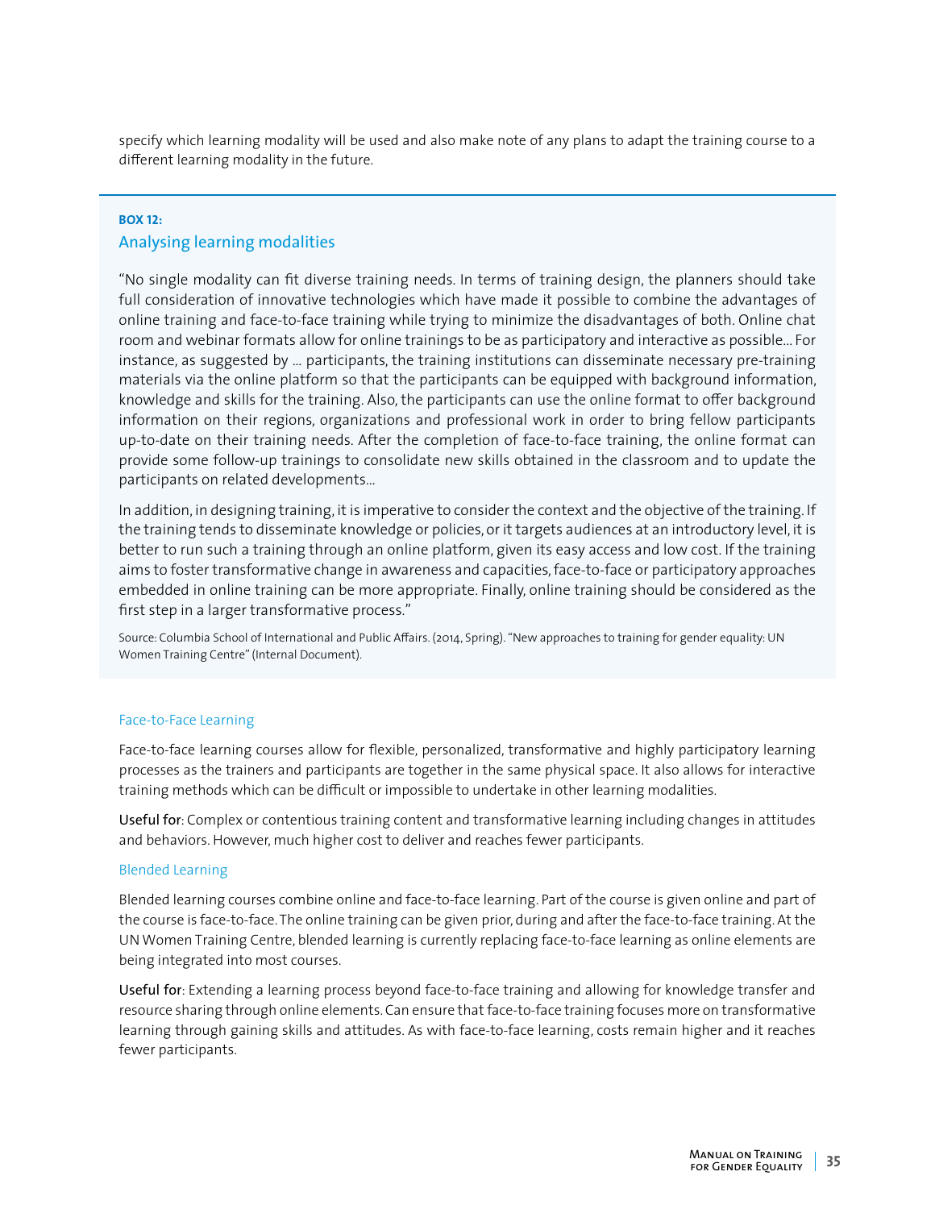specify which learning modality will be used and also make note of any plans to adapt the training course to a different learning modality in the future.

**BOX 12:**

### Analysing learning modalities

"No single modality can fit diverse training needs. In terms of training design, the planners should take full consideration of innovative technologies which have made it possible to combine the advantages of online training and face-to-face training while trying to minimize the disadvantages of both. Online chat room and webinar formats allow for online trainings to be as participatory and interactive as possible… For instance, as suggested by … participants, the training institutions can disseminate necessary pre-training materials via the online platform so that the participants can be equipped with background information, knowledge and skills for the training. Also, the participants can use the online format to offer background information on their regions, organizations and professional work in order to bring fellow participants up-to-date on their training needs. After the completion of face-to-face training, the online format can provide some follow-up trainings to consolidate new skills obtained in the classroom and to update the participants on related developments…

In addition, in designing training, it is imperative to consider the context and the objective of the training. If the training tends to disseminate knowledge or policies, or it targets audiences at an introductory level, it is better to run such a training through an online platform, given its easy access and low cost. If the training aims to foster transformative change in awareness and capacities, face-to-face or participatory approaches embedded in online training can be more appropriate. Finally, online training should be considered as the first step in a larger transformative process."

Source: Columbia School of International and Public Affairs. (2014, Spring). "New approaches to training for gender equality: UN Women Training Centre" (Internal Document).

#### Face-to-Face Learning

Face-to-face learning courses allow for flexible, personalized, transformative and highly participatory learning processes as the trainers and participants are together in the same physical space. It also allows for interactive training methods which can be difficult or impossible to undertake in other learning modalities.

**Useful for**: Complex or contentious training content and transformative learning including changes in attitudes and behaviors. However, much higher cost to deliver and reaches fewer participants.

#### Blended Learning

Blended learning courses combine online and face-to-face learning. Part of the course is given online and part of the course is face-to-face. The online training can be given prior, during and after the face-to-face training. At the UN Women Training Centre, blended learning is currently replacing face-to-face learning as online elements are being integrated into most courses.

**Useful for**: Extending a learning process beyond face-to-face training and allowing for knowledge transfer and resource sharing through online elements. Can ensure that face-to-face training focuses more on transformative learning through gaining skills and attitudes. As with face-to-face learning, costs remain higher and it reaches fewer participants.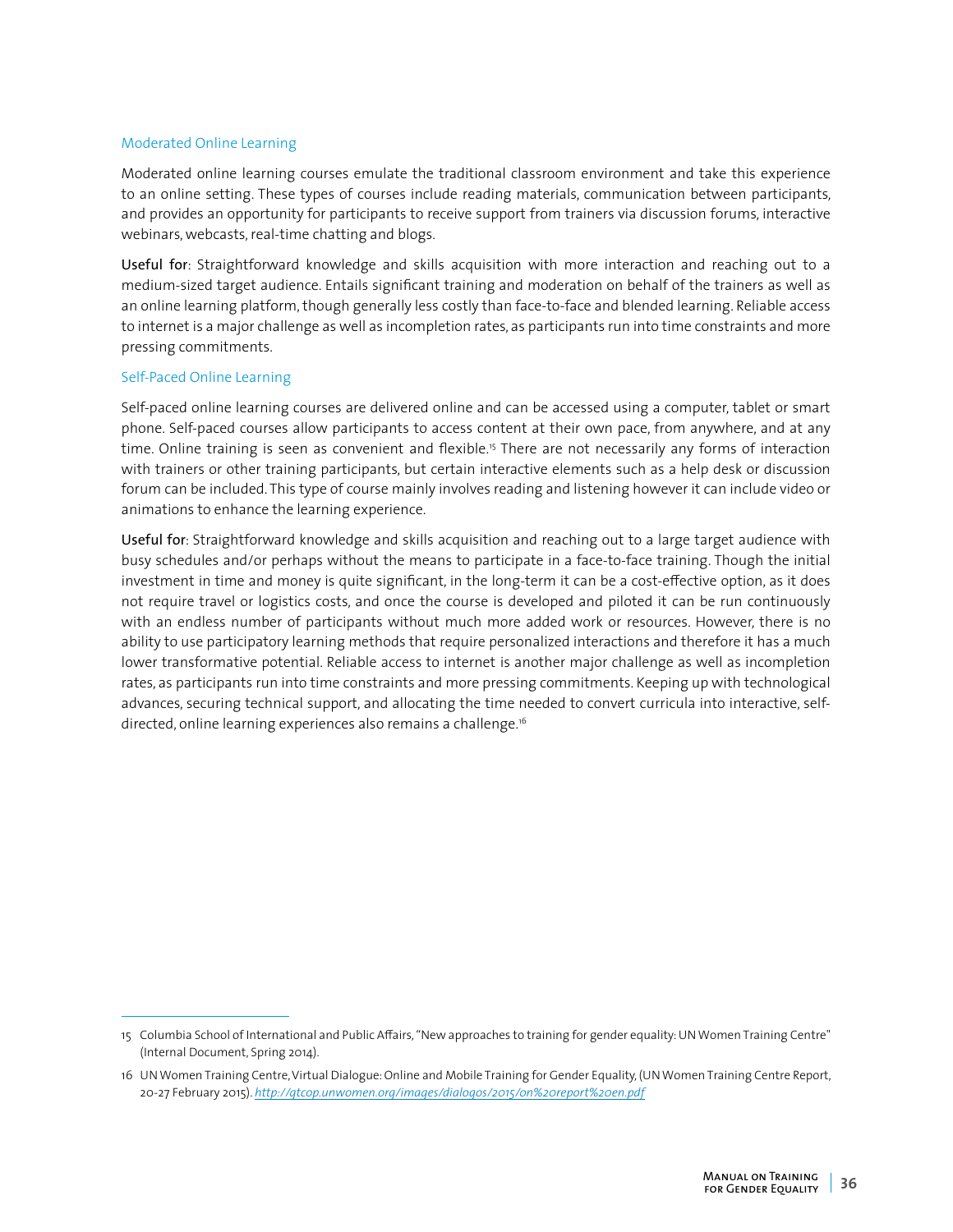### Moderated Online Learning

Moderated online learning courses emulate the traditional classroom environment and take this experience to an online setting. These types of courses include reading materials, communication between participants, and provides an opportunity for participants to receive support from trainers via discussion forums, interactive webinars, webcasts, real-time chatting and blogs.

**Useful for**: Straightforward knowledge and skills acquisition with more interaction and reaching out to a medium-sized target audience. Entails significant training and moderation on behalf of the trainers as well as an online learning platform, though generally less costly than face-to-face and blended learning. Reliable access to internet is a major challenge as well as incompletion rates, as participants run into time constraints and more pressing commitments.

### Self-Paced Online Learning

Self-paced online learning courses are delivered online and can be accessed using a computer, tablet or smart phone. Self-paced courses allow participants to access content at their own pace, from anywhere, and at any time. Online training is seen as convenient and flexible.[15] There are not necessarily any forms of interaction with trainers or other training participants, but certain interactive elements such as a help desk or discussion forum can be included. This type of course mainly involves reading and listening however it can include video or animations to enhance the learning experience.

**Useful for**: Straightforward knowledge and skills acquisition and reaching out to a large target audience with busy schedules and/or perhaps without the means to participate in a face-to-face training. Though the initial investment in time and money is quite significant, in the long-term it can be a cost-effective option, as it does not require travel or logistics costs, and once the course is developed and piloted it can be run continuously with an endless number of participants without much more added work or resources. However, there is no ability to use participatory learning methods that require personalized interactions and therefore it has a much lower transformative potential. Reliable access to internet is another major challenge as well as incompletion rates, as participants run into time constraints and more pressing commitments. Keeping up with technological advances, securing technical support, and allocating the time needed to convert curricula into interactive, self-directed, online learning experiences also remains a challenge.[16]

---

15 Columbia School of International and Public Affairs, "New approaches to training for gender equality: UN Women Training Centre" (Internal Document, Spring 2014).

16 UN Women Training Centre, Virtual Dialogue: Online and Mobile Training for Gender Equality, (UN Women Training Centre Report, 20-27 February 2015). *http://gtcop.unwomen.org/images/dialogos/2015/on%20report%20en.pdf*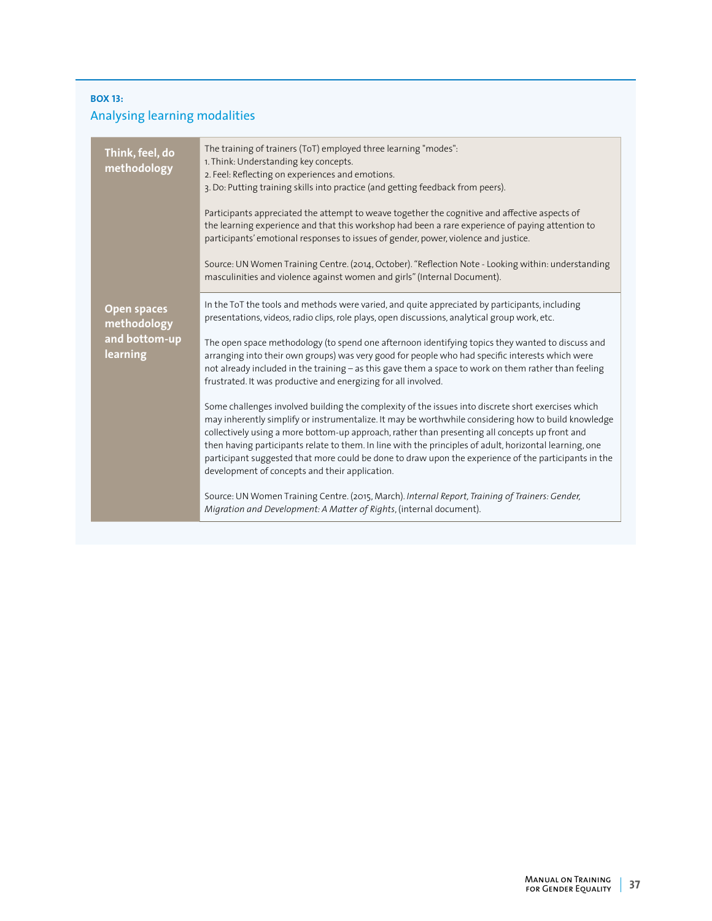**BOX 13:**

### Analysing learning modalities

| | |
|---|---|
| **Think, feel, do methodology** | The training of trainers (ToT) employed three learning "modes":<br>1. Think: Understanding key concepts.<br>2. Feel: Reflecting on experiences and emotions.<br>3. Do: Putting training skills into practice (and getting feedback from peers).<br><br>Participants appreciated the attempt to weave together the cognitive and affective aspects of the learning experience and that this workshop had been a rare experience of paying attention to participants' emotional responses to issues of gender, power, violence and justice.<br><br>Source: UN Women Training Centre. (2014, October). "Reflection Note - Looking within: understanding masculinities and violence against women and girls" (Internal Document). |
| **Open spaces methodology and bottom-up learning** | In the ToT the tools and methods were varied, and quite appreciated by participants, including presentations, videos, radio clips, role plays, open discussions, analytical group work, etc.<br><br>The open space methodology (to spend one afternoon identifying topics they wanted to discuss and arranging into their own groups) was very good for people who had specific interests which were not already included in the training – as this gave them a space to work on them rather than feeling frustrated. It was productive and energizing for all involved.<br><br>Some challenges involved building the complexity of the issues into discrete short exercises which may inherently simplify or instrumentalize. It may be worthwhile considering how to build knowledge collectively using a more bottom-up approach, rather than presenting all concepts up front and then having participants relate to them. In line with the principles of adult, horizontal learning, one participant suggested that more could be done to draw upon the experience of the participants in the development of concepts and their application.<br><br>Source: UN Women Training Centre. (2015, March). *Internal Report, Training of Trainers: Gender, Migration and Development: A Matter of Rights*, (internal document). |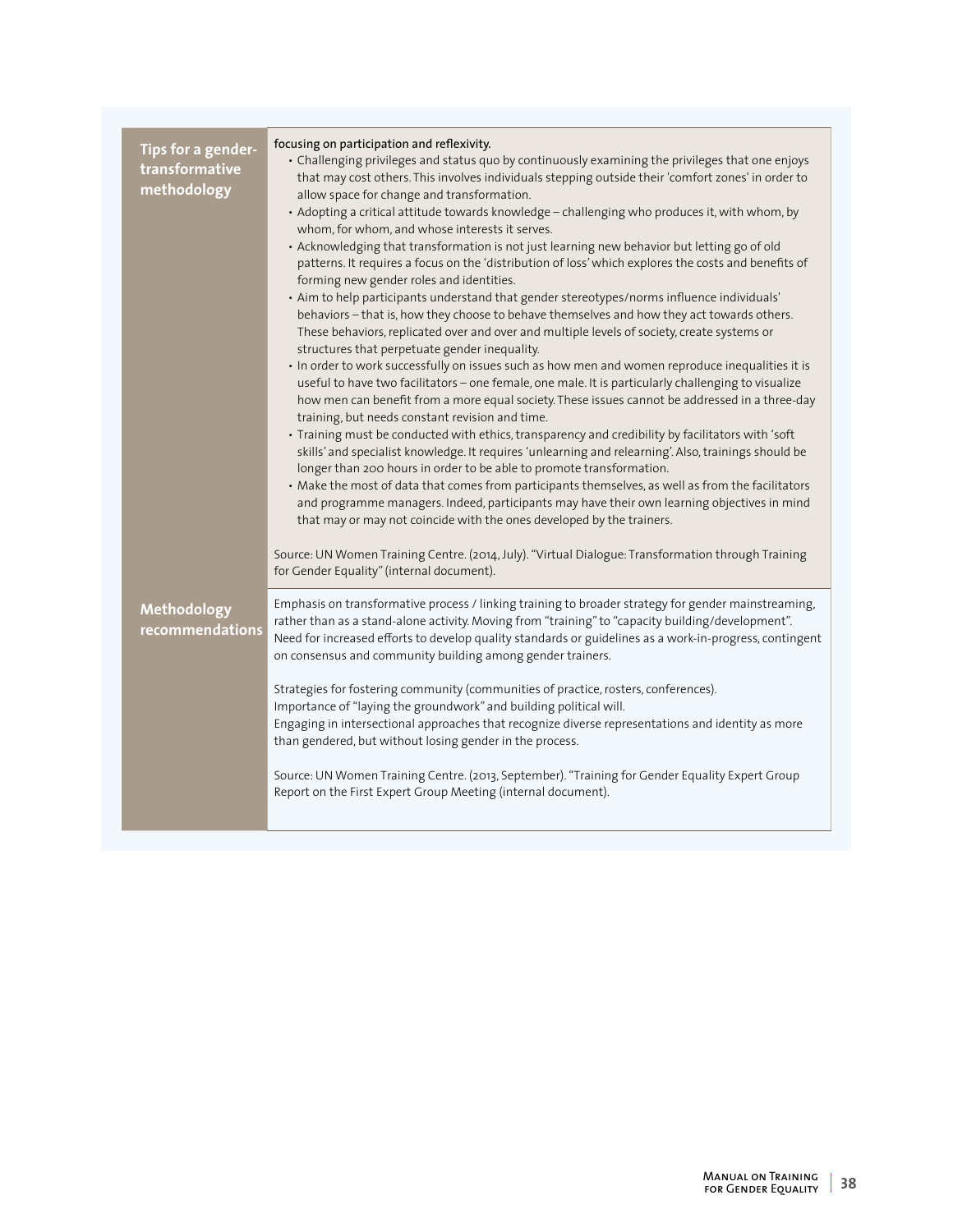| | |
|---|---|
| **Tips for a gender-transformative methodology** | focusing on participation and reflexivity.<br>• Challenging privileges and status quo by continuously examining the privileges that one enjoys that may cost others. This involves individuals stepping outside their 'comfort zones' in order to allow space for change and transformation.<br>• Adopting a critical attitude towards knowledge – challenging who produces it, with whom, by whom, for whom, and whose interests it serves.<br>• Acknowledging that transformation is not just learning new behavior but letting go of old patterns. It requires a focus on the 'distribution of loss' which explores the costs and benefits of forming new gender roles and identities.<br>• Aim to help participants understand that gender stereotypes/norms influence individuals' behaviors – that is, how they choose to behave themselves and how they act towards others. These behaviors, replicated over and over and multiple levels of society, create systems or structures that perpetuate gender inequality.<br>• In order to work successfully on issues such as how men and women reproduce inequalities it is useful to have two facilitators – one female, one male. It is particularly challenging to visualize how men can benefit from a more equal society. These issues cannot be addressed in a three-day training, but needs constant revision and time.<br>• Training must be conducted with ethics, transparency and credibility by facilitators with 'soft skills' and specialist knowledge. It requires 'unlearning and relearning'. Also, trainings should be longer than 200 hours in order to be able to promote transformation.<br>• Make the most of data that comes from participants themselves, as well as from the facilitators and programme managers. Indeed, participants may have their own learning objectives in mind that may or may not coincide with the ones developed by the trainers.<br><br>Source: UN Women Training Centre. (2014, July). "Virtual Dialogue: Transformation through Training for Gender Equality" (internal document). |
| **Methodology recommendations** | Emphasis on transformative process / linking training to broader strategy for gender mainstreaming, rather than as a stand-alone activity. Moving from "training" to "capacity building/development". Need for increased efforts to develop quality standards or guidelines as a work-in-progress, contingent on consensus and community building among gender trainers.<br><br>Strategies for fostering community (communities of practice, rosters, conferences).<br>Importance of "laying the groundwork" and building political will.<br>Engaging in intersectional approaches that recognize diverse representations and identity as more than gendered, but without losing gender in the process.<br><br>Source: UN Women Training Centre. (2013, September). "Training for Gender Equality Expert Group Report on the First Expert Group Meeting (internal document). |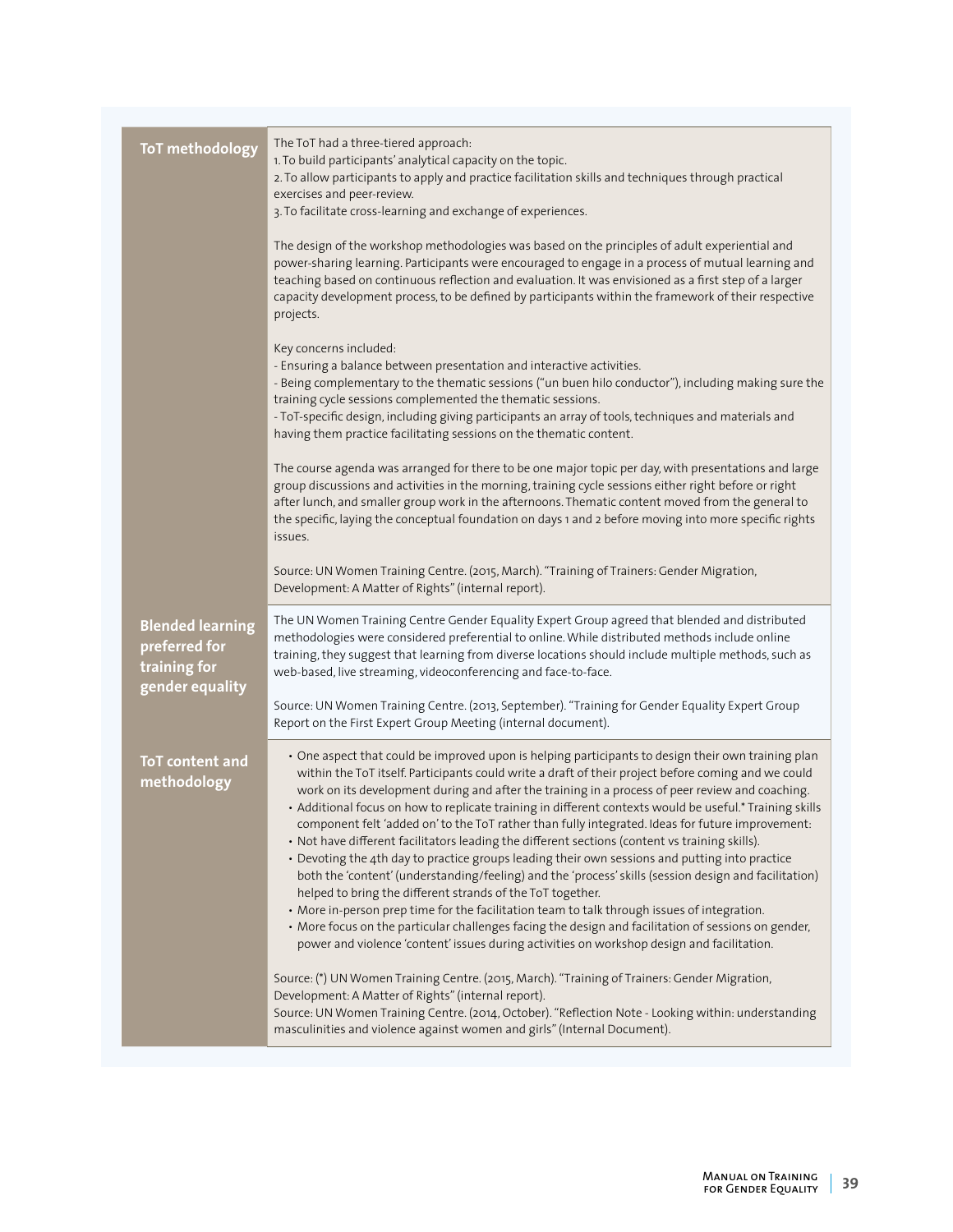| | |
|---|---|
| **ToT methodology** | The ToT had a three-tiered approach:<br>1. To build participants' analytical capacity on the topic.<br>2. To allow participants to apply and practice facilitation skills and techniques through practical exercises and peer-review.<br>3. To facilitate cross-learning and exchange of experiences.<br><br>The design of the workshop methodologies was based on the principles of adult experiential and power-sharing learning. Participants were encouraged to engage in a process of mutual learning and teaching based on continuous reflection and evaluation. It was envisioned as a first step of a larger capacity development process, to be defined by participants within the framework of their respective projects.<br><br>Key concerns included:<br>- Ensuring a balance between presentation and interactive activities.<br>- Being complementary to the thematic sessions ("un buen hilo conductor"), including making sure the training cycle sessions complemented the thematic sessions.<br>- ToT-specific design, including giving participants an array of tools, techniques and materials and having them practice facilitating sessions on the thematic content.<br><br>The course agenda was arranged for there to be one major topic per day, with presentations and large group discussions and activities in the morning, training cycle sessions either right before or right after lunch, and smaller group work in the afternoons. Thematic content moved from the general to the specific, laying the conceptual foundation on days 1 and 2 before moving into more specific rights issues.<br><br>Source: UN Women Training Centre. (2015, March). "Training of Trainers: Gender Migration, Development: A Matter of Rights" (internal report). |
| **Blended learning preferred for training for gender equality** | The UN Women Training Centre Gender Equality Expert Group agreed that blended and distributed methodologies were considered preferential to online. While distributed methods include online training, they suggest that learning from diverse locations should include multiple methods, such as web-based, live streaming, videoconferencing and face-to-face.<br><br>Source: UN Women Training Centre. (2013, September). "Training for Gender Equality Expert Group Report on the First Expert Group Meeting (internal document). |
| **ToT content and methodology** | • One aspect that could be improved upon is helping participants to design their own training plan within the ToT itself. Participants could write a draft of their project before coming and we could work on its development during and after the training in a process of peer review and coaching.<br>• Additional focus on how to replicate training in different contexts would be useful.* Training skills component felt 'added on' to the ToT rather than fully integrated. Ideas for future improvement:<br>• Not have different facilitators leading the different sections (content vs training skills).<br>• Devoting the 4th day to practice groups leading their own sessions and putting into practice both the 'content' (understanding/feeling) and the 'process' skills (session design and facilitation) helped to bring the different strands of the ToT together.<br>• More in-person prep time for the facilitation team to talk through issues of integration.<br>• More focus on the particular challenges facing the design and facilitation of sessions on gender, power and violence 'content' issues during activities on workshop design and facilitation.<br><br>Source: (*) UN Women Training Centre. (2015, March). "Training of Trainers: Gender Migration, Development: A Matter of Rights" (internal report).<br>Source: UN Women Training Centre. (2014, October). "Reflection Note - Looking within: understanding masculinities and violence against women and girls" (Internal Document). |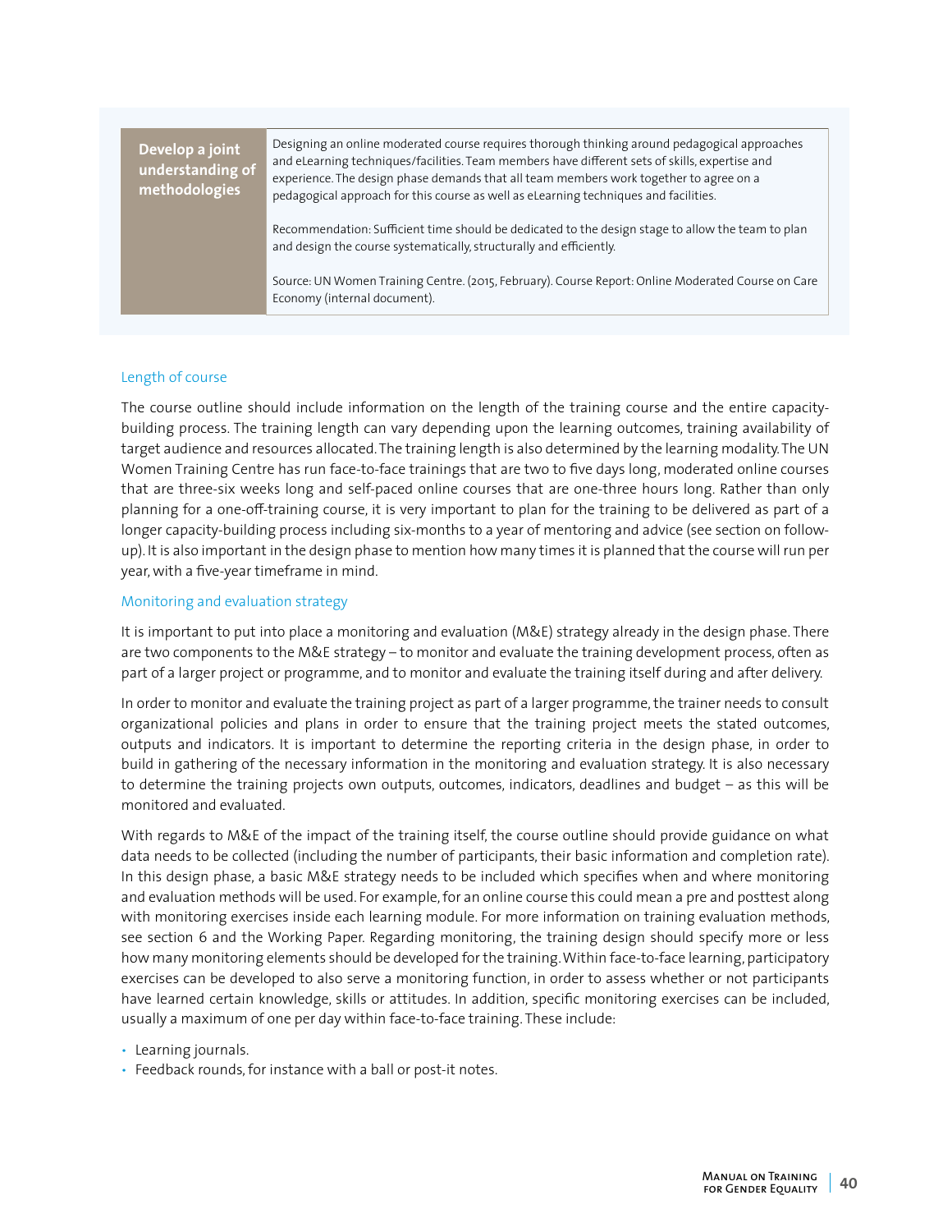| Develop a joint understanding of methodologies | Designing an online moderated course requires thorough thinking around pedagogical approaches and eLearning techniques/facilities. Team members have different sets of skills, expertise and experience. The design phase demands that all team members work together to agree on a pedagogical approach for this course as well as eLearning techniques and facilities.<br><br>Recommendation: Sufficient time should be dedicated to the design stage to allow the team to plan and design the course systematically, structurally and efficiently.<br><br>Source: UN Women Training Centre. (2015, February). Course Report: Online Moderated Course on Care Economy (internal document). |
|---|---|

### Length of course

The course outline should include information on the length of the training course and the entire capacity-building process. The training length can vary depending upon the learning outcomes, training availability of target audience and resources allocated. The training length is also determined by the learning modality. The UN Women Training Centre has run face-to-face trainings that are two to five days long, moderated online courses that are three-six weeks long and self-paced online courses that are one-three hours long. Rather than only planning for a one-off-training course, it is very important to plan for the training to be delivered as part of a longer capacity-building process including six-months to a year of mentoring and advice (see section on follow-up). It is also important in the design phase to mention how many times it is planned that the course will run per year, with a five-year timeframe in mind.

### Monitoring and evaluation strategy

It is important to put into place a monitoring and evaluation (M&E) strategy already in the design phase. There are two components to the M&E strategy – to monitor and evaluate the training development process, often as part of a larger project or programme, and to monitor and evaluate the training itself during and after delivery.

In order to monitor and evaluate the training project as part of a larger programme, the trainer needs to consult organizational policies and plans in order to ensure that the training project meets the stated outcomes, outputs and indicators. It is important to determine the reporting criteria in the design phase, in order to build in gathering of the necessary information in the monitoring and evaluation strategy. It is also necessary to determine the training projects own outputs, outcomes, indicators, deadlines and budget – as this will be monitored and evaluated.

With regards to M&E of the impact of the training itself, the course outline should provide guidance on what data needs to be collected (including the number of participants, their basic information and completion rate). In this design phase, a basic M&E strategy needs to be included which specifies when and where monitoring and evaluation methods will be used. For example, for an online course this could mean a pre and posttest along with monitoring exercises inside each learning module. For more information on training evaluation methods, see section 6 and the Working Paper. Regarding monitoring, the training design should specify more or less how many monitoring elements should be developed for the training. Within face-to-face learning, participatory exercises can be developed to also serve a monitoring function, in order to assess whether or not participants have learned certain knowledge, skills or attitudes. In addition, specific monitoring exercises can be included, usually a maximum of one per day within face-to-face training. These include:

- Learning journals.
- Feedback rounds, for instance with a ball or post-it notes.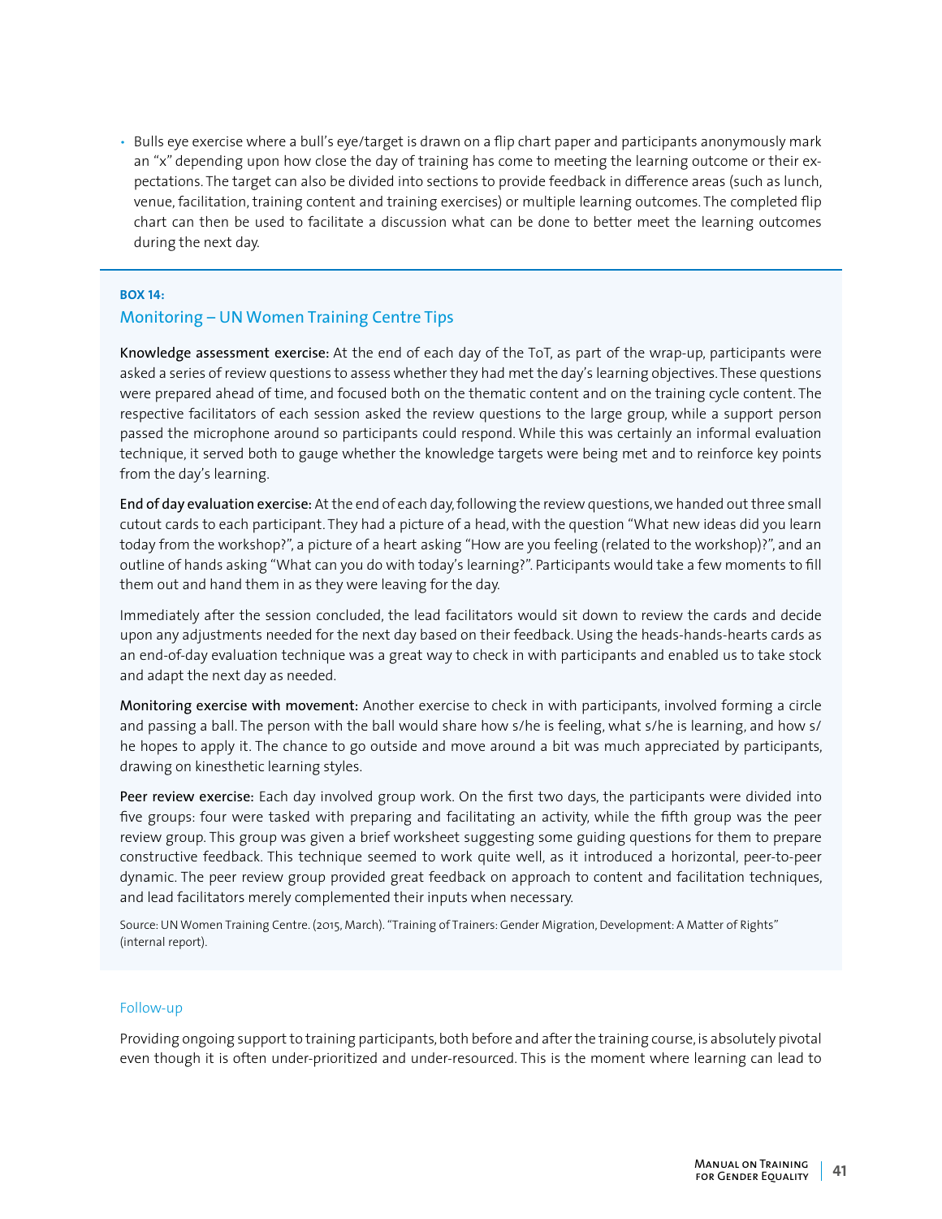- Bulls eye exercise where a bull's eye/target is drawn on a flip chart paper and participants anonymously mark an "x" depending upon how close the day of training has come to meeting the learning outcome or their expectations. The target can also be divided into sections to provide feedback in difference areas (such as lunch, venue, facilitation, training content and training exercises) or multiple learning outcomes. The completed flip chart can then be used to facilitate a discussion what can be done to better meet the learning outcomes during the next day.

**BOX 14:**

### Monitoring – UN Women Training Centre Tips

**Knowledge assessment exercise:** At the end of each day of the ToT, as part of the wrap-up, participants were asked a series of review questions to assess whether they had met the day's learning objectives. These questions were prepared ahead of time, and focused both on the thematic content and on the training cycle content. The respective facilitators of each session asked the review questions to the large group, while a support person passed the microphone around so participants could respond. While this was certainly an informal evaluation technique, it served both to gauge whether the knowledge targets were being met and to reinforce key points from the day's learning.

**End of day evaluation exercise:** At the end of each day, following the review questions, we handed out three small cutout cards to each participant. They had a picture of a head, with the question "What new ideas did you learn today from the workshop?", a picture of a heart asking "How are you feeling (related to the workshop)?", and an outline of hands asking "What can you do with today's learning?". Participants would take a few moments to fill them out and hand them in as they were leaving for the day.

Immediately after the session concluded, the lead facilitators would sit down to review the cards and decide upon any adjustments needed for the next day based on their feedback. Using the heads-hands-hearts cards as an end-of-day evaluation technique was a great way to check in with participants and enabled us to take stock and adapt the next day as needed.

**Monitoring exercise with movement:** Another exercise to check in with participants, involved forming a circle and passing a ball. The person with the ball would share how s/he is feeling, what s/he is learning, and how s/he hopes to apply it. The chance to go outside and move around a bit was much appreciated by participants, drawing on kinesthetic learning styles.

**Peer review exercise:** Each day involved group work. On the first two days, the participants were divided into five groups: four were tasked with preparing and facilitating an activity, while the fifth group was the peer review group. This group was given a brief worksheet suggesting some guiding questions for them to prepare constructive feedback. This technique seemed to work quite well, as it introduced a horizontal, peer-to-peer dynamic. The peer review group provided great feedback on approach to content and facilitation techniques, and lead facilitators merely complemented their inputs when necessary.

Source: UN Women Training Centre. (2015, March). "Training of Trainers: Gender Migration, Development: A Matter of Rights" (internal report).

#### Follow-up

Providing ongoing support to training participants, both before and after the training course, is absolutely pivotal even though it is often under-prioritized and under-resourced. This is the moment where learning can lead to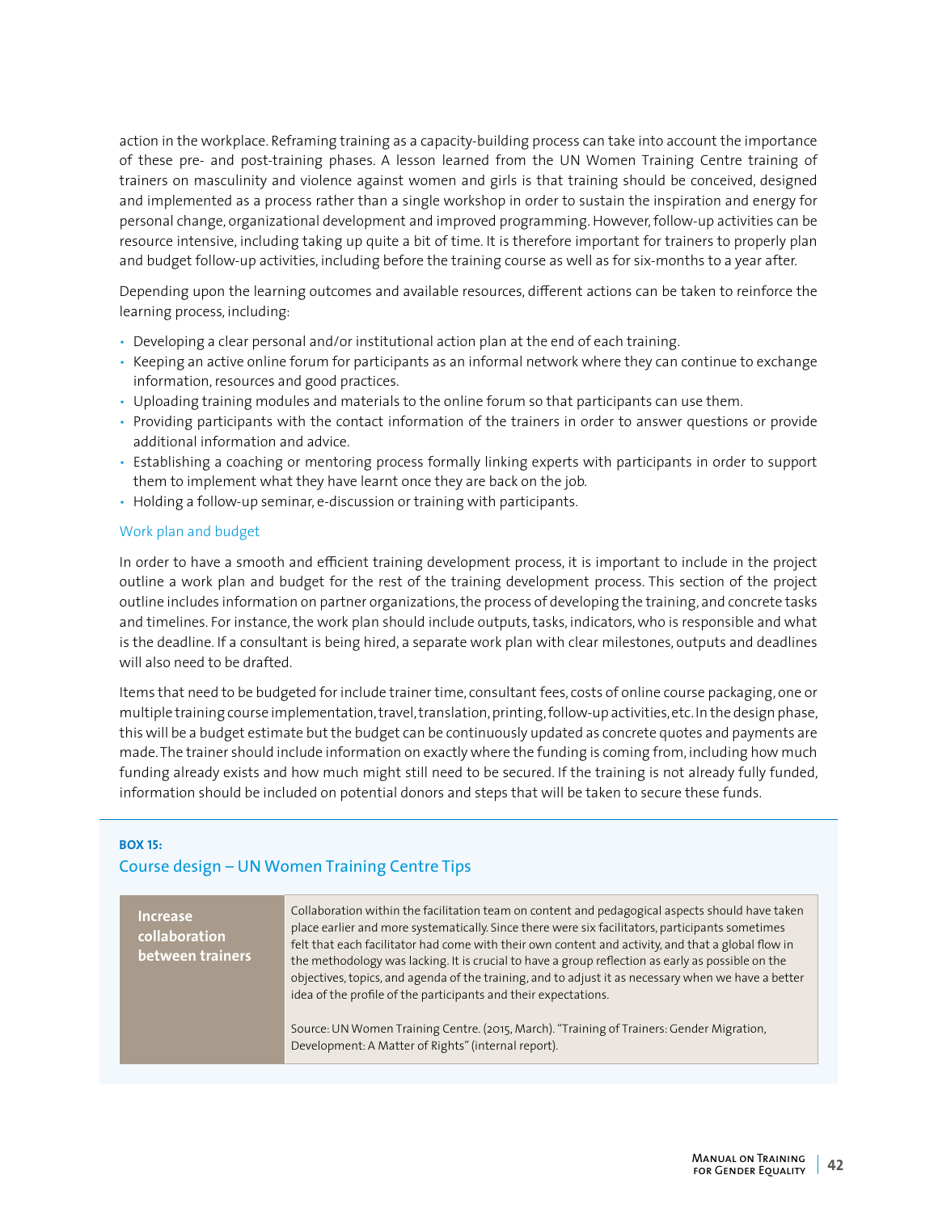action in the workplace. Reframing training as a capacity-building process can take into account the importance of these pre- and post-training phases. A lesson learned from the UN Women Training Centre training of trainers on masculinity and violence against women and girls is that training should be conceived, designed and implemented as a process rather than a single workshop in order to sustain the inspiration and energy for personal change, organizational development and improved programming. However, follow-up activities can be resource intensive, including taking up quite a bit of time. It is therefore important for trainers to properly plan and budget follow-up activities, including before the training course as well as for six-months to a year after.

Depending upon the learning outcomes and available resources, different actions can be taken to reinforce the learning process, including:

- Developing a clear personal and/or institutional action plan at the end of each training.
- Keeping an active online forum for participants as an informal network where they can continue to exchange information, resources and good practices.
- Uploading training modules and materials to the online forum so that participants can use them.
- Providing participants with the contact information of the trainers in order to answer questions or provide additional information and advice.
- Establishing a coaching or mentoring process formally linking experts with participants in order to support them to implement what they have learnt once they are back on the job.
- Holding a follow-up seminar, e-discussion or training with participants.

### Work plan and budget

In order to have a smooth and efficient training development process, it is important to include in the project outline a work plan and budget for the rest of the training development process. This section of the project outline includes information on partner organizations, the process of developing the training, and concrete tasks and timelines. For instance, the work plan should include outputs, tasks, indicators, who is responsible and what is the deadline. If a consultant is being hired, a separate work plan with clear milestones, outputs and deadlines will also need to be drafted.

Items that need to be budgeted for include trainer time, consultant fees, costs of online course packaging, one or multiple training course implementation, travel, translation, printing, follow-up activities, etc. In the design phase, this will be a budget estimate but the budget can be continuously updated as concrete quotes and payments are made. The trainer should include information on exactly where the funding is coming from, including how much funding already exists and how much might still need to be secured. If the training is not already fully funded, information should be included on potential donors and steps that will be taken to secure these funds.

**BOX 15:**

### Course design – UN Women Training Centre Tips

| **Increase collaboration between trainers** | Collaboration within the facilitation team on content and pedagogical aspects should have taken place earlier and more systematically. Since there were six facilitators, participants sometimes felt that each facilitator had come with their own content and activity, and that a global flow in the methodology was lacking. It is crucial to have a group reflection as early as possible on the objectives, topics, and agenda of the training, and to adjust it as necessary when we have a better idea of the profile of the participants and their expectations.<br><br>Source: UN Women Training Centre. (2015, March). "Training of Trainers: Gender Migration, Development: A Matter of Rights" (internal report). |
|---|---|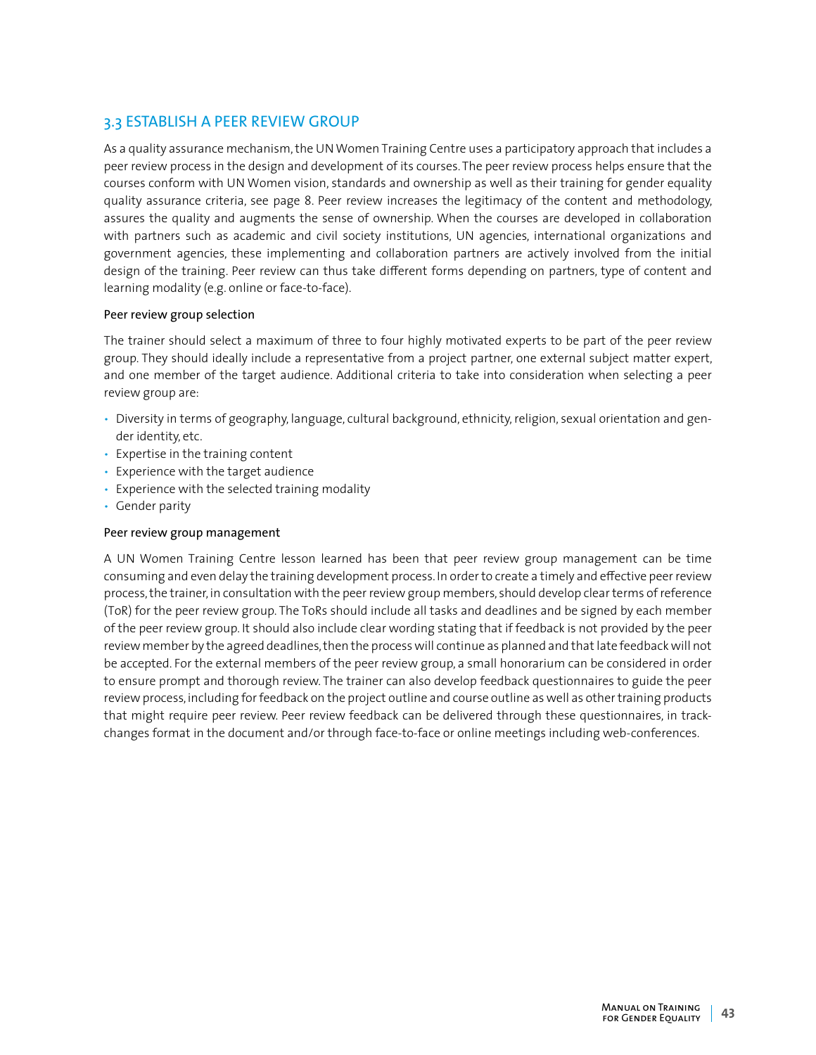## 3.3 ESTABLISH A PEER REVIEW GROUP

As a quality assurance mechanism, the UN Women Training Centre uses a participatory approach that includes a peer review process in the design and development of its courses. The peer review process helps ensure that the courses conform with UN Women vision, standards and ownership as well as their training for gender equality quality assurance criteria, see page 8. Peer review increases the legitimacy of the content and methodology, assures the quality and augments the sense of ownership. When the courses are developed in collaboration with partners such as academic and civil society institutions, UN agencies, international organizations and government agencies, these implementing and collaboration partners are actively involved from the initial design of the training. Peer review can thus take different forms depending on partners, type of content and learning modality (e.g. online or face-to-face).

### Peer review group selection

The trainer should select a maximum of three to four highly motivated experts to be part of the peer review group. They should ideally include a representative from a project partner, one external subject matter expert, and one member of the target audience. Additional criteria to take into consideration when selecting a peer review group are:

- Diversity in terms of geography, language, cultural background, ethnicity, religion, sexual orientation and gender identity, etc.
- Expertise in the training content
- Experience with the target audience
- Experience with the selected training modality
- Gender parity

### Peer review group management

A UN Women Training Centre lesson learned has been that peer review group management can be time consuming and even delay the training development process. In order to create a timely and effective peer review process, the trainer, in consultation with the peer review group members, should develop clear terms of reference (ToR) for the peer review group. The ToRs should include all tasks and deadlines and be signed by each member of the peer review group. It should also include clear wording stating that if feedback is not provided by the peer review member by the agreed deadlines, then the process will continue as planned and that late feedback will not be accepted. For the external members of the peer review group, a small honorarium can be considered in order to ensure prompt and thorough review. The trainer can also develop feedback questionnaires to guide the peer review process, including for feedback on the project outline and course outline as well as other training products that might require peer review. Peer review feedback can be delivered through these questionnaires, in track-changes format in the document and/or through face-to-face or online meetings including web-conferences.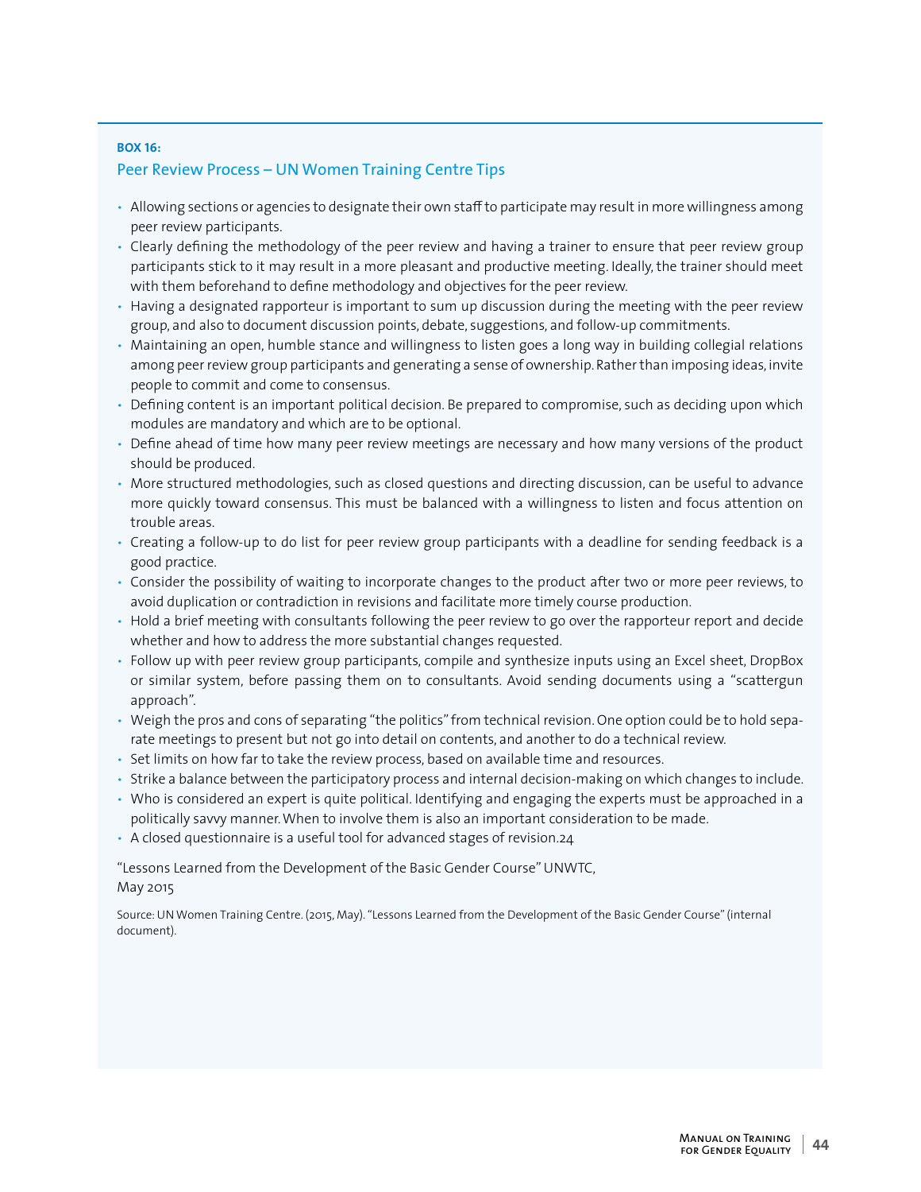**BOX 16:**

### Peer Review Process – UN Women Training Centre Tips

- Allowing sections or agencies to designate their own staff to participate may result in more willingness among peer review participants.
- Clearly defining the methodology of the peer review and having a trainer to ensure that peer review group participants stick to it may result in a more pleasant and productive meeting. Ideally, the trainer should meet with them beforehand to define methodology and objectives for the peer review.
- Having a designated rapporteur is important to sum up discussion during the meeting with the peer review group, and also to document discussion points, debate, suggestions, and follow-up commitments.
- Maintaining an open, humble stance and willingness to listen goes a long way in building collegial relations among peer review group participants and generating a sense of ownership. Rather than imposing ideas, invite people to commit and come to consensus.
- Defining content is an important political decision. Be prepared to compromise, such as deciding upon which modules are mandatory and which are to be optional.
- Define ahead of time how many peer review meetings are necessary and how many versions of the product should be produced.
- More structured methodologies, such as closed questions and directing discussion, can be useful to advance more quickly toward consensus. This must be balanced with a willingness to listen and focus attention on trouble areas.
- Creating a follow-up to do list for peer review group participants with a deadline for sending feedback is a good practice.
- Consider the possibility of waiting to incorporate changes to the product after two or more peer reviews, to avoid duplication or contradiction in revisions and facilitate more timely course production.
- Hold a brief meeting with consultants following the peer review to go over the rapporteur report and decide whether and how to address the more substantial changes requested.
- Follow up with peer review group participants, compile and synthesize inputs using an Excel sheet, DropBox or similar system, before passing them on to consultants. Avoid sending documents using a "scattergun approach".
- Weigh the pros and cons of separating "the politics" from technical revision. One option could be to hold separate meetings to present but not go into detail on contents, and another to do a technical review.
- Set limits on how far to take the review process, based on available time and resources.
- Strike a balance between the participatory process and internal decision-making on which changes to include.
- Who is considered an expert is quite political. Identifying and engaging the experts must be approached in a politically savvy manner. When to involve them is also an important consideration to be made.
- A closed questionnaire is a useful tool for advanced stages of revision.[24]

"Lessons Learned from the Development of the Basic Gender Course" UNWTC, May 2015

Source: UN Women Training Centre. (2015, May). "Lessons Learned from the Development of the Basic Gender Course" (internal document).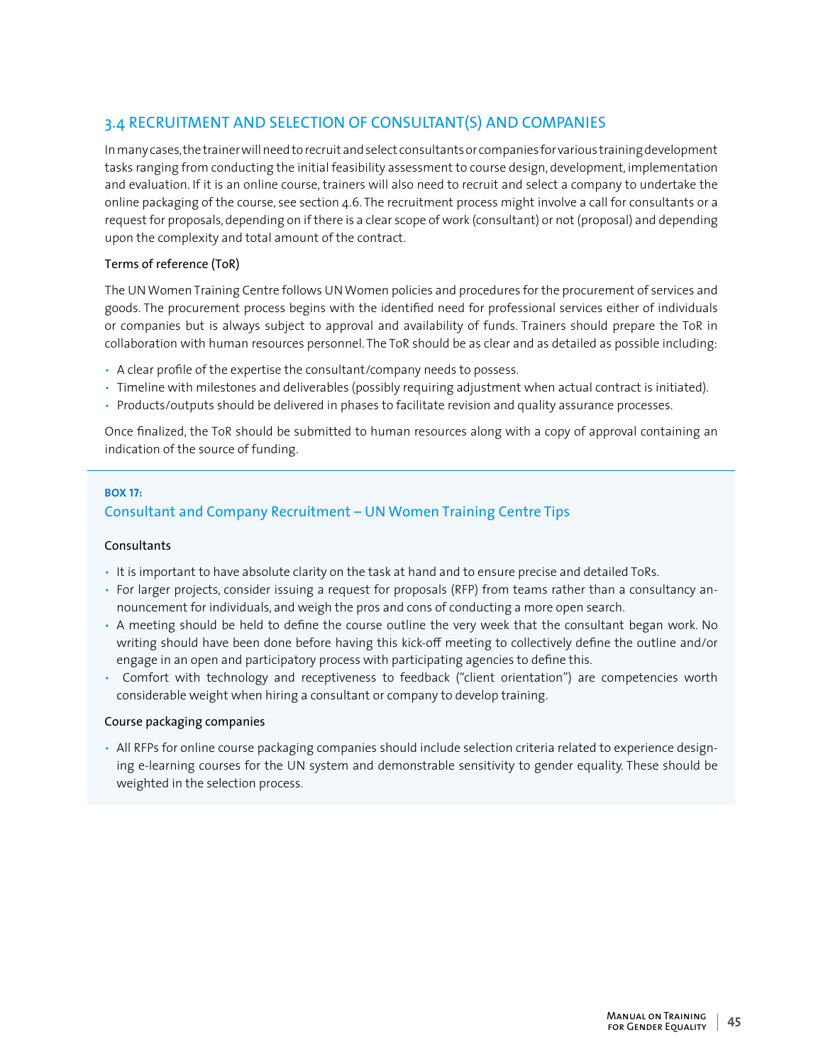## 3.4 RECRUITMENT AND SELECTION OF CONSULTANT(S) AND COMPANIES

In many cases, the trainer will need to recruit and select consultants or companies for various training development tasks ranging from conducting the initial feasibility assessment to course design, development, implementation and evaluation. If it is an online course, trainers will also need to recruit and select a company to undertake the online packaging of the course, see section 4.6. The recruitment process might involve a call for consultants or a request for proposals, depending on if there is a clear scope of work (consultant) or not (proposal) and depending upon the complexity and total amount of the contract.

#### Terms of reference (ToR)

The UN Women Training Centre follows UN Women policies and procedures for the procurement of services and goods. The procurement process begins with the identified need for professional services either of individuals or companies but is always subject to approval and availability of funds. Trainers should prepare the ToR in collaboration with human resources personnel. The ToR should be as clear and as detailed as possible including:

- A clear profile of the expertise the consultant/company needs to possess.
- Timeline with milestones and deliverables (possibly requiring adjustment when actual contract is initiated).
- Products/outputs should be delivered in phases to facilitate revision and quality assurance processes.

Once finalized, the ToR should be submitted to human resources along with a copy of approval containing an indication of the source of funding.

---

**BOX 17:**

### Consultant and Company Recruitment – UN Women Training Centre Tips

#### Consultants

- It is important to have absolute clarity on the task at hand and to ensure precise and detailed ToRs.
- For larger projects, consider issuing a request for proposals (RFP) from teams rather than a consultancy announcement for individuals, and weigh the pros and cons of conducting a more open search.
- A meeting should be held to define the course outline the very week that the consultant began work. No writing should have been done before having this kick-off meeting to collectively define the outline and/or engage in an open and participatory process with participating agencies to define this.
- Comfort with technology and receptiveness to feedback ("client orientation") are competencies worth considerable weight when hiring a consultant or company to develop training.

#### Course packaging companies

- All RFPs for online course packaging companies should include selection criteria related to experience designing e-learning courses for the UN system and demonstrable sensitivity to gender equality. These should be weighted in the selection process.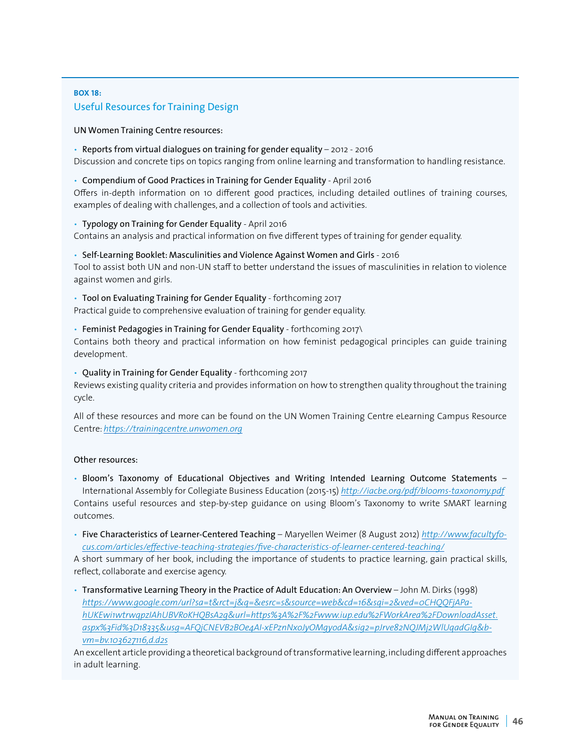**BOX 18:**

### Useful Resources for Training Design

UN Women Training Centre resources:

- **Reports from virtual dialogues on training for gender equality** – 2012 - 2016

Discussion and concrete tips on topics ranging from online learning and transformation to handling resistance.

- **Compendium of Good Practices in Training for Gender Equality** - April 2016

Offers in-depth information on 10 different good practices, including detailed outlines of training courses, examples of dealing with challenges, and a collection of tools and activities.

- **Typology on Training for Gender Equality** - April 2016

Contains an analysis and practical information on five different types of training for gender equality.

- **Self-Learning Booklet: Masculinities and Violence Against Women and Girls** - 2016

Tool to assist both UN and non-UN staff to better understand the issues of masculinities in relation to violence against women and girls.

- **Tool on Evaluating Training for Gender Equality** - forthcoming 2017

Practical guide to comprehensive evaluation of training for gender equality.

- **Feminist Pedagogies in Training for Gender Equality** - forthcoming 2017\

Contains both theory and practical information on how feminist pedagogical principles can guide training development.

- **Quality in Training for Gender Equality** - forthcoming 2017

Reviews existing quality criteria and provides information on how to strengthen quality throughout the training cycle.

All of these resources and more can be found on the UN Women Training Centre eLearning Campus Resource Centre: *https://trainingcentre.unwomen.org*

Other resources:

- **Bloom's Taxonomy of Educational Objectives and Writing Intended Learning Outcome Statements** – International Assembly for Collegiate Business Education (2015-15) *http://iacbe.org/pdf/blooms-taxonomy.pdf*

Contains useful resources and step-by-step guidance on using Bloom's Taxonomy to write SMART learning outcomes.

- **Five Characteristics of Learner-Centered Teaching** – Maryellen Weimer (8 August 2012) *http://www.facultyfocus.com/articles/effective-teaching-strategies/five-characteristics-of-learner-centered-teaching/*

A short summary of her book, including the importance of students to practice learning, gain practical skills, reflect, collaborate and exercise agency.

- **Transformative Learning Theory in the Practice of Adult Education: An Overview** – John M. Dirks (1998) *https://www.google.com/url?sa=t&rct=j&q=&esrc=s&source=web&cd=16&sqi=2&ved=0CHQQFjAPahUKEwi1wtrwqpzIAhUBVRoKHQBsA2g&url=https%3A%2F%2Fwww.iup.edu%2FWorkArea%2FDownloadAsset.aspx%3Fid%3D18335&usg=AFQjCNEVB2BOe4AI-xEPznNxoJyOMgyodA&sig2=pJrve82NQJMj2WIUqadGIg&bvm=bv.103627116,d.d2s*

An excellent article providing a theoretical background of transformative learning, including different approaches in adult learning.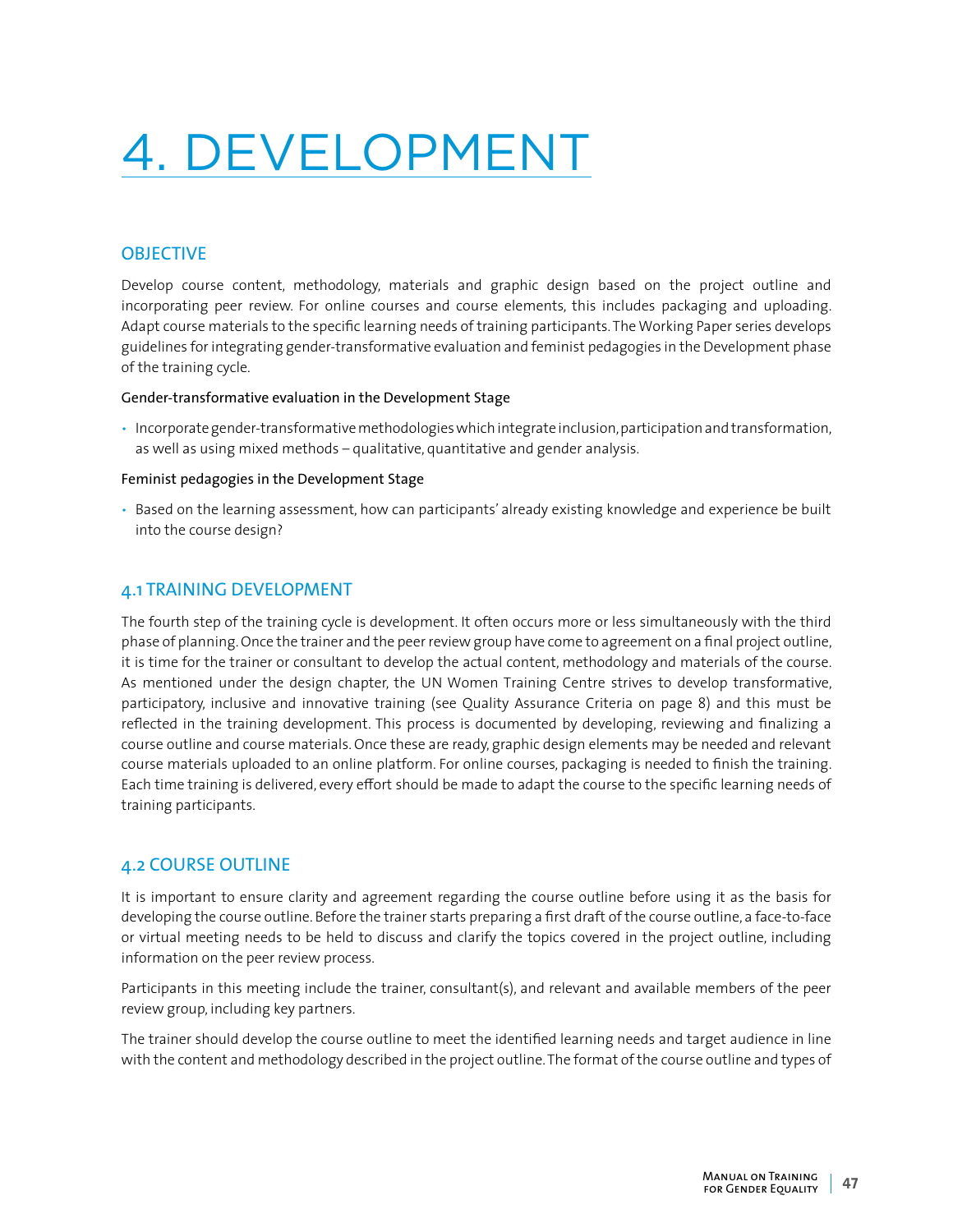# 4. DEVELOPMENT

## OBJECTIVE

Develop course content, methodology, materials and graphic design based on the project outline and incorporating peer review. For online courses and course elements, this includes packaging and uploading. Adapt course materials to the specific learning needs of training participants. The Working Paper series develops guidelines for integrating gender-transformative evaluation and feminist pedagogies in the Development phase of the training cycle.

**Gender-transformative evaluation in the Development Stage**

- Incorporate gender-transformative methodologies which integrate inclusion, participation and transformation, as well as using mixed methods – qualitative, quantitative and gender analysis.

**Feminist pedagogies in the Development Stage**

- Based on the learning assessment, how can participants' already existing knowledge and experience be built into the course design?

## 4.1 TRAINING DEVELOPMENT

The fourth step of the training cycle is development. It often occurs more or less simultaneously with the third phase of planning. Once the trainer and the peer review group have come to agreement on a final project outline, it is time for the trainer or consultant to develop the actual content, methodology and materials of the course. As mentioned under the design chapter, the UN Women Training Centre strives to develop transformative, participatory, inclusive and innovative training (see Quality Assurance Criteria on page 8) and this must be reflected in the training development. This process is documented by developing, reviewing and finalizing a course outline and course materials. Once these are ready, graphic design elements may be needed and relevant course materials uploaded to an online platform. For online courses, packaging is needed to finish the training. Each time training is delivered, every effort should be made to adapt the course to the specific learning needs of training participants.

## 4.2 COURSE OUTLINE

It is important to ensure clarity and agreement regarding the course outline before using it as the basis for developing the course outline. Before the trainer starts preparing a first draft of the course outline, a face-to-face or virtual meeting needs to be held to discuss and clarify the topics covered in the project outline, including information on the peer review process.

Participants in this meeting include the trainer, consultant(s), and relevant and available members of the peer review group, including key partners.

The trainer should develop the course outline to meet the identified learning needs and target audience in line with the content and methodology described in the project outline. The format of the course outline and types of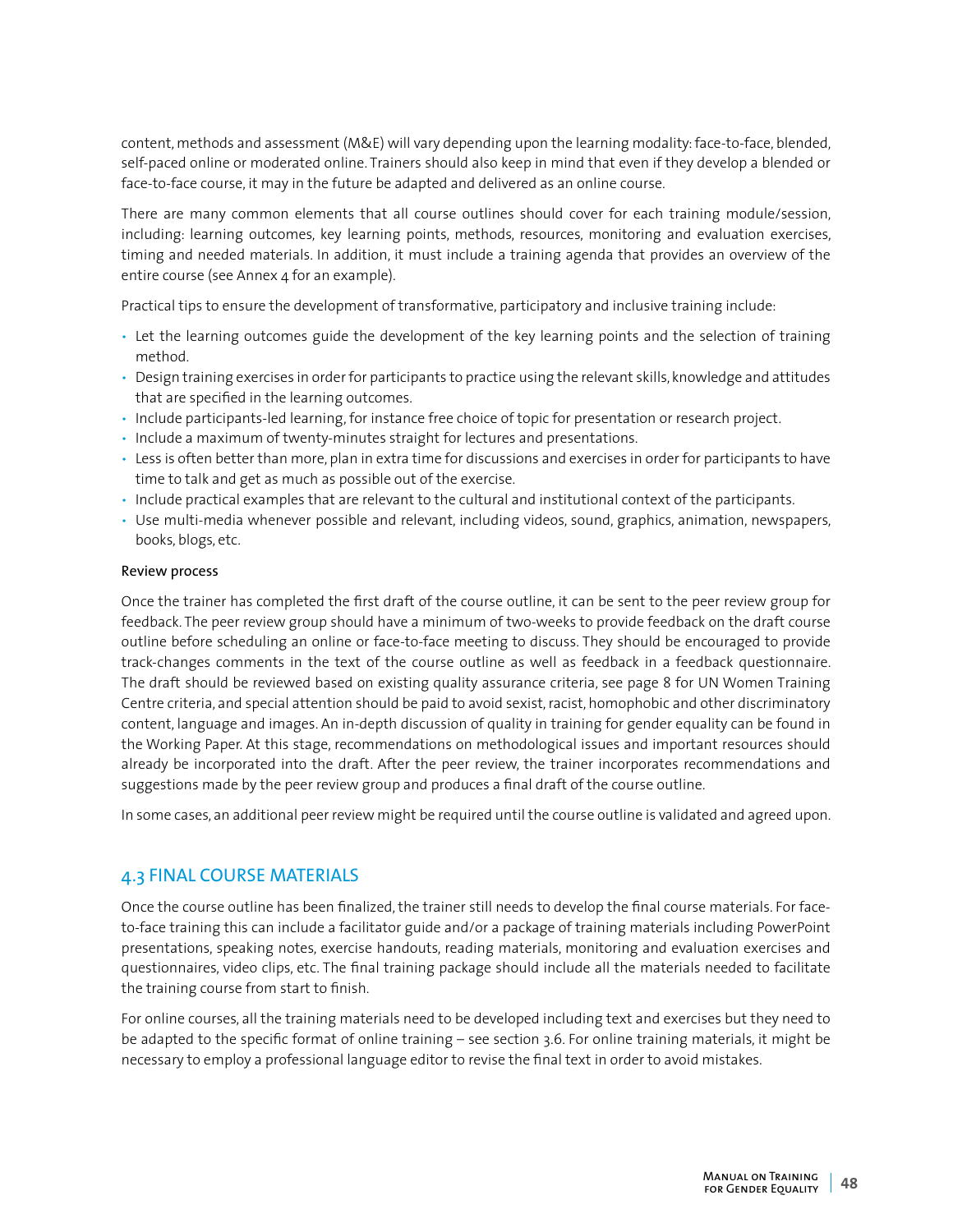content, methods and assessment (M&E) will vary depending upon the learning modality: face-to-face, blended, self-paced online or moderated online. Trainers should also keep in mind that even if they develop a blended or face-to-face course, it may in the future be adapted and delivered as an online course.

There are many common elements that all course outlines should cover for each training module/session, including: learning outcomes, key learning points, methods, resources, monitoring and evaluation exercises, timing and needed materials. In addition, it must include a training agenda that provides an overview of the entire course (see Annex 4 for an example).

Practical tips to ensure the development of transformative, participatory and inclusive training include:

- Let the learning outcomes guide the development of the key learning points and the selection of training method.
- Design training exercises in order for participants to practice using the relevant skills, knowledge and attitudes that are specified in the learning outcomes.
- Include participants-led learning, for instance free choice of topic for presentation or research project.
- Include a maximum of twenty-minutes straight for lectures and presentations.
- Less is often better than more, plan in extra time for discussions and exercises in order for participants to have time to talk and get as much as possible out of the exercise.
- Include practical examples that are relevant to the cultural and institutional context of the participants.
- Use multi-media whenever possible and relevant, including videos, sound, graphics, animation, newspapers, books, blogs, etc.

#### Review process

Once the trainer has completed the first draft of the course outline, it can be sent to the peer review group for feedback. The peer review group should have a minimum of two-weeks to provide feedback on the draft course outline before scheduling an online or face-to-face meeting to discuss. They should be encouraged to provide track-changes comments in the text of the course outline as well as feedback in a feedback questionnaire. The draft should be reviewed based on existing quality assurance criteria, see page 8 for UN Women Training Centre criteria, and special attention should be paid to avoid sexist, racist, homophobic and other discriminatory content, language and images. An in-depth discussion of quality in training for gender equality can be found in the Working Paper. At this stage, recommendations on methodological issues and important resources should already be incorporated into the draft. After the peer review, the trainer incorporates recommendations and suggestions made by the peer review group and produces a final draft of the course outline.

In some cases, an additional peer review might be required until the course outline is validated and agreed upon.

## 4.3 FINAL COURSE MATERIALS

Once the course outline has been finalized, the trainer still needs to develop the final course materials. For face-to-face training this can include a facilitator guide and/or a package of training materials including PowerPoint presentations, speaking notes, exercise handouts, reading materials, monitoring and evaluation exercises and questionnaires, video clips, etc. The final training package should include all the materials needed to facilitate the training course from start to finish.

For online courses, all the training materials need to be developed including text and exercises but they need to be adapted to the specific format of online training – see section 3.6. For online training materials, it might be necessary to employ a professional language editor to revise the final text in order to avoid mistakes.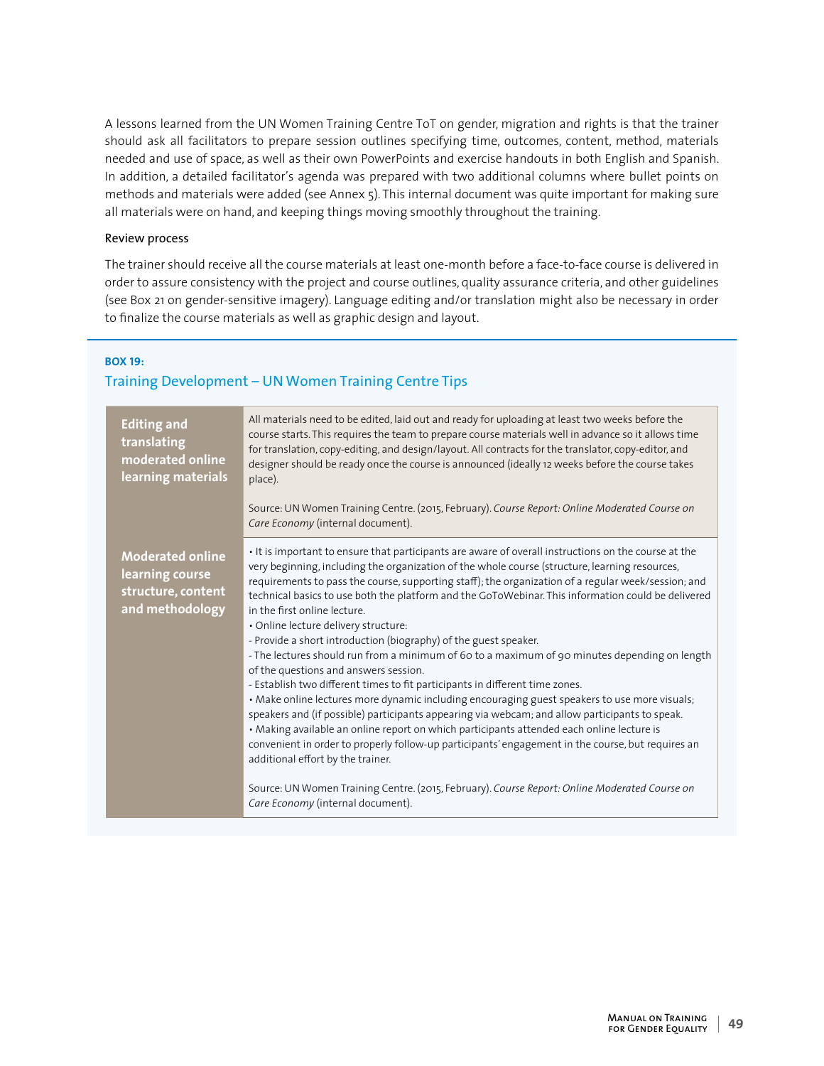A lessons learned from the UN Women Training Centre ToT on gender, migration and rights is that the trainer should ask all facilitators to prepare session outlines specifying time, outcomes, content, method, materials needed and use of space, as well as their own PowerPoints and exercise handouts in both English and Spanish. In addition, a detailed facilitator's agenda was prepared with two additional columns where bullet points on methods and materials were added (see Annex 5). This internal document was quite important for making sure all materials were on hand, and keeping things moving smoothly throughout the training.

#### Review process

The trainer should receive all the course materials at least one-month before a face-to-face course is delivered in order to assure consistency with the project and course outlines, quality assurance criteria, and other guidelines (see Box 21 on gender-sensitive imagery). Language editing and/or translation might also be necessary in order to finalize the course materials as well as graphic design and layout.

**BOX 19:**

### Training Development – UN Women Training Centre Tips

| | |
|---|---|
| **Editing and translating moderated online learning materials** | All materials need to be edited, laid out and ready for uploading at least two weeks before the course starts. This requires the team to prepare course materials well in advance so it allows time for translation, copy-editing, and design/layout. All contracts for the translator, copy-editor, and designer should be ready once the course is announced (ideally 12 weeks before the course takes place).<br><br>Source: UN Women Training Centre. (2015, February). *Course Report: Online Moderated Course on Care Economy* (internal document). |
| **Moderated online learning course structure, content and methodology** | • It is important to ensure that participants are aware of overall instructions on the course at the very beginning, including the organization of the whole course (structure, learning resources, requirements to pass the course, supporting staff); the organization of a regular week/session; and technical basics to use both the platform and the GoToWebinar. This information could be delivered in the first online lecture.<br>• Online lecture delivery structure:<br>- Provide a short introduction (biography) of the guest speaker.<br>- The lectures should run from a minimum of 60 to a maximum of 90 minutes depending on length of the questions and answers session.<br>- Establish two different times to fit participants in different time zones.<br>• Make online lectures more dynamic including encouraging guest speakers to use more visuals; speakers and (if possible) participants appearing via webcam; and allow participants to speak.<br>• Making available an online report on which participants attended each online lecture is convenient in order to properly follow-up participants' engagement in the course, but requires an additional effort by the trainer.<br><br>Source: UN Women Training Centre. (2015, February). *Course Report: Online Moderated Course on Care Economy* (internal document). |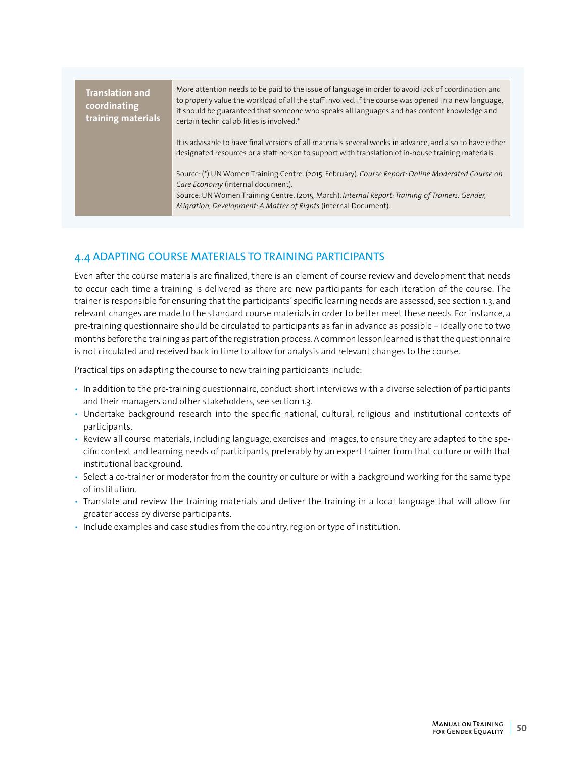| Translation and coordinating training materials | More attention needs to be paid to the issue of language in order to avoid lack of coordination and to properly value the workload of all the staff involved. If the course was opened in a new language, it should be guaranteed that someone who speaks all languages and has content knowledge and certain technical abilities is involved.*<br><br>It is advisable to have final versions of all materials several weeks in advance, and also to have either designated resources or a staff person to support with translation of in-house training materials.<br><br>Source: (*) UN Women Training Centre. (2015, February). *Course Report: Online Moderated Course on Care Economy* (internal document).<br>Source: UN Women Training Centre. (2015, March). *Internal Report: Training of Trainers: Gender, Migration, Development: A Matter of Rights* (internal Document). |
|---|---|

## 4.4 ADAPTING COURSE MATERIALS TO TRAINING PARTICIPANTS

Even after the course materials are finalized, there is an element of course review and development that needs to occur each time a training is delivered as there are new participants for each iteration of the course. The trainer is responsible for ensuring that the participants' specific learning needs are assessed, see section 1.3, and relevant changes are made to the standard course materials in order to better meet these needs. For instance, a pre-training questionnaire should be circulated to participants as far in advance as possible – ideally one to two months before the training as part of the registration process. A common lesson learned is that the questionnaire is not circulated and received back in time to allow for analysis and relevant changes to the course.

Practical tips on adapting the course to new training participants include:

- In addition to the pre-training questionnaire, conduct short interviews with a diverse selection of participants and their managers and other stakeholders, see section 1.3.
- Undertake background research into the specific national, cultural, religious and institutional contexts of participants.
- Review all course materials, including language, exercises and images, to ensure they are adapted to the specific context and learning needs of participants, preferably by an expert trainer from that culture or with that institutional background.
- Select a co-trainer or moderator from the country or culture or with a background working for the same type of institution.
- Translate and review the training materials and deliver the training in a local language that will allow for greater access by diverse participants.
- Include examples and case studies from the country, region or type of institution.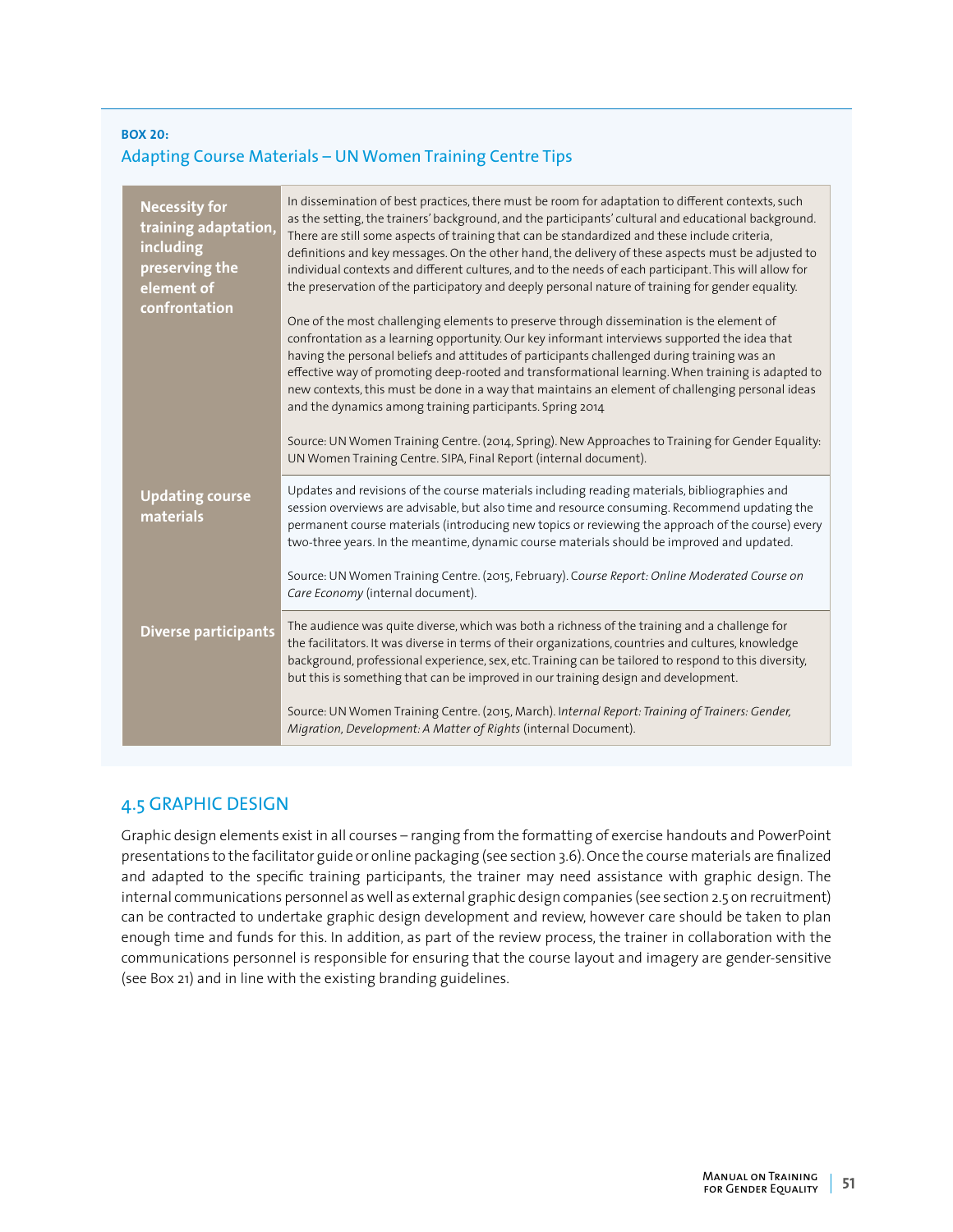**BOX 20:**

### Adapting Course Materials – UN Women Training Centre Tips

| | |
|---|---|
| **Necessity for training adaptation, including preserving the element of confrontation** | In dissemination of best practices, there must be room for adaptation to different contexts, such as the setting, the trainers' background, and the participants' cultural and educational background. There are still some aspects of training that can be standardized and these include criteria, definitions and key messages. On the other hand, the delivery of these aspects must be adjusted to individual contexts and different cultures, and to the needs of each participant. This will allow for the preservation of the participatory and deeply personal nature of training for gender equality.<br><br>One of the most challenging elements to preserve through dissemination is the element of confrontation as a learning opportunity. Our key informant interviews supported the idea that having the personal beliefs and attitudes of participants challenged during training was an effective way of promoting deep-rooted and transformational learning. When training is adapted to new contexts, this must be done in a way that maintains an element of challenging personal ideas and the dynamics among training participants. Spring 2014<br><br>Source: UN Women Training Centre. (2014, Spring). New Approaches to Training for Gender Equality: UN Women Training Centre. SIPA, Final Report (internal document). |
| **Updating course materials** | Updates and revisions of the course materials including reading materials, bibliographies and session overviews are advisable, but also time and resource consuming. Recommend updating the permanent course materials (introducing new topics or reviewing the approach of the course) every two-three years. In the meantime, dynamic course materials should be improved and updated.<br><br>Source: UN Women Training Centre. (2015, February). C*ourse Report: Online Moderated Course on Care Economy* (internal document). |
| **Diverse participants** | The audience was quite diverse, which was both a richness of the training and a challenge for the facilitators. It was diverse in terms of their organizations, countries and cultures, knowledge background, professional experience, sex, etc. Training can be tailored to respond to this diversity, but this is something that can be improved in our training design and development.<br><br>Source: UN Women Training Centre. (2015, March). I*nternal Report: Training of Trainers: Gender, Migration, Development: A Matter of Rights* (internal Document). |

## 4.5 GRAPHIC DESIGN

Graphic design elements exist in all courses – ranging from the formatting of exercise handouts and PowerPoint presentations to the facilitator guide or online packaging (see section 3.6). Once the course materials are finalized and adapted to the specific training participants, the trainer may need assistance with graphic design. The internal communications personnel as well as external graphic design companies (see section 2.5 on recruitment) can be contracted to undertake graphic design development and review, however care should be taken to plan enough time and funds for this. In addition, as part of the review process, the trainer in collaboration with the communications personnel is responsible for ensuring that the course layout and imagery are gender-sensitive (see Box 21) and in line with the existing branding guidelines.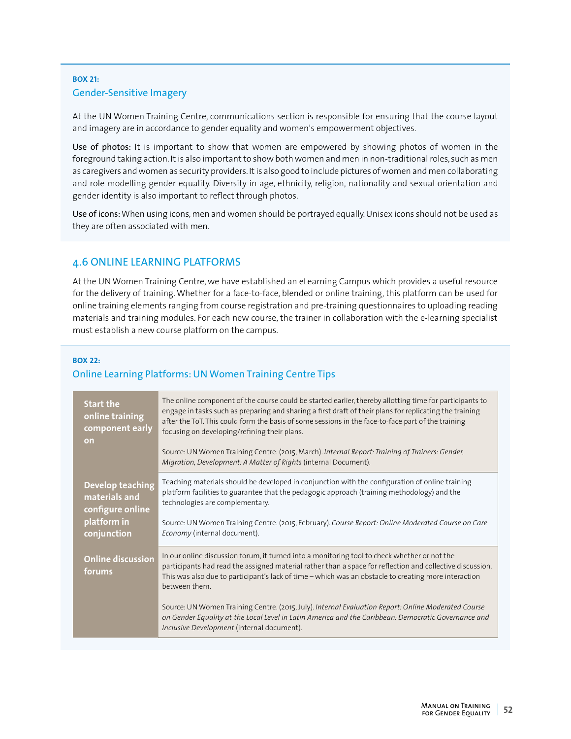**BOX 21:**

### Gender-Sensitive Imagery

At the UN Women Training Centre, communications section is responsible for ensuring that the course layout and imagery are in accordance to gender equality and women's empowerment objectives.

**Use of photos:** It is important to show that women are empowered by showing photos of women in the foreground taking action. It is also important to show both women and men in non-traditional roles, such as men as caregivers and women as security providers. It is also good to include pictures of women and men collaborating and role modelling gender equality. Diversity in age, ethnicity, religion, nationality and sexual orientation and gender identity is also important to reflect through photos.

**Use of icons:** When using icons, men and women should be portrayed equally. Unisex icons should not be used as they are often associated with men.

## 4.6 ONLINE LEARNING PLATFORMS

At the UN Women Training Centre, we have established an eLearning Campus which provides a useful resource for the delivery of training. Whether for a face-to-face, blended or online training, this platform can be used for online training elements ranging from course registration and pre-training questionnaires to uploading reading materials and training modules. For each new course, the trainer in collaboration with the e-learning specialist must establish a new course platform on the campus.

**BOX 22:**

### Online Learning Platforms: UN Women Training Centre Tips

| | |
|---|---|
| **Start the online training component early on** | The online component of the course could be started earlier, thereby allotting time for participants to engage in tasks such as preparing and sharing a first draft of their plans for replicating the training after the ToT. This could form the basis of some sessions in the face-to-face part of the training focusing on developing/refining their plans.<br><br>Source: UN Women Training Centre. (2015, March). *Internal Report: Training of Trainers: Gender, Migration, Development: A Matter of Rights* (internal Document). |
| **Develop teaching materials and configure online platform in conjunction** | Teaching materials should be developed in conjunction with the configuration of online training platform facilities to guarantee that the pedagogic approach (training methodology) and the technologies are complementary.<br><br>Source: UN Women Training Centre. (2015, February). *Course Report: Online Moderated Course on Care Economy* (internal document). |
| **Online discussion forums** | In our online discussion forum, it turned into a monitoring tool to check whether or not the participants had read the assigned material rather than a space for reflection and collective discussion. This was also due to participant's lack of time – which was an obstacle to creating more interaction between them.<br><br>Source: UN Women Training Centre. (2015, July). *Internal Evaluation Report: Online Moderated Course on Gender Equality at the Local Level in Latin America and the Caribbean: Democratic Governance and Inclusive Development* (internal document). |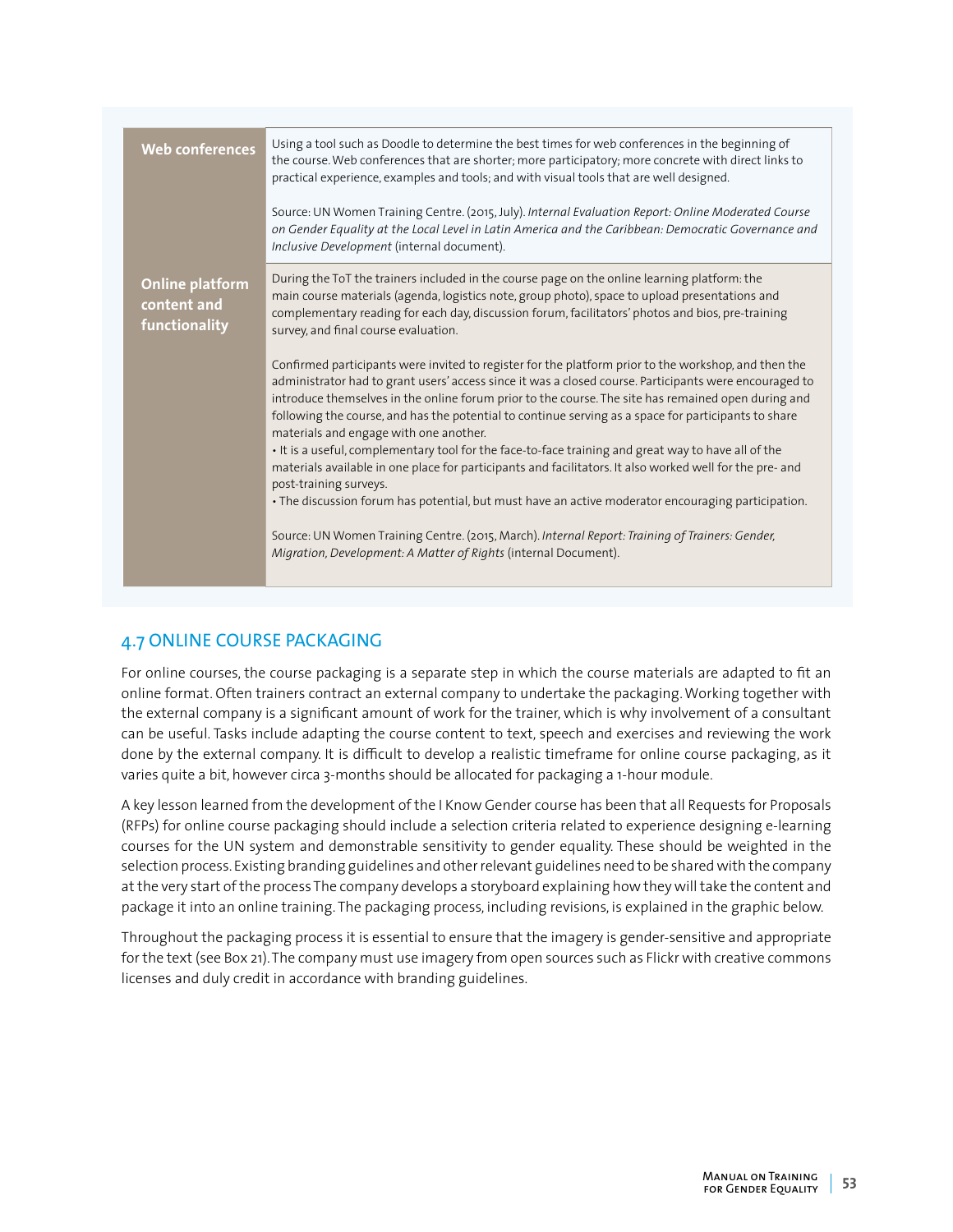| | |
|---|---|
| **Web conferences** | Using a tool such as Doodle to determine the best times for web conferences in the beginning of the course. Web conferences that are shorter; more participatory; more concrete with direct links to practical experience, examples and tools; and with visual tools that are well designed.<br><br>Source: UN Women Training Centre. (2015, July). *Internal Evaluation Report: Online Moderated Course on Gender Equality at the Local Level in Latin America and the Caribbean: Democratic Governance and Inclusive Development* (internal document). |
| **Online platform content and functionality** | During the ToT the trainers included in the course page on the online learning platform: the main course materials (agenda, logistics note, group photo), space to upload presentations and complementary reading for each day, discussion forum, facilitators' photos and bios, pre-training survey, and final course evaluation.<br><br>Confirmed participants were invited to register for the platform prior to the workshop, and then the administrator had to grant users' access since it was a closed course. Participants were encouraged to introduce themselves in the online forum prior to the course. The site has remained open during and following the course, and has the potential to continue serving as a space for participants to share materials and engage with one another.<br>• It is a useful, complementary tool for the face-to-face training and great way to have all of the materials available in one place for participants and facilitators. It also worked well for the pre- and post-training surveys.<br>• The discussion forum has potential, but must have an active moderator encouraging participation.<br><br>Source: UN Women Training Centre. (2015, March). *Internal Report: Training of Trainers: Gender, Migration, Development: A Matter of Rights* (internal Document). |

## 4.7 ONLINE COURSE PACKAGING

For online courses, the course packaging is a separate step in which the course materials are adapted to fit an online format. Often trainers contract an external company to undertake the packaging. Working together with the external company is a significant amount of work for the trainer, which is why involvement of a consultant can be useful. Tasks include adapting the course content to text, speech and exercises and reviewing the work done by the external company. It is difficult to develop a realistic timeframe for online course packaging, as it varies quite a bit, however circa 3-months should be allocated for packaging a 1-hour module.

A key lesson learned from the development of the I Know Gender course has been that all Requests for Proposals (RFPs) for online course packaging should include a selection criteria related to experience designing e-learning courses for the UN system and demonstrable sensitivity to gender equality. These should be weighted in the selection process. Existing branding guidelines and other relevant guidelines need to be shared with the company at the very start of the process The company develops a storyboard explaining how they will take the content and package it into an online training. The packaging process, including revisions, is explained in the graphic below.

Throughout the packaging process it is essential to ensure that the imagery is gender-sensitive and appropriate for the text (see Box 21). The company must use imagery from open sources such as Flickr with creative commons licenses and duly credit in accordance with branding guidelines.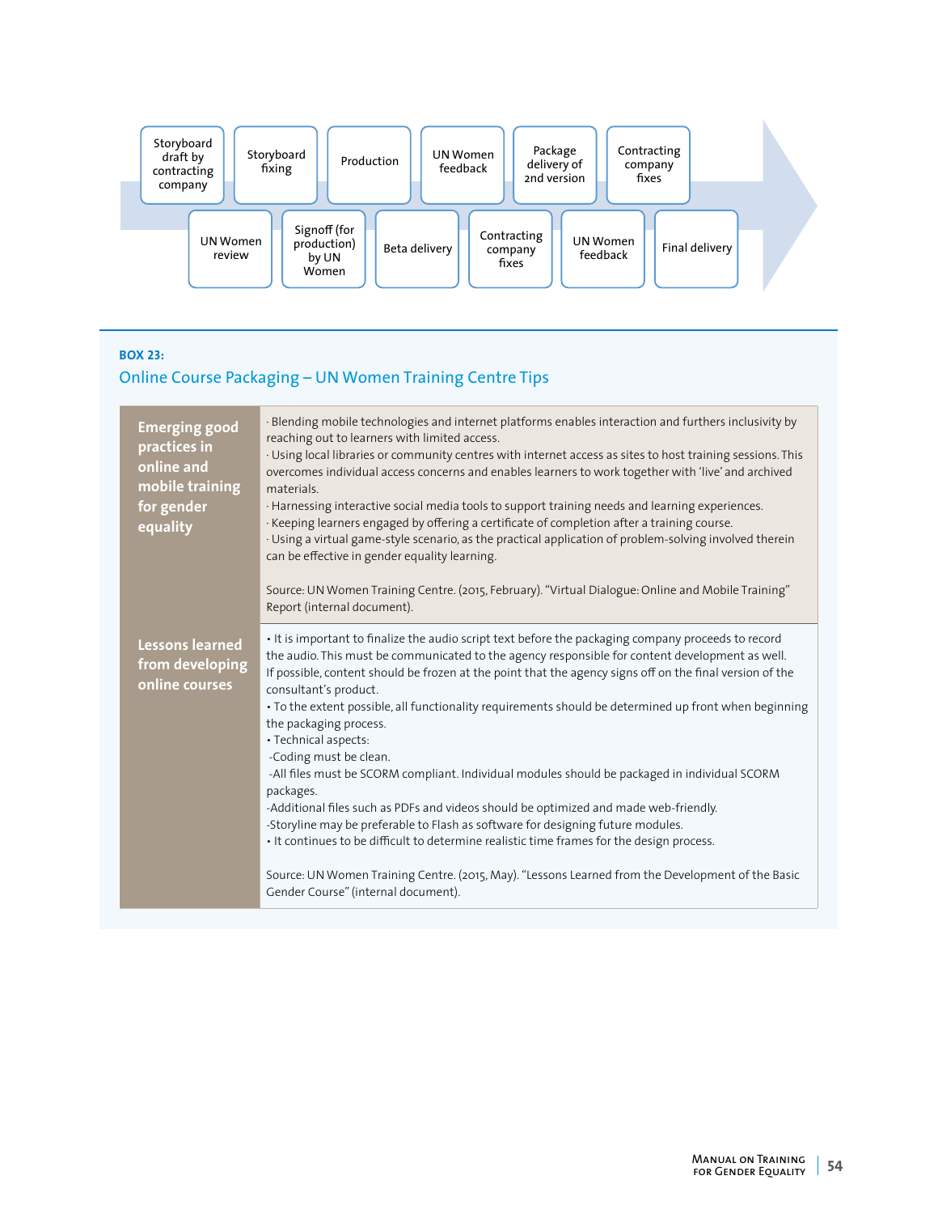Storyboard draft by contracting company → UN Women review → Storyboard fixing → Signoff (for production) by UN Women → Production → Beta delivery → UN Women feedback → Contracting company fixes → Package delivery of 2nd version → UN Women feedback → Contracting company fixes → Final delivery

**BOX 23:**

## Online Course Packaging – UN Women Training Centre Tips

| | |
|---|---|
| **Emerging good practices in online and mobile training for gender equality** | · Blending mobile technologies and internet platforms enables interaction and furthers inclusivity by reaching out to learners with limited access.<br>· Using local libraries or community centres with internet access as sites to host training sessions. This overcomes individual access concerns and enables learners to work together with 'live' and archived materials.<br>· Harnessing interactive social media tools to support training needs and learning experiences.<br>· Keeping learners engaged by offering a certificate of completion after a training course.<br>· Using a virtual game-style scenario, as the practical application of problem-solving involved therein can be effective in gender equality learning.<br><br>Source: UN Women Training Centre. (2015, February). "Virtual Dialogue: Online and Mobile Training" Report (internal document). |
| **Lessons learned from developing online courses** | • It is important to finalize the audio script text before the packaging company proceeds to record the audio. This must be communicated to the agency responsible for content development as well. If possible, content should be frozen at the point that the agency signs off on the final version of the consultant's product.<br>• To the extent possible, all functionality requirements should be determined up front when beginning the packaging process.<br>• Technical aspects:<br>-Coding must be clean.<br>-All files must be SCORM compliant. Individual modules should be packaged in individual SCORM packages.<br>-Additional files such as PDFs and videos should be optimized and made web-friendly.<br>-Storyline may be preferable to Flash as software for designing future modules.<br>• It continues to be difficult to determine realistic time frames for the design process.<br><br>Source: UN Women Training Centre. (2015, May). "Lessons Learned from the Development of the Basic Gender Course" (internal document). |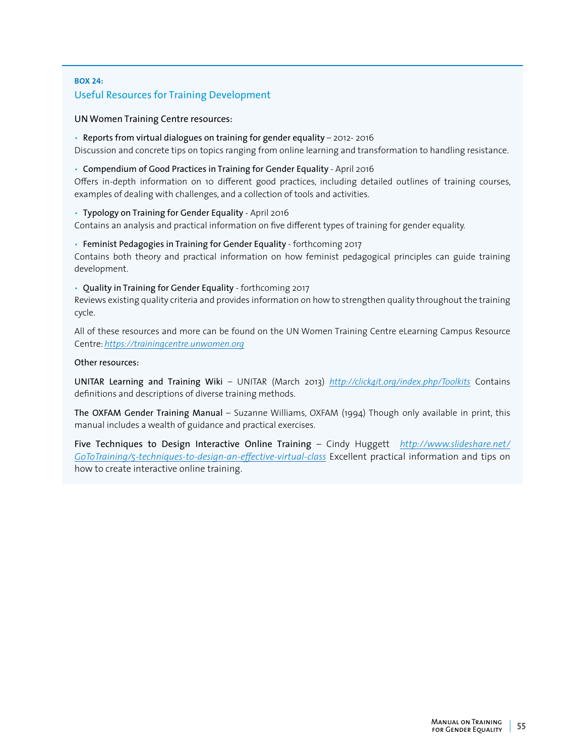**BOX 24:**

### Useful Resources for Training Development

UN Women Training Centre resources:

- **Reports from virtual dialogues on training for gender equality** – 2012- 2016

Discussion and concrete tips on topics ranging from online learning and transformation to handling resistance.

- **Compendium of Good Practices in Training for Gender Equality** - April 2016

Offers in-depth information on 10 different good practices, including detailed outlines of training courses, examples of dealing with challenges, and a collection of tools and activities.

- **Typology on Training for Gender Equality** - April 2016

Contains an analysis and practical information on five different types of training for gender equality.

- **Feminist Pedagogies in Training for Gender Equality** - forthcoming 2017

Contains both theory and practical information on how feminist pedagogical principles can guide training development.

- **Quality in Training for Gender Equality** - forthcoming 2017

Reviews existing quality criteria and provides information on how to strengthen quality throughout the training cycle.

All of these resources and more can be found on the UN Women Training Centre eLearning Campus Resource Centre: *https://trainingcentre.unwomen.org*

Other resources:

**UNITAR Learning and Training Wiki** – UNITAR (March 2013) *http://click4it.org/index.php/Toolkits* Contains definitions and descriptions of diverse training methods.

**The OXFAM Gender Training Manual** – Suzanne Williams, OXFAM (1994) Though only available in print, this manual includes a wealth of guidance and practical exercises.

**Five Techniques to Design Interactive Online Training** – Cindy Huggett *http://www.slideshare.net/GoToTraining/5-techniques-to-design-an-effective-virtual-class* Excellent practical information and tips on how to create interactive online training.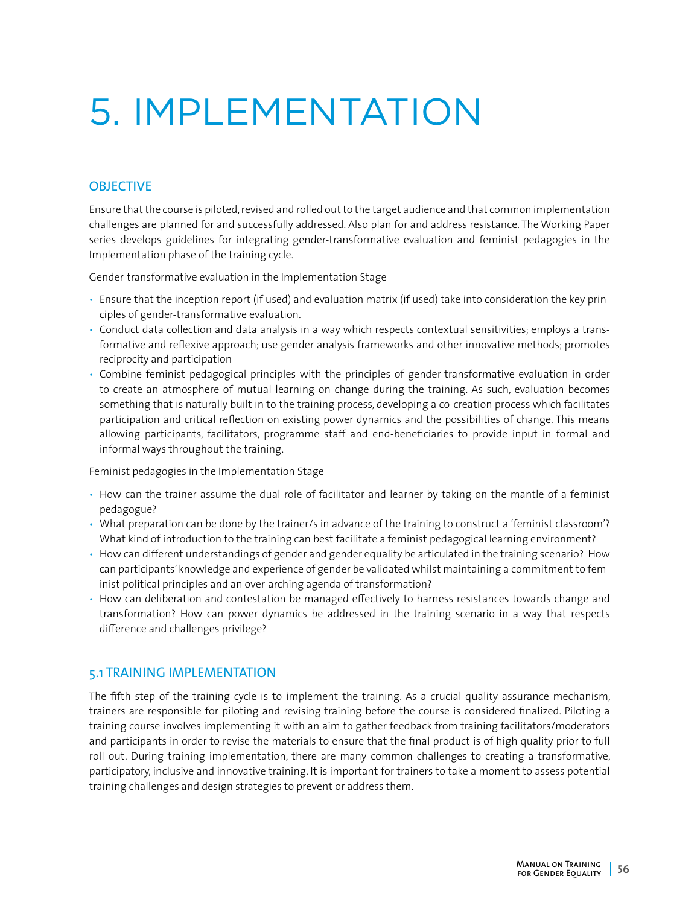# 5. IMPLEMENTATION

## OBJECTIVE

Ensure that the course is piloted, revised and rolled out to the target audience and that common implementation challenges are planned for and successfully addressed. Also plan for and address resistance. The Working Paper series develops guidelines for integrating gender-transformative evaluation and feminist pedagogies in the Implementation phase of the training cycle.

Gender-transformative evaluation in the Implementation Stage

- Ensure that the inception report (if used) and evaluation matrix (if used) take into consideration the key principles of gender-transformative evaluation.
- Conduct data collection and data analysis in a way which respects contextual sensitivities; employs a transformative and reflexive approach; use gender analysis frameworks and other innovative methods; promotes reciprocity and participation
- Combine feminist pedagogical principles with the principles of gender-transformative evaluation in order to create an atmosphere of mutual learning on change during the training. As such, evaluation becomes something that is naturally built in to the training process, developing a co-creation process which facilitates participation and critical reflection on existing power dynamics and the possibilities of change. This means allowing participants, facilitators, programme staff and end-beneficiaries to provide input in formal and informal ways throughout the training.

Feminist pedagogies in the Implementation Stage

- How can the trainer assume the dual role of facilitator and learner by taking on the mantle of a feminist pedagogue?
- What preparation can be done by the trainer/s in advance of the training to construct a 'feminist classroom'? What kind of introduction to the training can best facilitate a feminist pedagogical learning environment?
- How can different understandings of gender and gender equality be articulated in the training scenario? How can participants' knowledge and experience of gender be validated whilst maintaining a commitment to feminist political principles and an over-arching agenda of transformation?
- How can deliberation and contestation be managed effectively to harness resistances towards change and transformation? How can power dynamics be addressed in the training scenario in a way that respects difference and challenges privilege?

## 5.1 TRAINING IMPLEMENTATION

The fifth step of the training cycle is to implement the training. As a crucial quality assurance mechanism, trainers are responsible for piloting and revising training before the course is considered finalized. Piloting a training course involves implementing it with an aim to gather feedback from training facilitators/moderators and participants in order to revise the materials to ensure that the final product is of high quality prior to full roll out. During training implementation, there are many common challenges to creating a transformative, participatory, inclusive and innovative training. It is important for trainers to take a moment to assess potential training challenges and design strategies to prevent or address them.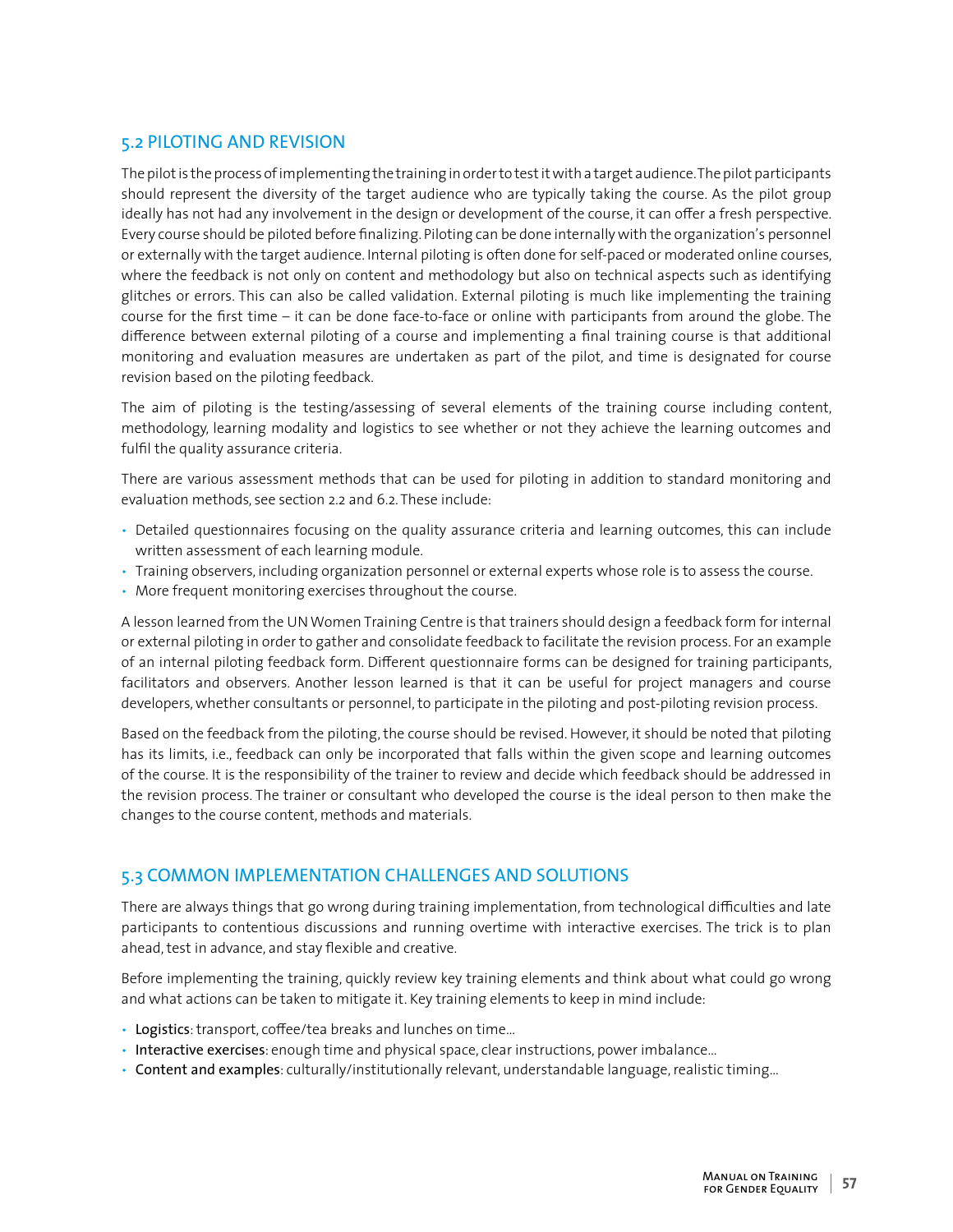## 5.2 PILOTING AND REVISION

The pilot is the process of implementing the training in order to test it with a target audience. The pilot participants should represent the diversity of the target audience who are typically taking the course. As the pilot group ideally has not had any involvement in the design or development of the course, it can offer a fresh perspective. Every course should be piloted before finalizing. Piloting can be done internally with the organization's personnel or externally with the target audience. Internal piloting is often done for self-paced or moderated online courses, where the feedback is not only on content and methodology but also on technical aspects such as identifying glitches or errors. This can also be called validation. External piloting is much like implementing the training course for the first time – it can be done face-to-face or online with participants from around the globe. The difference between external piloting of a course and implementing a final training course is that additional monitoring and evaluation measures are undertaken as part of the pilot, and time is designated for course revision based on the piloting feedback.

The aim of piloting is the testing/assessing of several elements of the training course including content, methodology, learning modality and logistics to see whether or not they achieve the learning outcomes and fulfil the quality assurance criteria.

There are various assessment methods that can be used for piloting in addition to standard monitoring and evaluation methods, see section 2.2 and 6.2. These include:

- Detailed questionnaires focusing on the quality assurance criteria and learning outcomes, this can include written assessment of each learning module.
- Training observers, including organization personnel or external experts whose role is to assess the course.
- More frequent monitoring exercises throughout the course.

A lesson learned from the UN Women Training Centre is that trainers should design a feedback form for internal or external piloting in order to gather and consolidate feedback to facilitate the revision process. For an example of an internal piloting feedback form. Different questionnaire forms can be designed for training participants, facilitators and observers. Another lesson learned is that it can be useful for project managers and course developers, whether consultants or personnel, to participate in the piloting and post-piloting revision process.

Based on the feedback from the piloting, the course should be revised. However, it should be noted that piloting has its limits, i.e., feedback can only be incorporated that falls within the given scope and learning outcomes of the course. It is the responsibility of the trainer to review and decide which feedback should be addressed in the revision process. The trainer or consultant who developed the course is the ideal person to then make the changes to the course content, methods and materials.

## 5.3 COMMON IMPLEMENTATION CHALLENGES AND SOLUTIONS

There are always things that go wrong during training implementation, from technological difficulties and late participants to contentious discussions and running overtime with interactive exercises. The trick is to plan ahead, test in advance, and stay flexible and creative.

Before implementing the training, quickly review key training elements and think about what could go wrong and what actions can be taken to mitigate it. Key training elements to keep in mind include:

- **Logistics**: transport, coffee/tea breaks and lunches on time...
- **Interactive exercises**: enough time and physical space, clear instructions, power imbalance...
- **Content and examples**: culturally/institutionally relevant, understandable language, realistic timing...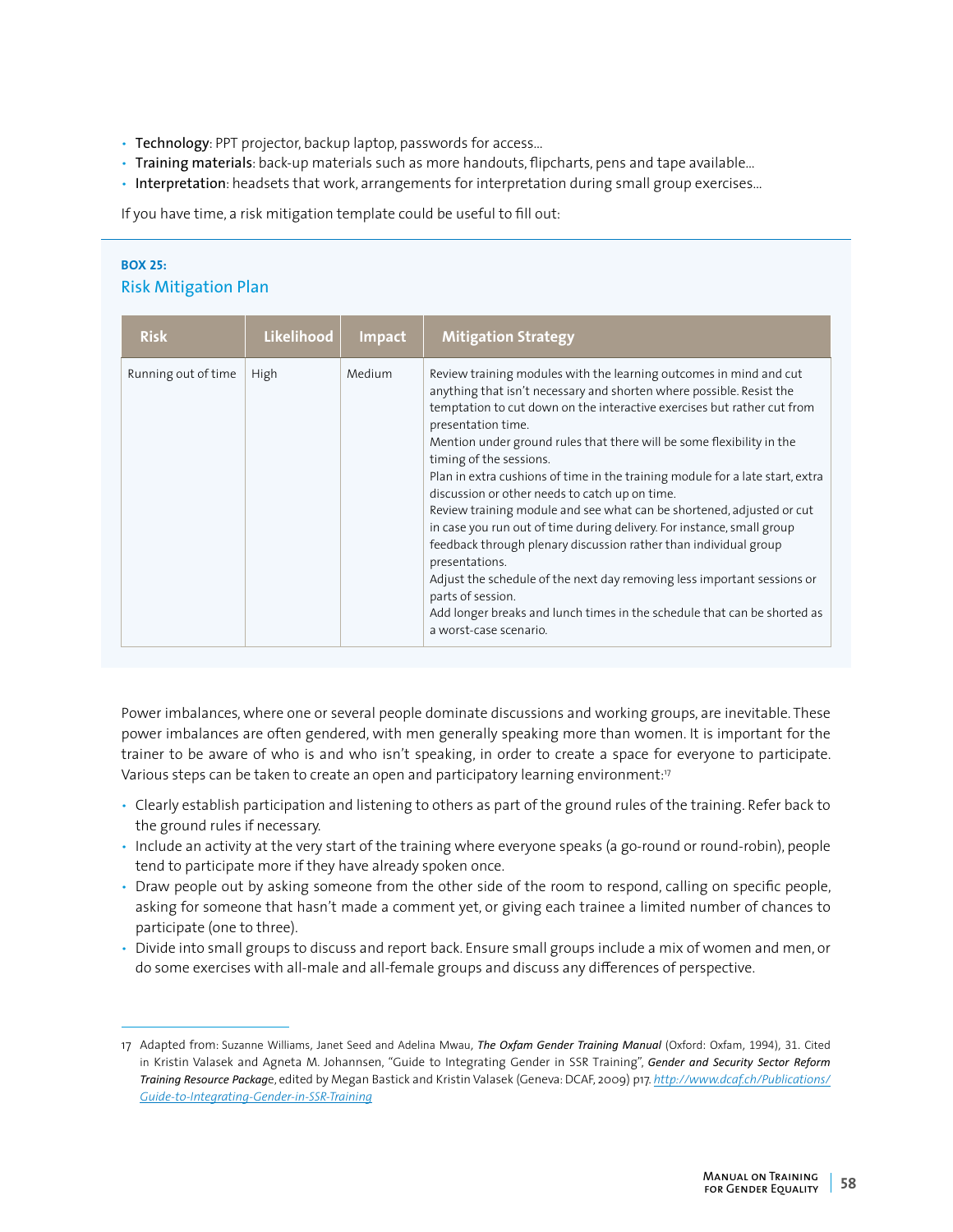- **Technology**: PPT projector, backup laptop, passwords for access...
- **Training materials**: back-up materials such as more handouts, flipcharts, pens and tape available...
- **Interpretation**: headsets that work, arrangements for interpretation during small group exercises...

If you have time, a risk mitigation template could be useful to fill out:

**BOX 25:**

### Risk Mitigation Plan

| Risk | Likelihood | Impact | Mitigation Strategy |
|---|---|---|---|
| Running out of time | High | Medium | Review training modules with the learning outcomes in mind and cut anything that isn't necessary and shorten where possible. Resist the temptation to cut down on the interactive exercises but rather cut from presentation time.<br>Mention under ground rules that there will be some flexibility in the timing of the sessions.<br>Plan in extra cushions of time in the training module for a late start, extra discussion or other needs to catch up on time.<br>Review training module and see what can be shortened, adjusted or cut in case you run out of time during delivery. For instance, small group feedback through plenary discussion rather than individual group presentations.<br>Adjust the schedule of the next day removing less important sessions or parts of session.<br>Add longer breaks and lunch times in the schedule that can be shorted as a worst-case scenario. |

Power imbalances, where one or several people dominate discussions and working groups, are inevitable. These power imbalances are often gendered, with men generally speaking more than women. It is important for the trainer to be aware of who is and who isn't speaking, in order to create a space for everyone to participate. Various steps can be taken to create an open and participatory learning environment:[17]

- Clearly establish participation and listening to others as part of the ground rules of the training. Refer back to the ground rules if necessary.
- Include an activity at the very start of the training where everyone speaks (a go-round or round-robin), people tend to participate more if they have already spoken once.
- Draw people out by asking someone from the other side of the room to respond, calling on specific people, asking for someone that hasn't made a comment yet, or giving each trainee a limited number of chances to participate (one to three).
- Divide into small groups to discuss and report back. Ensure small groups include a mix of women and men, or do some exercises with all-male and all-female groups and discuss any differences of perspective.

---

17 Adapted from: Suzanne Williams, Janet Seed and Adelina Mwau, ***The Oxfam Gender Training Manual*** (Oxford: Oxfam, 1994), 31. Cited in Kristin Valasek and Agneta M. Johannsen, "Guide to Integrating Gender in SSR Training", ***Gender and Security Sector Reform Training Resource Package***, edited by Megan Bastick and Kristin Valasek (Geneva: DCAF, 2009) p17. *http://www.dcaf.ch/Publications/Guide-to-Integrating-Gender-in-SSR-Training*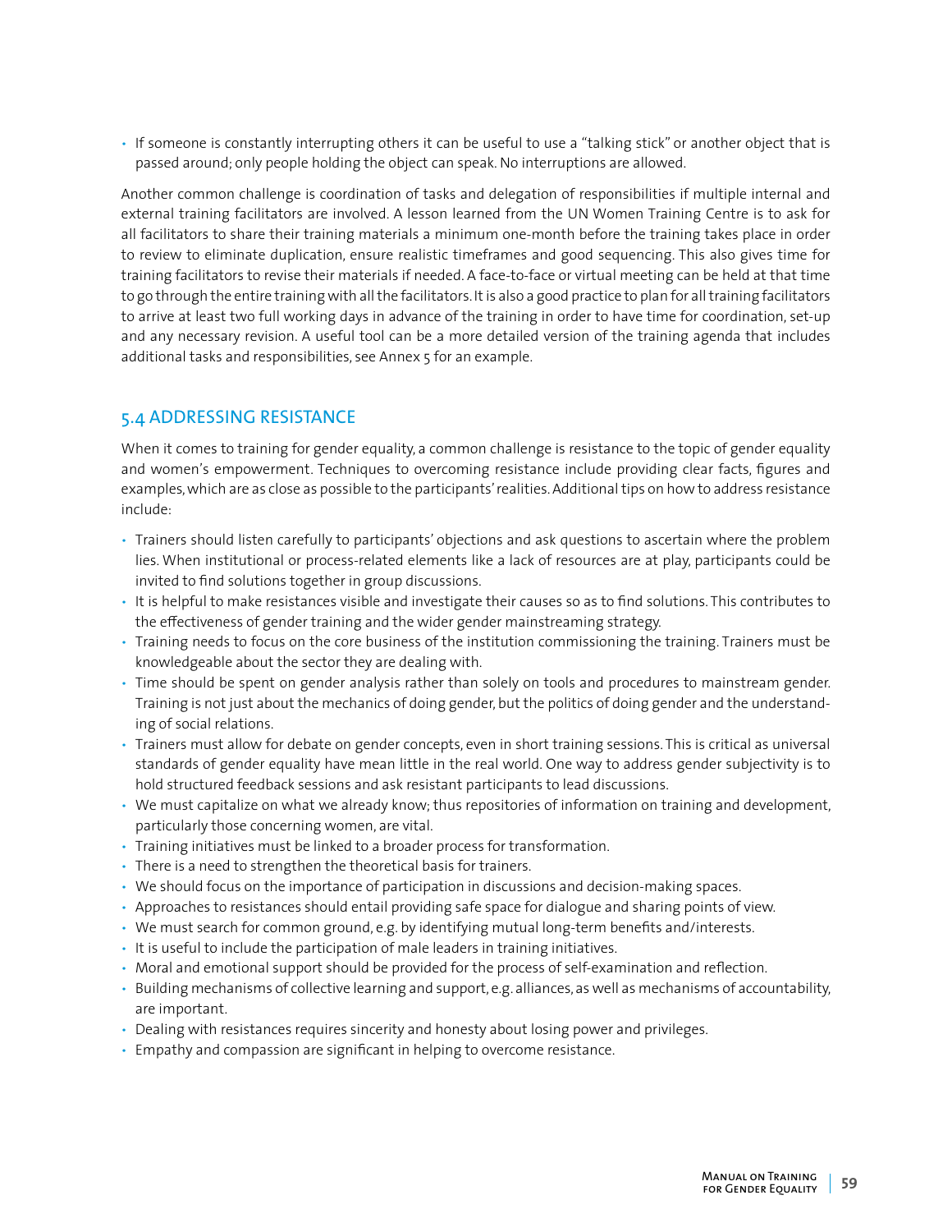- If someone is constantly interrupting others it can be useful to use a "talking stick" or another object that is passed around; only people holding the object can speak. No interruptions are allowed.

Another common challenge is coordination of tasks and delegation of responsibilities if multiple internal and external training facilitators are involved. A lesson learned from the UN Women Training Centre is to ask for all facilitators to share their training materials a minimum one-month before the training takes place in order to review to eliminate duplication, ensure realistic timeframes and good sequencing. This also gives time for training facilitators to revise their materials if needed. A face-to-face or virtual meeting can be held at that time to go through the entire training with all the facilitators. It is also a good practice to plan for all training facilitators to arrive at least two full working days in advance of the training in order to have time for coordination, set-up and any necessary revision. A useful tool can be a more detailed version of the training agenda that includes additional tasks and responsibilities, see Annex 5 for an example.

## 5.4 ADDRESSING RESISTANCE

When it comes to training for gender equality, a common challenge is resistance to the topic of gender equality and women's empowerment. Techniques to overcoming resistance include providing clear facts, figures and examples, which are as close as possible to the participants' realities. Additional tips on how to address resistance include:

- Trainers should listen carefully to participants' objections and ask questions to ascertain where the problem lies. When institutional or process-related elements like a lack of resources are at play, participants could be invited to find solutions together in group discussions.
- It is helpful to make resistances visible and investigate their causes so as to find solutions. This contributes to the effectiveness of gender training and the wider gender mainstreaming strategy.
- Training needs to focus on the core business of the institution commissioning the training. Trainers must be knowledgeable about the sector they are dealing with.
- Time should be spent on gender analysis rather than solely on tools and procedures to mainstream gender. Training is not just about the mechanics of doing gender, but the politics of doing gender and the understanding of social relations.
- Trainers must allow for debate on gender concepts, even in short training sessions. This is critical as universal standards of gender equality have mean little in the real world. One way to address gender subjectivity is to hold structured feedback sessions and ask resistant participants to lead discussions.
- We must capitalize on what we already know; thus repositories of information on training and development, particularly those concerning women, are vital.
- Training initiatives must be linked to a broader process for transformation.
- There is a need to strengthen the theoretical basis for trainers.
- We should focus on the importance of participation in discussions and decision-making spaces.
- Approaches to resistances should entail providing safe space for dialogue and sharing points of view.
- We must search for common ground, e.g. by identifying mutual long-term benefits and/interests.
- It is useful to include the participation of male leaders in training initiatives.
- Moral and emotional support should be provided for the process of self-examination and reflection.
- Building mechanisms of collective learning and support, e.g. alliances, as well as mechanisms of accountability, are important.
- Dealing with resistances requires sincerity and honesty about losing power and privileges.
- Empathy and compassion are significant in helping to overcome resistance.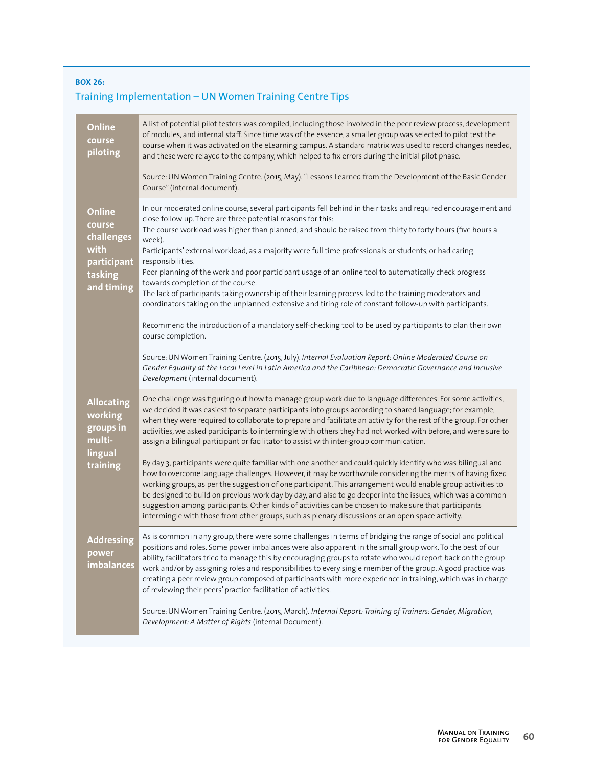**BOX 26:**

### Training Implementation – UN Women Training Centre Tips

| | |
|---|---|
| **Online course piloting** | A list of potential pilot testers was compiled, including those involved in the peer review process, development of modules, and internal staff. Since time was of the essence, a smaller group was selected to pilot test the course when it was activated on the eLearning campus. A standard matrix was used to record changes needed, and these were relayed to the company, which helped to fix errors during the initial pilot phase.<br><br>Source: UN Women Training Centre. (2015, May). "Lessons Learned from the Development of the Basic Gender Course" (internal document). |
| **Online course challenges with participant tasking and timing** | In our moderated online course, several participants fell behind in their tasks and required encouragement and close follow up. There are three potential reasons for this:<br>The course workload was higher than planned, and should be raised from thirty to forty hours (five hours a week).<br>Participants' external workload, as a majority were full time professionals or students, or had caring responsibilities.<br>Poor planning of the work and poor participant usage of an online tool to automatically check progress towards completion of the course.<br>The lack of participants taking ownership of their learning process led to the training moderators and coordinators taking on the unplanned, extensive and tiring role of constant follow-up with participants.<br><br>Recommend the introduction of a mandatory self-checking tool to be used by participants to plan their own course completion.<br><br>Source: UN Women Training Centre. (2015, July). *Internal Evaluation Report: Online Moderated Course on Gender Equality at the Local Level in Latin America and the Caribbean: Democratic Governance and Inclusive Development* (internal document). |
| **Allocating working groups in multi-lingual training** | One challenge was figuring out how to manage group work due to language differences. For some activities, we decided it was easiest to separate participants into groups according to shared language; for example, when they were required to collaborate to prepare and facilitate an activity for the rest of the group. For other activities, we asked participants to intermingle with others they had not worked with before, and were sure to assign a bilingual participant or facilitator to assist with inter-group communication.<br><br>By day 3, participants were quite familiar with one another and could quickly identify who was bilingual and how to overcome language challenges. However, it may be worthwhile considering the merits of having fixed working groups, as per the suggestion of one participant. This arrangement would enable group activities to be designed to build on previous work day by day, and also to go deeper into the issues, which was a common suggestion among participants. Other kinds of activities can be chosen to make sure that participants intermingle with those from other groups, such as plenary discussions or an open space activity. |
| **Addressing power imbalances** | As is common in any group, there were some challenges in terms of bridging the range of social and political positions and roles. Some power imbalances were also apparent in the small group work. To the best of our ability, facilitators tried to manage this by encouraging groups to rotate who would report back on the group work and/or by assigning roles and responsibilities to every single member of the group. A good practice was creating a peer review group composed of participants with more experience in training, which was in charge of reviewing their peers' practice facilitation of activities.<br><br>Source: UN Women Training Centre. (2015, March). *Internal Report: Training of Trainers: Gender, Migration, Development: A Matter of Rights* (internal Document). |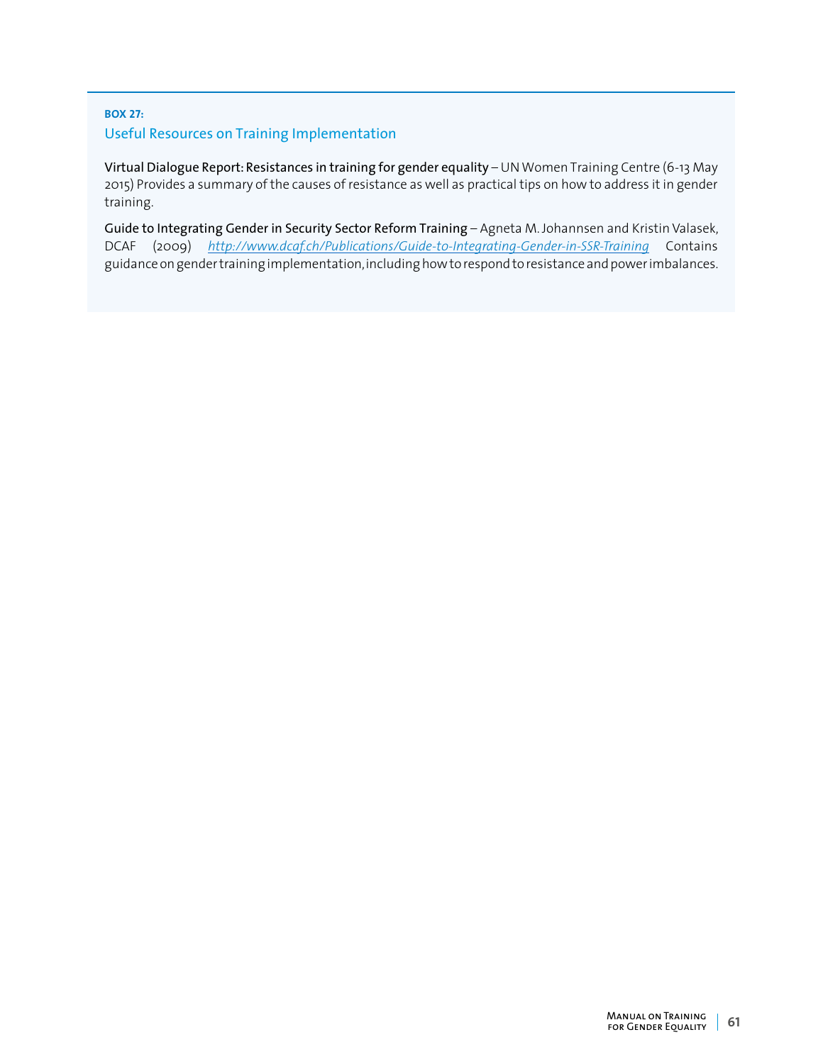**BOX 27:**

### Useful Resources on Training Implementation

**Virtual Dialogue Report: Resistances in training for gender equality** – UN Women Training Centre (6-13 May 2015) Provides a summary of the causes of resistance as well as practical tips on how to address it in gender training.

**Guide to Integrating Gender in Security Sector Reform Training** – Agneta M. Johannsen and Kristin Valasek, DCAF (2009) *http://www.dcaf.ch/Publications/Guide-to-Integrating-Gender-in-SSR-Training* Contains guidance on gender training implementation, including how to respond to resistance and power imbalances.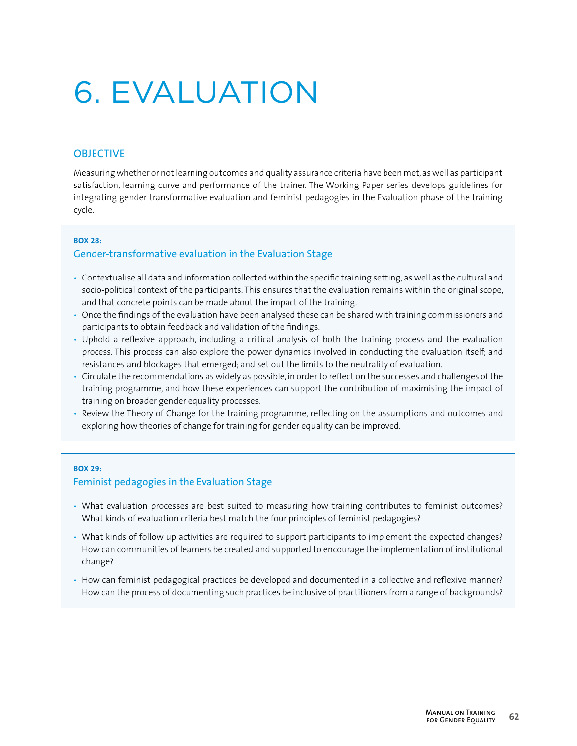# 6. EVALUATION

## OBJECTIVE

Measuring whether or not learning outcomes and quality assurance criteria have been met, as well as participant satisfaction, learning curve and performance of the trainer. The Working Paper series develops guidelines for integrating gender-transformative evaluation and feminist pedagogies in the Evaluation phase of the training cycle.

**BOX 28:**

### Gender-transformative evaluation in the Evaluation Stage

- Contextualise all data and information collected within the specific training setting, as well as the cultural and socio-political context of the participants. This ensures that the evaluation remains within the original scope, and that concrete points can be made about the impact of the training.
- Once the findings of the evaluation have been analysed these can be shared with training commissioners and participants to obtain feedback and validation of the findings.
- Uphold a reflexive approach, including a critical analysis of both the training process and the evaluation process. This process can also explore the power dynamics involved in conducting the evaluation itself; and resistances and blockages that emerged; and set out the limits to the neutrality of evaluation.
- Circulate the recommendations as widely as possible, in order to reflect on the successes and challenges of the training programme, and how these experiences can support the contribution of maximising the impact of training on broader gender equality processes.
- Review the Theory of Change for the training programme, reflecting on the assumptions and outcomes and exploring how theories of change for training for gender equality can be improved.

**BOX 29:**

### Feminist pedagogies in the Evaluation Stage

- What evaluation processes are best suited to measuring how training contributes to feminist outcomes? What kinds of evaluation criteria best match the four principles of feminist pedagogies?
- What kinds of follow up activities are required to support participants to implement the expected changes? How can communities of learners be created and supported to encourage the implementation of institutional change?
- How can feminist pedagogical practices be developed and documented in a collective and reflexive manner? How can the process of documenting such practices be inclusive of practitioners from a range of backgrounds?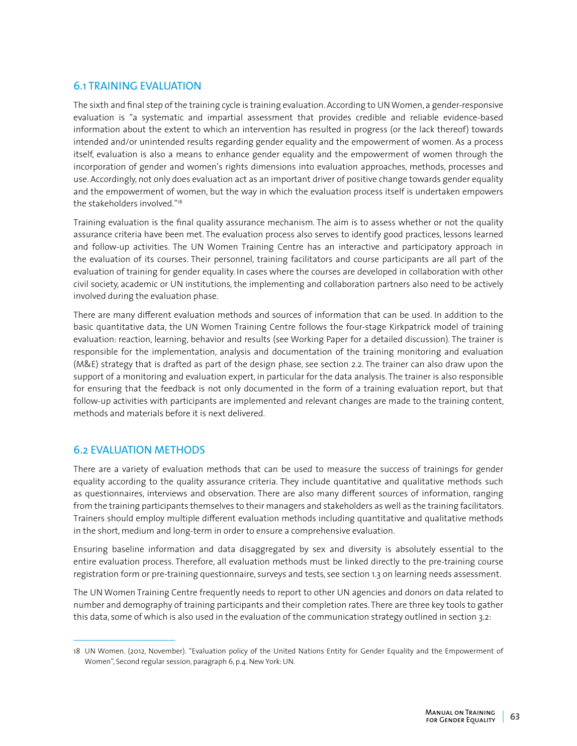## 6.1 TRAINING EVALUATION

The sixth and final step of the training cycle is training evaluation. According to UN Women, a gender-responsive evaluation is "a systematic and impartial assessment that provides credible and reliable evidence-based information about the extent to which an intervention has resulted in progress (or the lack thereof) towards intended and/or unintended results regarding gender equality and the empowerment of women. As a process itself, evaluation is also a means to enhance gender equality and the empowerment of women through the incorporation of gender and women's rights dimensions into evaluation approaches, methods, processes and use. Accordingly, not only does evaluation act as an important driver of positive change towards gender equality and the empowerment of women, but the way in which the evaluation process itself is undertaken empowers the stakeholders involved."[18]

Training evaluation is the final quality assurance mechanism. The aim is to assess whether or not the quality assurance criteria have been met. The evaluation process also serves to identify good practices, lessons learned and follow-up activities. The UN Women Training Centre has an interactive and participatory approach in the evaluation of its courses. Their personnel, training facilitators and course participants are all part of the evaluation of training for gender equality. In cases where the courses are developed in collaboration with other civil society, academic or UN institutions, the implementing and collaboration partners also need to be actively involved during the evaluation phase.

There are many different evaluation methods and sources of information that can be used. In addition to the basic quantitative data, the UN Women Training Centre follows the four-stage Kirkpatrick model of training evaluation: reaction, learning, behavior and results (see Working Paper for a detailed discussion). The trainer is responsible for the implementation, analysis and documentation of the training monitoring and evaluation (M&E) strategy that is drafted as part of the design phase, see section 2.2. The trainer can also draw upon the support of a monitoring and evaluation expert, in particular for the data analysis. The trainer is also responsible for ensuring that the feedback is not only documented in the form of a training evaluation report, but that follow-up activities with participants are implemented and relevant changes are made to the training content, methods and materials before it is next delivered.

## 6.2 EVALUATION METHODS

There are a variety of evaluation methods that can be used to measure the success of trainings for gender equality according to the quality assurance criteria. They include quantitative and qualitative methods such as questionnaires, interviews and observation. There are also many different sources of information, ranging from the training participants themselves to their managers and stakeholders as well as the training facilitators. Trainers should employ multiple different evaluation methods including quantitative and qualitative methods in the short, medium and long-term in order to ensure a comprehensive evaluation.

Ensuring baseline information and data disaggregated by sex and diversity is absolutely essential to the entire evaluation process. Therefore, all evaluation methods must be linked directly to the pre-training course registration form or pre-training questionnaire, surveys and tests, see section 1.3 on learning needs assessment.

The UN Women Training Centre frequently needs to report to other UN agencies and donors on data related to number and demography of training participants and their completion rates. There are three key tools to gather this data, some of which is also used in the evaluation of the communication strategy outlined in section 3.2:

---

18 UN Women. (2012, November). "Evaluation policy of the United Nations Entity for Gender Equality and the Empowerment of Women", Second regular session, paragraph 6, p.4. New York: UN.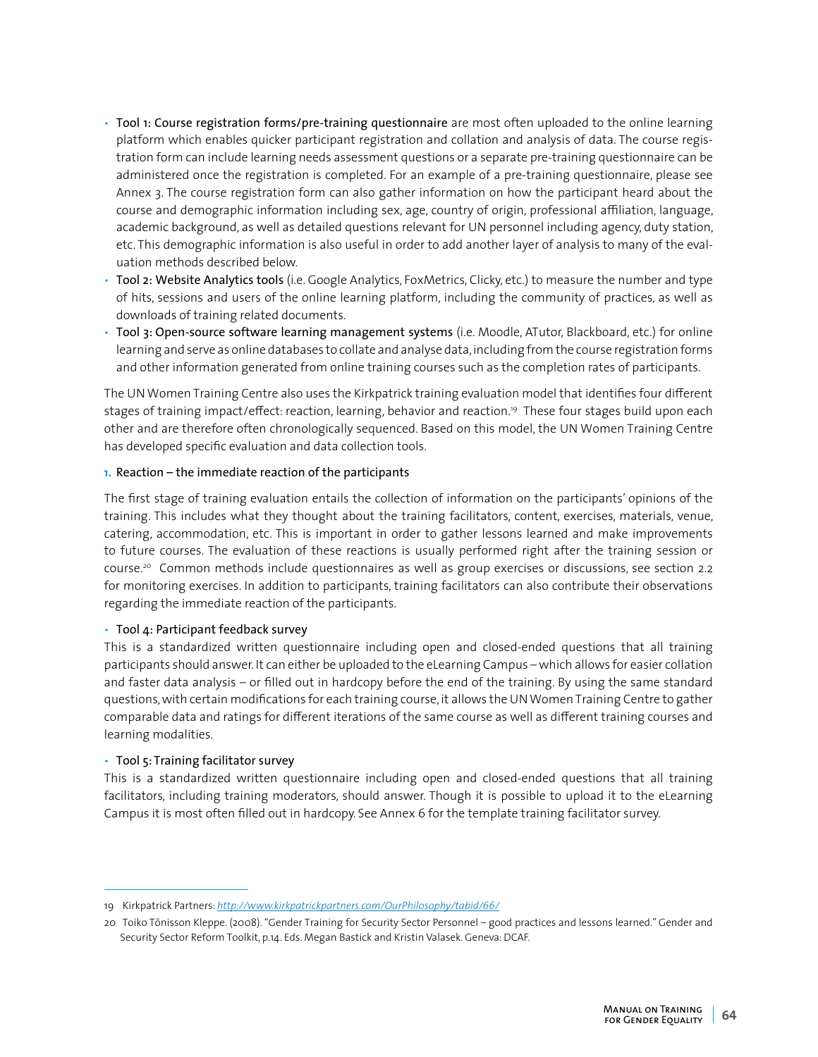- **Tool 1: Course registration forms/pre-training questionnaire** are most often uploaded to the online learning platform which enables quicker participant registration and collation and analysis of data. The course registration form can include learning needs assessment questions or a separate pre-training questionnaire can be administered once the registration is completed. For an example of a pre-training questionnaire, please see Annex 3. The course registration form can also gather information on how the participant heard about the course and demographic information including sex, age, country of origin, professional affiliation, language, academic background, as well as detailed questions relevant for UN personnel including agency, duty station, etc. This demographic information is also useful in order to add another layer of analysis to many of the evaluation methods described below.
- **Tool 2: Website Analytics tools** (i.e. Google Analytics, FoxMetrics, Clicky, etc.) to measure the number and type of hits, sessions and users of the online learning platform, including the community of practices, as well as downloads of training related documents.
- **Tool 3: Open-source software learning management systems** (i.e. Moodle, ATutor, Blackboard, etc.) for online learning and serve as online databases to collate and analyse data, including from the course registration forms and other information generated from online training courses such as the completion rates of participants.

The UN Women Training Centre also uses the Kirkpatrick training evaluation model that identifies four different stages of training impact/effect: reaction, learning, behavior and reaction.[19] These four stages build upon each other and are therefore often chronologically sequenced. Based on this model, the UN Women Training Centre has developed specific evaluation and data collection tools.

**1. Reaction – the immediate reaction of the participants**

The first stage of training evaluation entails the collection of information on the participants' opinions of the training. This includes what they thought about the training facilitators, content, exercises, materials, venue, catering, accommodation, etc. This is important in order to gather lessons learned and make improvements to future courses. The evaluation of these reactions is usually performed right after the training session or course.[20] Common methods include questionnaires as well as group exercises or discussions, see section 2.2 for monitoring exercises. In addition to participants, training facilitators can also contribute their observations regarding the immediate reaction of the participants.

- **Tool 4: Participant feedback survey**

This is a standardized written questionnaire including open and closed-ended questions that all training participants should answer. It can either be uploaded to the eLearning Campus – which allows for easier collation and faster data analysis – or filled out in hardcopy before the end of the training. By using the same standard questions, with certain modifications for each training course, it allows the UN Women Training Centre to gather comparable data and ratings for different iterations of the same course as well as different training courses and learning modalities.

- **Tool 5: Training facilitator survey**

This is a standardized written questionnaire including open and closed-ended questions that all training facilitators, including training moderators, should answer. Though it is possible to upload it to the eLearning Campus it is most often filled out in hardcopy. See Annex 6 for the template training facilitator survey.

---

19 Kirkpatrick Partners: *http://www.kirkpatrickpartners.com/OurPhilosophy/tabid/66/*

20 Toiko Tõnisson Kleppe. (2008). "Gender Training for Security Sector Personnel – good practices and lessons learned." Gender and Security Sector Reform Toolkit, p.14. Eds. Megan Bastick and Kristin Valasek. Geneva: DCAF.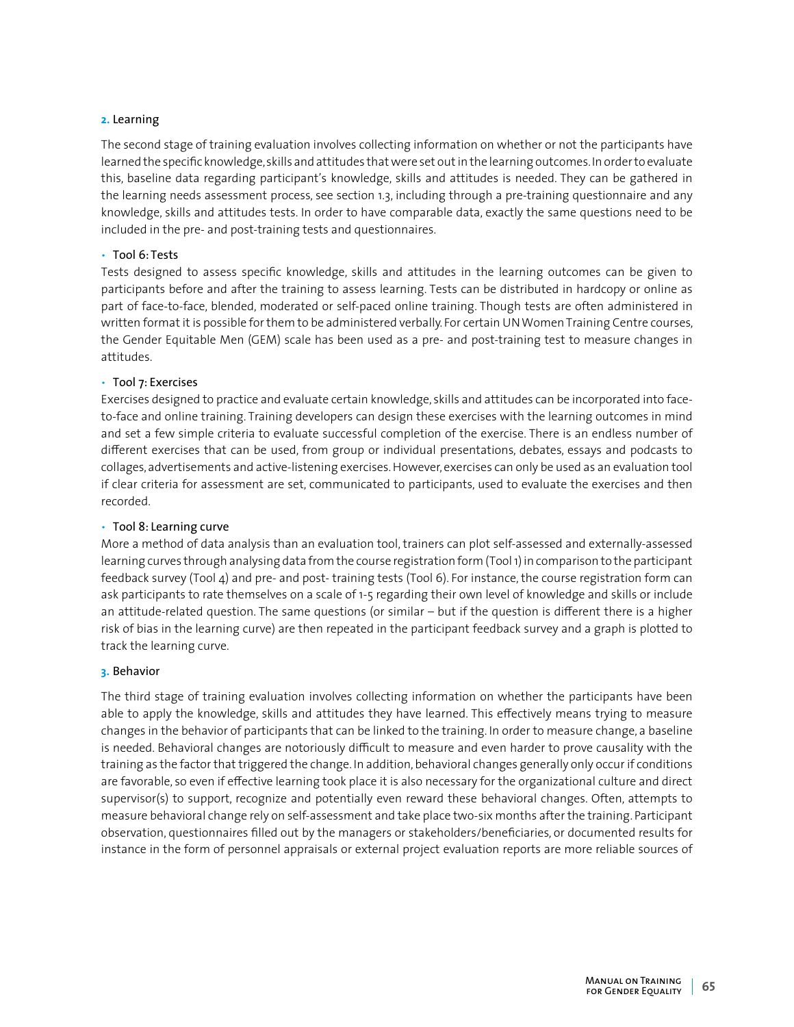**2.** Learning

The second stage of training evaluation involves collecting information on whether or not the participants have learned the specific knowledge, skills and attitudes that were set out in the learning outcomes. In order to evaluate this, baseline data regarding participant's knowledge, skills and attitudes is needed. They can be gathered in the learning needs assessment process, see section 1.3, including through a pre-training questionnaire and any knowledge, skills and attitudes tests. In order to have comparable data, exactly the same questions need to be included in the pre- and post-training tests and questionnaires.

- Tool 6: Tests

Tests designed to assess specific knowledge, skills and attitudes in the learning outcomes can be given to participants before and after the training to assess learning. Tests can be distributed in hardcopy or online as part of face-to-face, blended, moderated or self-paced online training. Though tests are often administered in written format it is possible for them to be administered verbally. For certain UN Women Training Centre courses, the Gender Equitable Men (GEM) scale has been used as a pre- and post-training test to measure changes in attitudes.

- Tool 7: Exercises

Exercises designed to practice and evaluate certain knowledge, skills and attitudes can be incorporated into face-to-face and online training. Training developers can design these exercises with the learning outcomes in mind and set a few simple criteria to evaluate successful completion of the exercise. There is an endless number of different exercises that can be used, from group or individual presentations, debates, essays and podcasts to collages, advertisements and active-listening exercises. However, exercises can only be used as an evaluation tool if clear criteria for assessment are set, communicated to participants, used to evaluate the exercises and then recorded.

- Tool 8: Learning curve

More a method of data analysis than an evaluation tool, trainers can plot self-assessed and externally-assessed learning curves through analysing data from the course registration form (Tool 1) in comparison to the participant feedback survey (Tool 4) and pre- and post- training tests (Tool 6). For instance, the course registration form can ask participants to rate themselves on a scale of 1-5 regarding their own level of knowledge and skills or include an attitude-related question. The same questions (or similar – but if the question is different there is a higher risk of bias in the learning curve) are then repeated in the participant feedback survey and a graph is plotted to track the learning curve.

**3.** Behavior

The third stage of training evaluation involves collecting information on whether the participants have been able to apply the knowledge, skills and attitudes they have learned. This effectively means trying to measure changes in the behavior of participants that can be linked to the training. In order to measure change, a baseline is needed. Behavioral changes are notoriously difficult to measure and even harder to prove causality with the training as the factor that triggered the change. In addition, behavioral changes generally only occur if conditions are favorable, so even if effective learning took place it is also necessary for the organizational culture and direct supervisor(s) to support, recognize and potentially even reward these behavioral changes. Often, attempts to measure behavioral change rely on self-assessment and take place two-six months after the training. Participant observation, questionnaires filled out by the managers or stakeholders/beneficiaries, or documented results for instance in the form of personnel appraisals or external project evaluation reports are more reliable sources of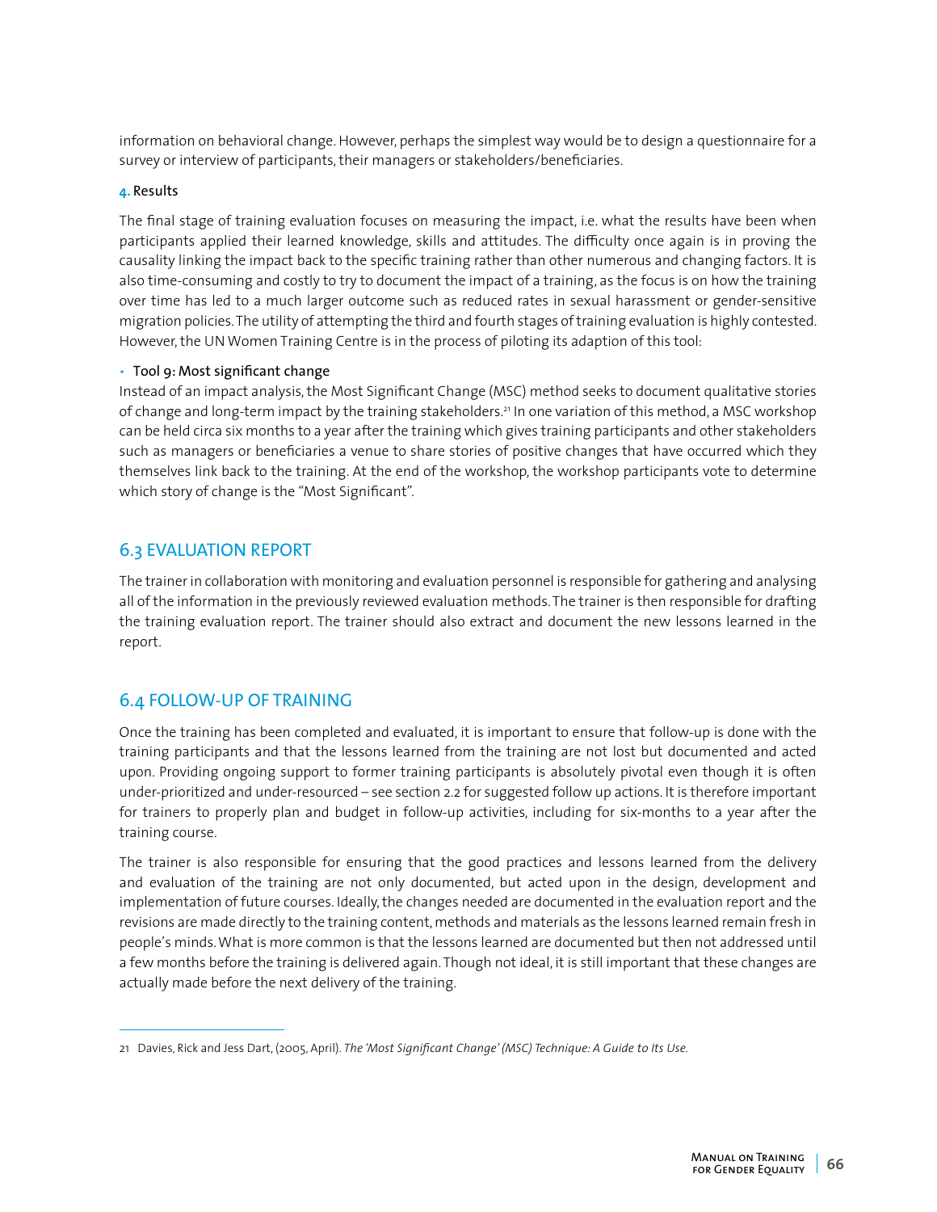information on behavioral change. However, perhaps the simplest way would be to design a questionnaire for a survey or interview of participants, their managers or stakeholders/beneficiaries.

**4.** Results

The final stage of training evaluation focuses on measuring the impact, i.e. what the results have been when participants applied their learned knowledge, skills and attitudes. The difficulty once again is in proving the causality linking the impact back to the specific training rather than other numerous and changing factors. It is also time-consuming and costly to try to document the impact of a training, as the focus is on how the training over time has led to a much larger outcome such as reduced rates in sexual harassment or gender-sensitive migration policies. The utility of attempting the third and fourth stages of training evaluation is highly contested. However, the UN Women Training Centre is in the process of piloting its adaption of this tool:

- Tool 9: Most significant change

Instead of an impact analysis, the Most Significant Change (MSC) method seeks to document qualitative stories of change and long-term impact by the training stakeholders.[21] In one variation of this method, a MSC workshop can be held circa six months to a year after the training which gives training participants and other stakeholders such as managers or beneficiaries a venue to share stories of positive changes that have occurred which they themselves link back to the training. At the end of the workshop, the workshop participants vote to determine which story of change is the "Most Significant".

## 6.3 EVALUATION REPORT

The trainer in collaboration with monitoring and evaluation personnel is responsible for gathering and analysing all of the information in the previously reviewed evaluation methods. The trainer is then responsible for drafting the training evaluation report. The trainer should also extract and document the new lessons learned in the report.

## 6.4 FOLLOW-UP OF TRAINING

Once the training has been completed and evaluated, it is important to ensure that follow-up is done with the training participants and that the lessons learned from the training are not lost but documented and acted upon. Providing ongoing support to former training participants is absolutely pivotal even though it is often under-prioritized and under-resourced – see section 2.2 for suggested follow up actions. It is therefore important for trainers to properly plan and budget in follow-up activities, including for six-months to a year after the training course.

The trainer is also responsible for ensuring that the good practices and lessons learned from the delivery and evaluation of the training are not only documented, but acted upon in the design, development and implementation of future courses. Ideally, the changes needed are documented in the evaluation report and the revisions are made directly to the training content, methods and materials as the lessons learned remain fresh in people's minds. What is more common is that the lessons learned are documented but then not addressed until a few months before the training is delivered again. Though not ideal, it is still important that these changes are actually made before the next delivery of the training.

---

21 Davies, Rick and Jess Dart, (2005, April). *The 'Most Significant Change' (MSC) Technique: A Guide to Its Use.*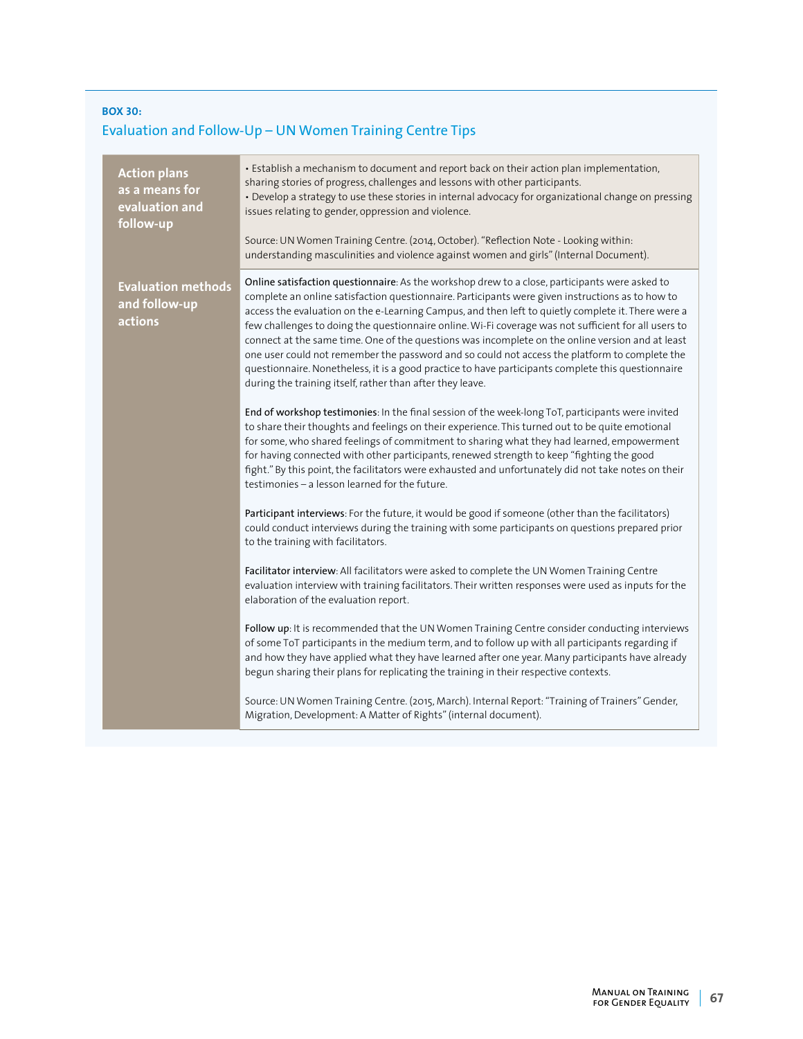**BOX 30:**

### Evaluation and Follow-Up – UN Women Training Centre Tips

| | |
|---|---|
| **Action plans as a means for evaluation and follow-up** | • Establish a mechanism to document and report back on their action plan implementation, sharing stories of progress, challenges and lessons with other participants.<br>• Develop a strategy to use these stories in internal advocacy for organizational change on pressing issues relating to gender, oppression and violence.<br><br>Source: UN Women Training Centre. (2014, October). "Reflection Note - Looking within: understanding masculinities and violence against women and girls" (Internal Document). |
| **Evaluation methods and follow-up actions** | **Online satisfaction questionnaire**: As the workshop drew to a close, participants were asked to complete an online satisfaction questionnaire. Participants were given instructions as to how to access the evaluation on the e-Learning Campus, and then left to quietly complete it. There were a few challenges to doing the questionnaire online. Wi-Fi coverage was not sufficient for all users to connect at the same time. One of the questions was incomplete on the online version and at least one user could not remember the password and so could not access the platform to complete the questionnaire. Nonetheless, it is a good practice to have participants complete this questionnaire during the training itself, rather than after they leave.<br><br>**End of workshop testimonies**: In the final session of the week-long ToT, participants were invited to share their thoughts and feelings on their experience. This turned out to be quite emotional for some, who shared feelings of commitment to sharing what they had learned, empowerment for having connected with other participants, renewed strength to keep "fighting the good fight." By this point, the facilitators were exhausted and unfortunately did not take notes on their testimonies – a lesson learned for the future.<br><br>**Participant interviews**: For the future, it would be good if someone (other than the facilitators) could conduct interviews during the training with some participants on questions prepared prior to the training with facilitators.<br><br>**Facilitator interview**: All facilitators were asked to complete the UN Women Training Centre evaluation interview with training facilitators. Their written responses were used as inputs for the elaboration of the evaluation report.<br><br>**Follow up**: It is recommended that the UN Women Training Centre consider conducting interviews of some ToT participants in the medium term, and to follow up with all participants regarding if and how they have applied what they have learned after one year. Many participants have already begun sharing their plans for replicating the training in their respective contexts.<br><br>Source: UN Women Training Centre. (2015, March). Internal Report: "Training of Trainers" Gender, Migration, Development: A Matter of Rights" (internal document). |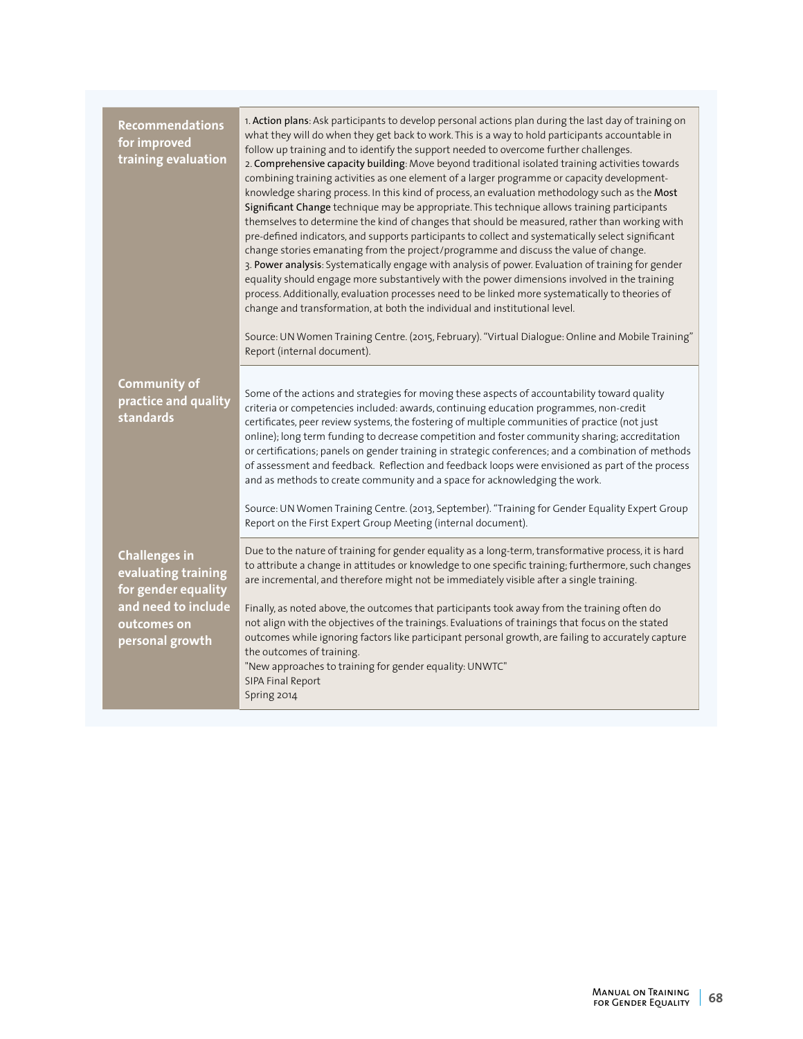| | |
|---|---|
| **Recommendations for improved training evaluation** | 1. **Action plans**: Ask participants to develop personal actions plan during the last day of training on what they will do when they get back to work. This is a way to hold participants accountable in follow up training and to identify the support needed to overcome further challenges.<br>2. **Comprehensive capacity building**: Move beyond traditional isolated training activities towards combining training activities as one element of a larger programme or capacity development-knowledge sharing process. In this kind of process, an evaluation methodology such as the **Most Significant Change** technique may be appropriate. This technique allows training participants themselves to determine the kind of changes that should be measured, rather than working with pre-defined indicators, and supports participants to collect and systematically select significant change stories emanating from the project/programme and discuss the value of change.<br>3. **Power analysis**: Systematically engage with analysis of power. Evaluation of training for gender equality should engage more substantively with the power dimensions involved in the training process. Additionally, evaluation processes need to be linked more systematically to theories of change and transformation, at both the individual and institutional level.<br><br>Source: UN Women Training Centre. (2015, February). "Virtual Dialogue: Online and Mobile Training" Report (internal document). |
| **Community of practice and quality standards** | Some of the actions and strategies for moving these aspects of accountability toward quality criteria or competencies included: awards, continuing education programmes, non-credit certificates, peer review systems, the fostering of multiple communities of practice (not just online); long term funding to decrease competition and foster community sharing; accreditation or certifications; panels on gender training in strategic conferences; and a combination of methods of assessment and feedback. Reflection and feedback loops were envisioned as part of the process and as methods to create community and a space for acknowledging the work.<br><br>Source: UN Women Training Centre. (2013, September). "Training for Gender Equality Expert Group Report on the First Expert Group Meeting (internal document). |
| **Challenges in evaluating training for gender equality and need to include outcomes on personal growth** | Due to the nature of training for gender equality as a long-term, transformative process, it is hard to attribute a change in attitudes or knowledge to one specific training; furthermore, such changes are incremental, and therefore might not be immediately visible after a single training.<br><br>Finally, as noted above, the outcomes that participants took away from the training often do not align with the objectives of the trainings. Evaluations of trainings that focus on the stated outcomes while ignoring factors like participant personal growth, are failing to accurately capture the outcomes of training.<br>"New approaches to training for gender equality: UNWTC"<br>SIPA Final Report<br>Spring 2014 |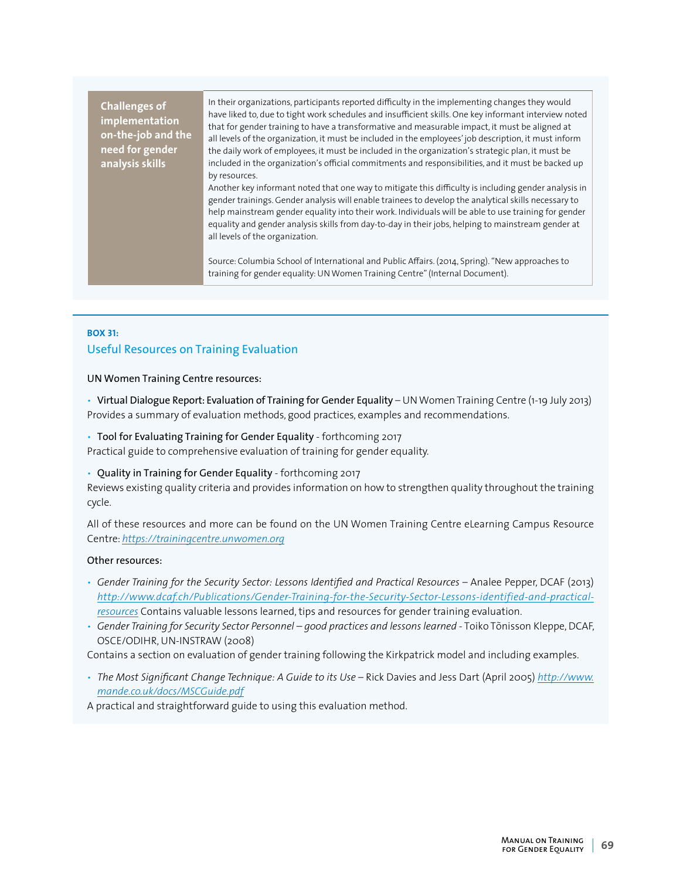| Challenges of implementation on-the-job and the need for gender analysis skills | In their organizations, participants reported difficulty in the implementing changes they would have liked to, due to tight work schedules and insufficient skills. One key informant interview noted that for gender training to have a transformative and measurable impact, it must be aligned at all levels of the organization, it must be included in the employees' job description, it must inform the daily work of employees, it must be included in the organization's strategic plan, it must be included in the organization's official commitments and responsibilities, and it must be backed up by resources.<br>Another key informant noted that one way to mitigate this difficulty is including gender analysis in gender trainings. Gender analysis will enable trainees to develop the analytical skills necessary to help mainstream gender equality into their work. Individuals will be able to use training for gender equality and gender analysis skills from day-to-day in their jobs, helping to mainstream gender at all levels of the organization.<br><br>Source: Columbia School of International and Public Affairs. (2014, Spring). "New approaches to training for gender equality: UN Women Training Centre" (Internal Document). |
|---|---|

**BOX 31:**

### Useful Resources on Training Evaluation

UN Women Training Centre resources:

- Virtual Dialogue Report: Evaluation of Training for Gender Equality – UN Women Training Centre (1-19 July 2013)
Provides a summary of evaluation methods, good practices, examples and recommendations.

- Tool for Evaluating Training for Gender Equality - forthcoming 2017
Practical guide to comprehensive evaluation of training for gender equality.

- Quality in Training for Gender Equality - forthcoming 2017
Reviews existing quality criteria and provides information on how to strengthen quality throughout the training cycle.

All of these resources and more can be found on the UN Women Training Centre eLearning Campus Resource Centre: https://trainingcentre.unwomen.org

Other resources:

- *Gender Training for the Security Sector: Lessons Identified and Practical Resources* – Analee Pepper, DCAF (2013) http://www.dcaf.ch/Publications/Gender-Training-for-the-Security-Sector-Lessons-identified-and-practical-resources Contains valuable lessons learned, tips and resources for gender training evaluation.
- *Gender Training for Security Sector Personnel – good practices and lessons learned* - Toiko Tõnisson Kleppe, DCAF, OSCE/ODIHR, UN-INSTRAW (2008)

Contains a section on evaluation of gender training following the Kirkpatrick model and including examples.

- *The Most Significant Change Technique: A Guide to its Use* – Rick Davies and Jess Dart (April 2005) http://www.mande.co.uk/docs/MSCGuide.pdf

A practical and straightforward guide to using this evaluation method.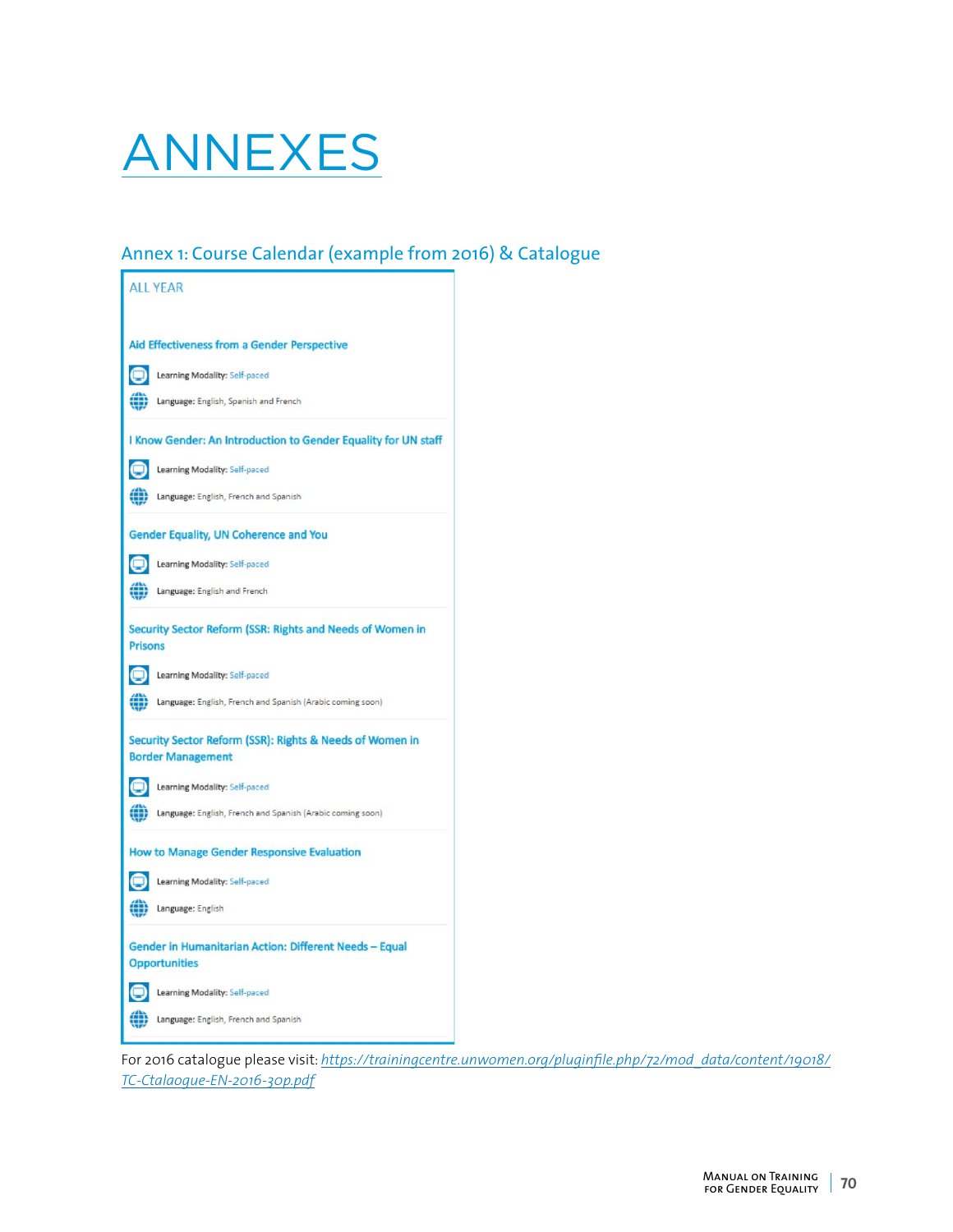# ANNEXES

## Annex 1: Course Calendar (example from 2016) & Catalogue

ALL YEAR

**Aid Effectiveness from a Gender Perspective**

Learning Modality: Self-paced

Language: English, Spanish and French

**I Know Gender: An Introduction to Gender Equality for UN staff**

Learning Modality: Self-paced

Language: English, French and Spanish

**Gender Equality, UN Coherence and You**

Learning Modality: Self-paced

Language: English and French

**Security Sector Reform (SSR: Rights and Needs of Women in Prisons**

Learning Modality: Self-paced

Language: English, French and Spanish (Arabic coming soon)

**Security Sector Reform (SSR): Rights & Needs of Women in Border Management**

Learning Modality: Self-paced

Language: English, French and Spanish (Arabic coming soon)

**How to Manage Gender Responsive Evaluation**

Learning Modality: Self-paced

Language: English

**Gender in Humanitarian Action: Different Needs – Equal Opportunities**

Learning Modality: Self-paced

Language: English, French and Spanish

For 2016 catalogue please visit: *https://trainingcentre.unwomen.org/pluginfile.php/72/mod_data/content/19018/TC-Ctalaogue-EN-2016-30p.pdf*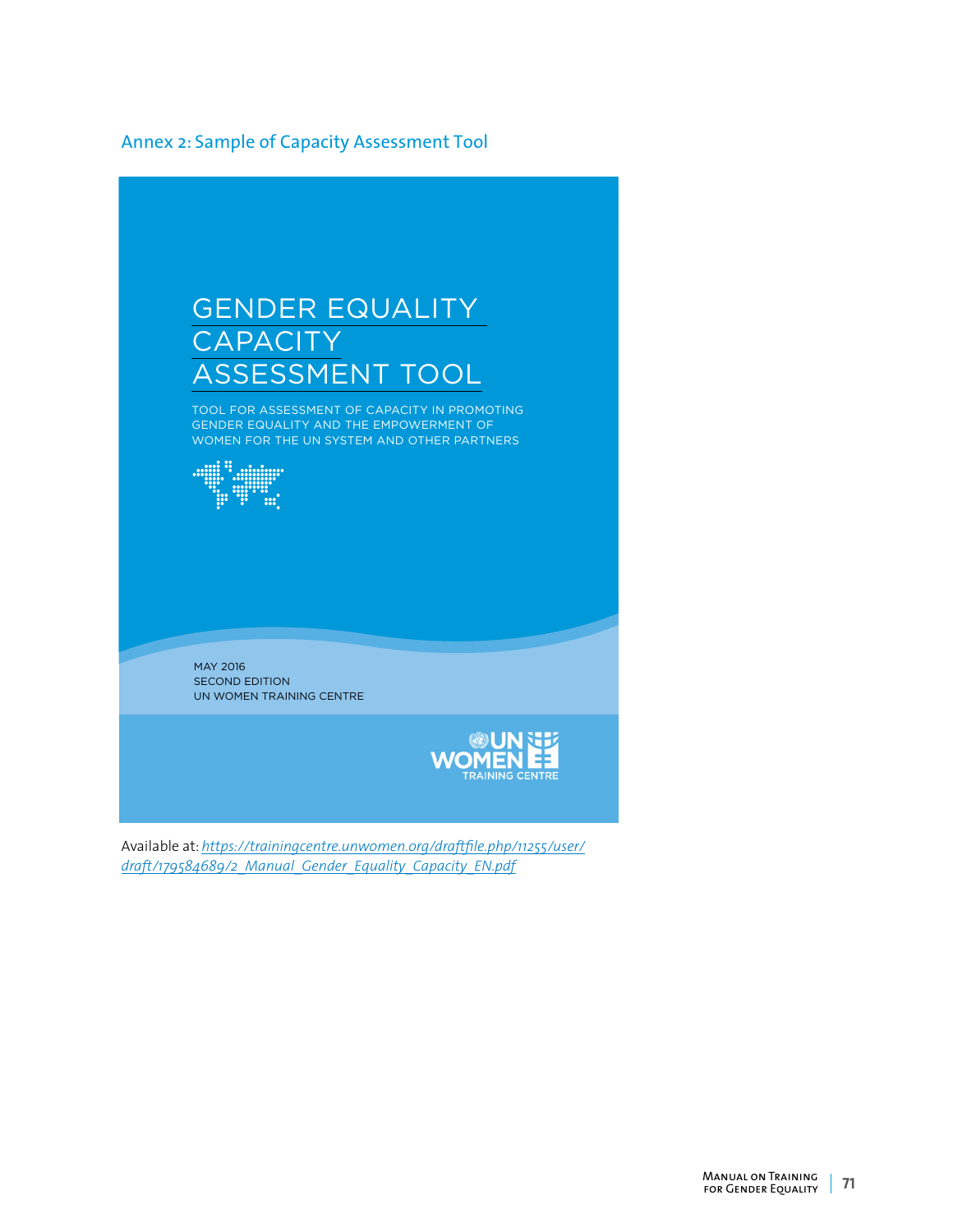## Annex 2: Sample of Capacity Assessment Tool

GENDER EQUALITY CAPACITY ASSESSMENT TOOL

TOOL FOR ASSESSMENT OF CAPACITY IN PROMOTING GENDER EQUALITY AND THE EMPOWERMENT OF WOMEN FOR THE UN SYSTEM AND OTHER PARTNERS

MAY 2016
SECOND EDITION
UN WOMEN TRAINING CENTRE

UN WOMEN TRAINING CENTRE

Available at: *https://trainingcentre.unwomen.org/draftfile.php/11255/user/draft/179584689/2_Manual_Gender_Equality_Capacity_EN.pdf*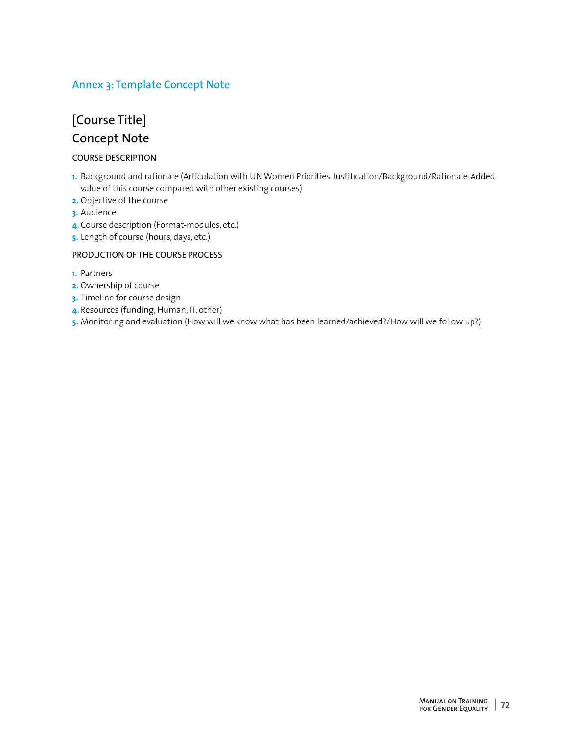## Annex 3: Template Concept Note

# [Course Title]
# Concept Note

### COURSE DESCRIPTION

1. Background and rationale (Articulation with UN Women Priorities-Justification/Background/Rationale-Added value of this course compared with other existing courses)
2. Objective of the course
3. Audience
4. Course description (Format-modules, etc.)
5. Length of course (hours, days, etc.)

### PRODUCTION OF THE COURSE PROCESS

1. Partners
2. Ownership of course
3. Timeline for course design
4. Resources (funding, Human, IT, other)
5. Monitoring and evaluation (How will we know what has been learned/achieved?/How will we follow up?)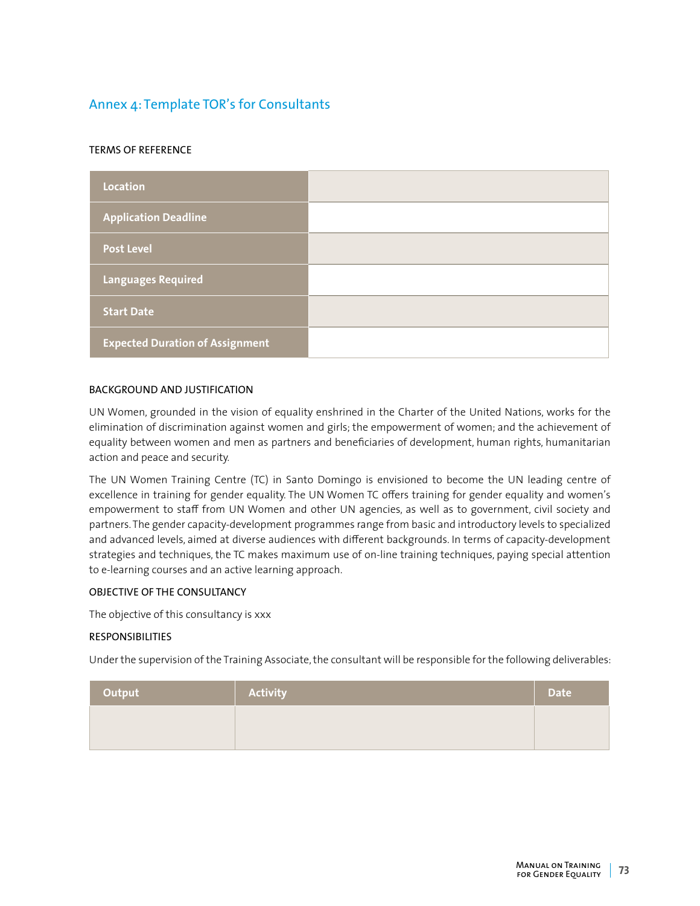## Annex 4: Template TOR's for Consultants

TERMS OF REFERENCE

| | |
|---|---|
| **Location** | |
| **Application Deadline** | |
| **Post Level** | |
| **Languages Required** | |
| **Start Date** | |
| **Expected Duration of Assignment** | |

BACKGROUND AND JUSTIFICATION

UN Women, grounded in the vision of equality enshrined in the Charter of the United Nations, works for the elimination of discrimination against women and girls; the empowerment of women; and the achievement of equality between women and men as partners and beneficiaries of development, human rights, humanitarian action and peace and security.

The UN Women Training Centre (TC) in Santo Domingo is envisioned to become the UN leading centre of excellence in training for gender equality. The UN Women TC offers training for gender equality and women's empowerment to staff from UN Women and other UN agencies, as well as to government, civil society and partners. The gender capacity-development programmes range from basic and introductory levels to specialized and advanced levels, aimed at diverse audiences with different backgrounds. In terms of capacity-development strategies and techniques, the TC makes maximum use of on-line training techniques, paying special attention to e-learning courses and an active learning approach.

OBJECTIVE OF THE CONSULTANCY

The objective of this consultancy is xxx

RESPONSIBILITIES

Under the supervision of the Training Associate, the consultant will be responsible for the following deliverables:

| Output | Activity | Date |
|---|---|---|
| | | |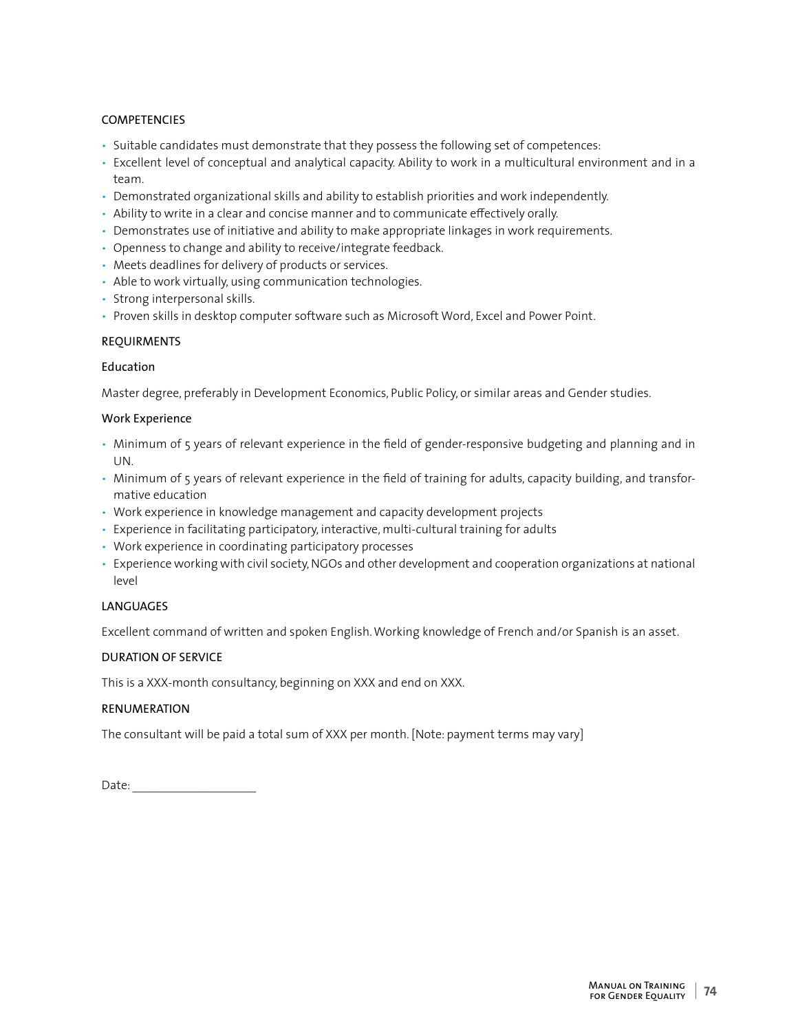## COMPETENCIES

- Suitable candidates must demonstrate that they possess the following set of competences:
- Excellent level of conceptual and analytical capacity. Ability to work in a multicultural environment and in a team.
- Demonstrated organizational skills and ability to establish priorities and work independently.
- Ability to write in a clear and concise manner and to communicate effectively orally.
- Demonstrates use of initiative and ability to make appropriate linkages in work requirements.
- Openness to change and ability to receive/integrate feedback.
- Meets deadlines for delivery of products or services.
- Able to work virtually, using communication technologies.
- Strong interpersonal skills.
- Proven skills in desktop computer software such as Microsoft Word, Excel and Power Point.

## REQUIRMENTS

### Education

Master degree, preferably in Development Economics, Public Policy, or similar areas and Gender studies.

### Work Experience

- Minimum of 5 years of relevant experience in the field of gender-responsive budgeting and planning and in UN.
- Minimum of 5 years of relevant experience in the field of training for adults, capacity building, and transformative education
- Work experience in knowledge management and capacity development projects
- Experience in facilitating participatory, interactive, multi-cultural training for adults
- Work experience in coordinating participatory processes
- Experience working with civil society, NGOs and other development and cooperation organizations at national level

## LANGUAGES

Excellent command of written and spoken English. Working knowledge of French and/or Spanish is an asset.

## DURATION OF SERVICE

This is a XXX-month consultancy, beginning on XXX and end on XXX.

## RENUMERATION

The consultant will be paid a total sum of XXX per month. [Note: payment terms may vary]

Date: ____________________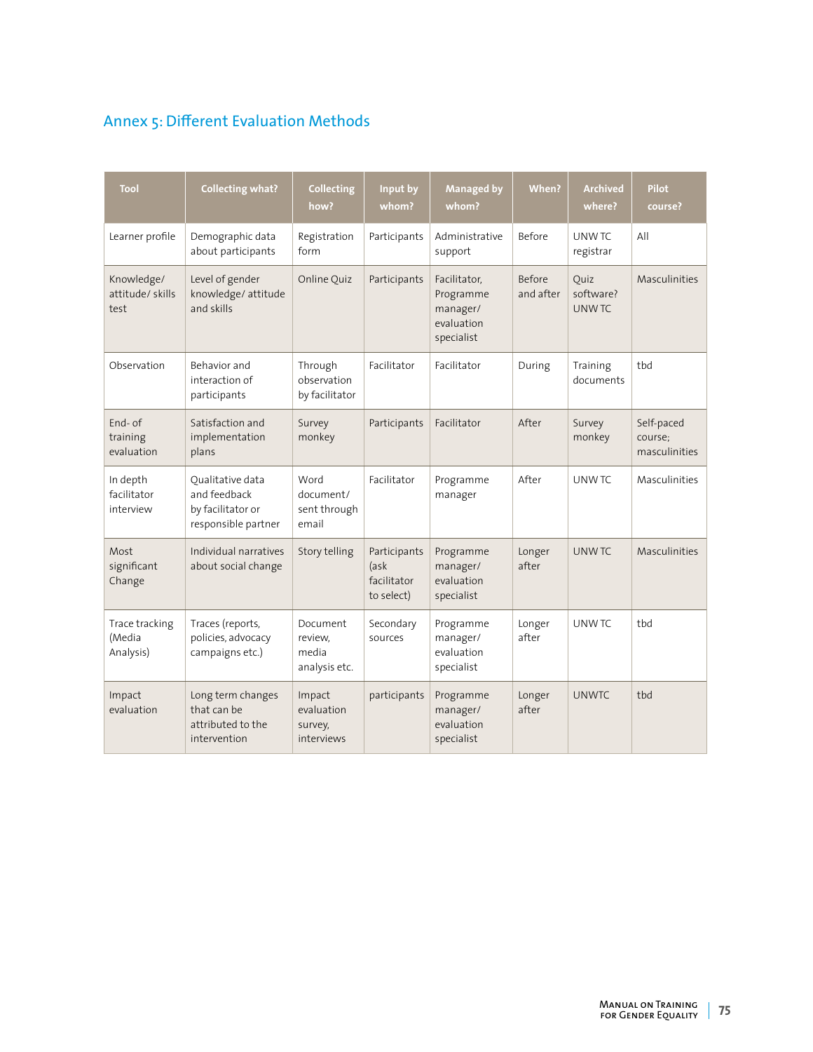## Annex 5: Different Evaluation Methods

| Tool | Collecting what? | Collecting how? | Input by whom? | Managed by whom? | When? | Archived where? | Pilot course? |
|---|---|---|---|---|---|---|---|
| Learner profile | Demographic data about participants | Registration form | Participants | Administrative support | Before | UNW TC registrar | All |
| Knowledge/ attitude/ skills test | Level of gender knowledge/ attitude and skills | Online Quiz | Participants | Facilitator, Programme manager/ evaluation specialist | Before and after | Quiz software? UNW TC | Masculinities |
| Observation | Behavior and interaction of participants | Through observation by facilitator | Facilitator | Facilitator | During | Training documents | tbd |
| End- of training evaluation | Satisfaction and implementation plans | Survey monkey | Participants | Facilitator | After | Survey monkey | Self-paced course; masculinities |
| In depth facilitator interview | Qualitative data and feedback by facilitator or responsible partner | Word document/ sent through email | Facilitator | Programme manager | After | UNW TC | Masculinities |
| Most significant Change | Individual narratives about social change | Story telling | Participants (ask facilitator to select) | Programme manager/ evaluation specialist | Longer after | UNW TC | Masculinities |
| Trace tracking (Media Analysis) | Traces (reports, policies, advocacy campaigns etc.) | Document review, media analysis etc. | Secondary sources | Programme manager/ evaluation specialist | Longer after | UNW TC | tbd |
| Impact evaluation | Long term changes that can be attributed to the intervention | Impact evaluation survey, interviews | participants | Programme manager/ evaluation specialist | Longer after | UNWTC | tbd |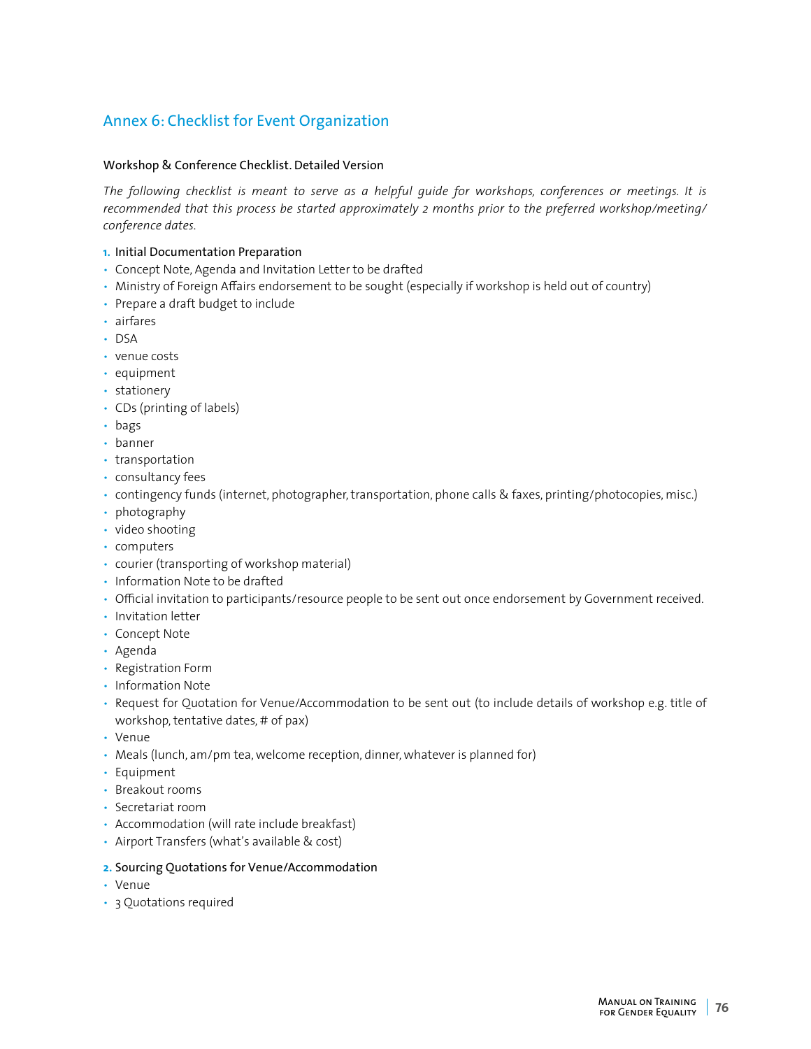## Annex 6: Checklist for Event Organization

**Workshop & Conference Checklist. Detailed Version**

*The following checklist is meant to serve as a helpful guide for workshops, conferences or meetings. It is recommended that this process be started approximately 2 months prior to the preferred workshop/meeting/ conference dates.*

1. **Initial Documentation Preparation**

- Concept Note, Agenda and Invitation Letter to be drafted
- Ministry of Foreign Affairs endorsement to be sought (especially if workshop is held out of country)
- Prepare a draft budget to include
- airfares
- DSA
- venue costs
- equipment
- stationery
- CDs (printing of labels)
- bags
- banner
- transportation
- consultancy fees
- contingency funds (internet, photographer, transportation, phone calls & faxes, printing/photocopies, misc.)
- photography
- video shooting
- computers
- courier (transporting of workshop material)
- Information Note to be drafted
- Official invitation to participants/resource people to be sent out once endorsement by Government received.
- Invitation letter
- Concept Note
- Agenda
- Registration Form
- Information Note
- Request for Quotation for Venue/Accommodation to be sent out (to include details of workshop e.g. title of workshop, tentative dates, # of pax)
- Venue
- Meals (lunch, am/pm tea, welcome reception, dinner, whatever is planned for)
- Equipment
- Breakout rooms
- Secretariat room
- Accommodation (will rate include breakfast)
- Airport Transfers (what's available & cost)

2. **Sourcing Quotations for Venue/Accommodation**

- Venue
- 3 Quotations required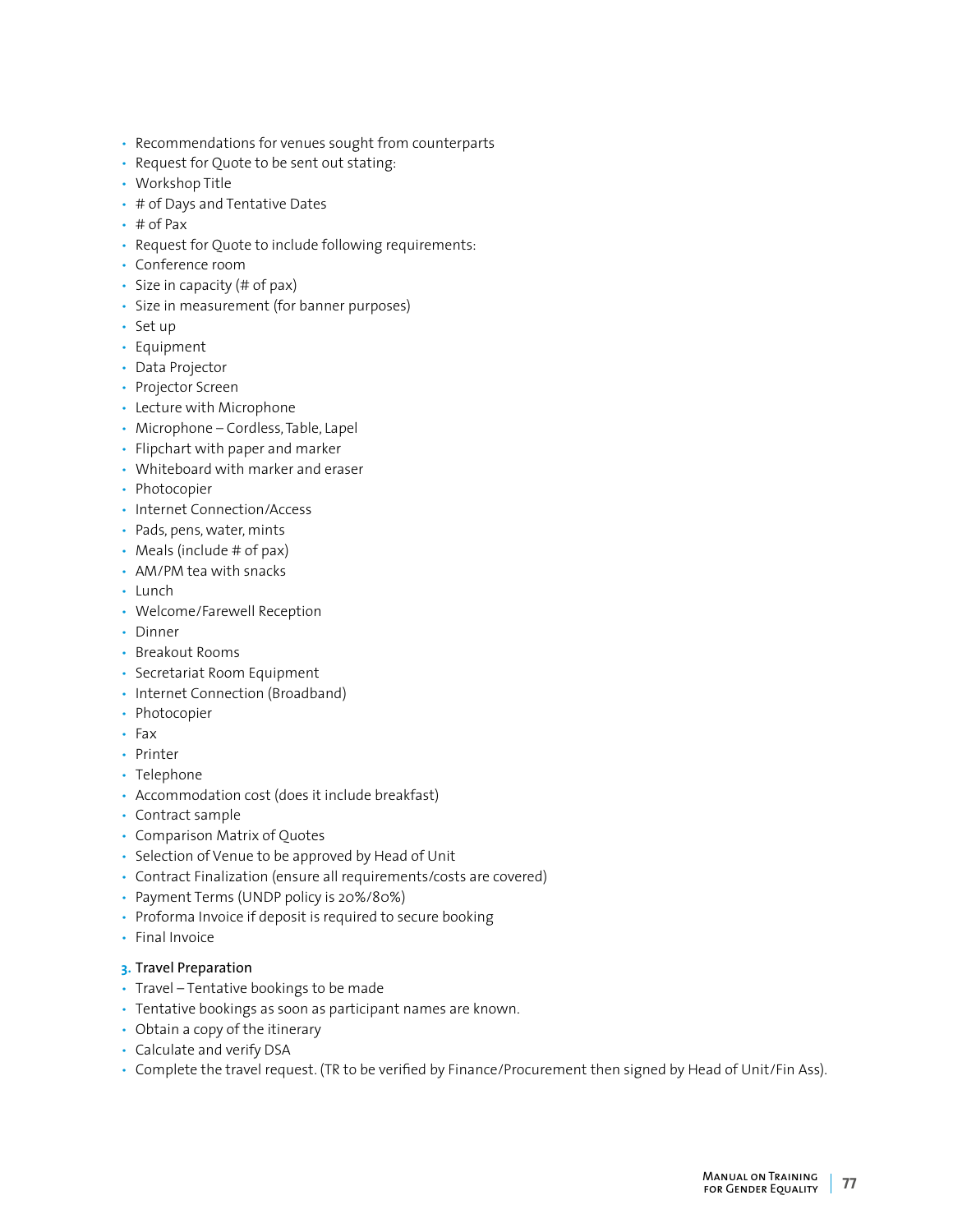- Recommendations for venues sought from counterparts
- Request for Quote to be sent out stating:
- Workshop Title
- # of Days and Tentative Dates
- # of Pax
- Request for Quote to include following requirements:
- Conference room
- Size in capacity (# of pax)
- Size in measurement (for banner purposes)
- Set up
- Equipment
- Data Projector
- Projector Screen
- Lecture with Microphone
- Microphone – Cordless, Table, Lapel
- Flipchart with paper and marker
- Whiteboard with marker and eraser
- Photocopier
- Internet Connection/Access
- Pads, pens, water, mints
- Meals (include # of pax)
- AM/PM tea with snacks
- Lunch
- Welcome/Farewell Reception
- Dinner
- Breakout Rooms
- Secretariat Room Equipment
- Internet Connection (Broadband)
- Photocopier
- Fax
- Printer
- Telephone
- Accommodation cost (does it include breakfast)
- Contract sample
- Comparison Matrix of Quotes
- Selection of Venue to be approved by Head of Unit
- Contract Finalization (ensure all requirements/costs are covered)
- Payment Terms (UNDP policy is 20%/80%)
- Proforma Invoice if deposit is required to secure booking
- Final Invoice

**3. Travel Preparation**

- Travel – Tentative bookings to be made
- Tentative bookings as soon as participant names are known.
- Obtain a copy of the itinerary
- Calculate and verify DSA
- Complete the travel request. (TR to be verified by Finance/Procurement then signed by Head of Unit/Fin Ass).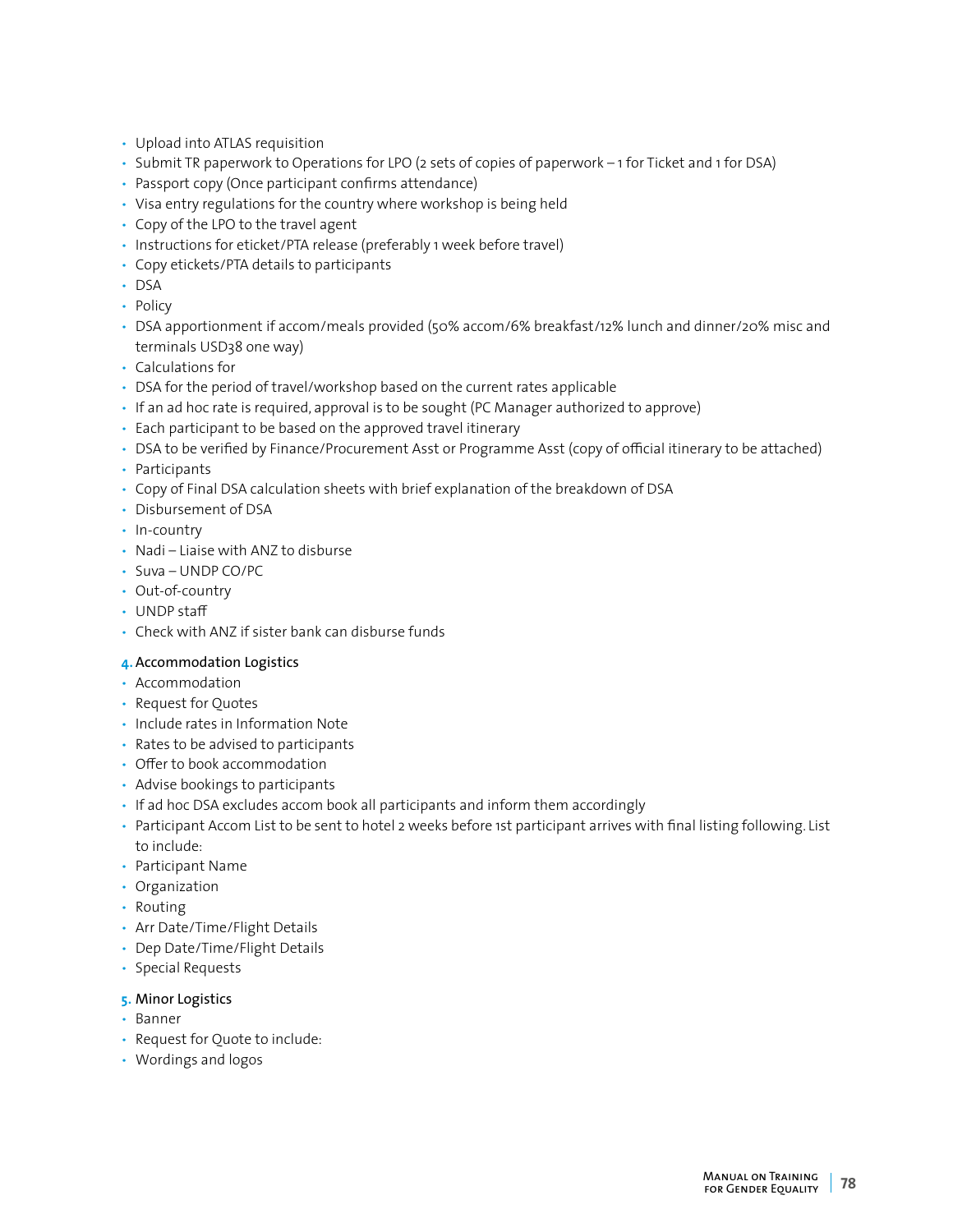- Upload into ATLAS requisition
- Submit TR paperwork to Operations for LPO (2 sets of copies of paperwork – 1 for Ticket and 1 for DSA)
- Passport copy (Once participant confirms attendance)
- Visa entry regulations for the country where workshop is being held
- Copy of the LPO to the travel agent
- Instructions for eticket/PTA release (preferably 1 week before travel)
- Copy etickets/PTA details to participants
- DSA
- Policy
- DSA apportionment if accom/meals provided (50% accom/6% breakfast/12% lunch and dinner/20% misc and terminals USD38 one way)
- Calculations for
- DSA for the period of travel/workshop based on the current rates applicable
- If an ad hoc rate is required, approval is to be sought (PC Manager authorized to approve)
- Each participant to be based on the approved travel itinerary
- DSA to be verified by Finance/Procurement Asst or Programme Asst (copy of official itinerary to be attached)
- Participants
- Copy of Final DSA calculation sheets with brief explanation of the breakdown of DSA
- Disbursement of DSA
- In-country
- Nadi – Liaise with ANZ to disburse
- Suva – UNDP CO/PC
- Out-of-country
- UNDP staff
- Check with ANZ if sister bank can disburse funds

**4.** Accommodation Logistics

- Accommodation
- Request for Quotes
- Include rates in Information Note
- Rates to be advised to participants
- Offer to book accommodation
- Advise bookings to participants
- If ad hoc DSA excludes accom book all participants and inform them accordingly
- Participant Accom List to be sent to hotel 2 weeks before 1st participant arrives with final listing following. List to include:
- Participant Name
- Organization
- Routing
- Arr Date/Time/Flight Details
- Dep Date/Time/Flight Details
- Special Requests

**5.** Minor Logistics

- Banner
- Request for Quote to include:
- Wordings and logos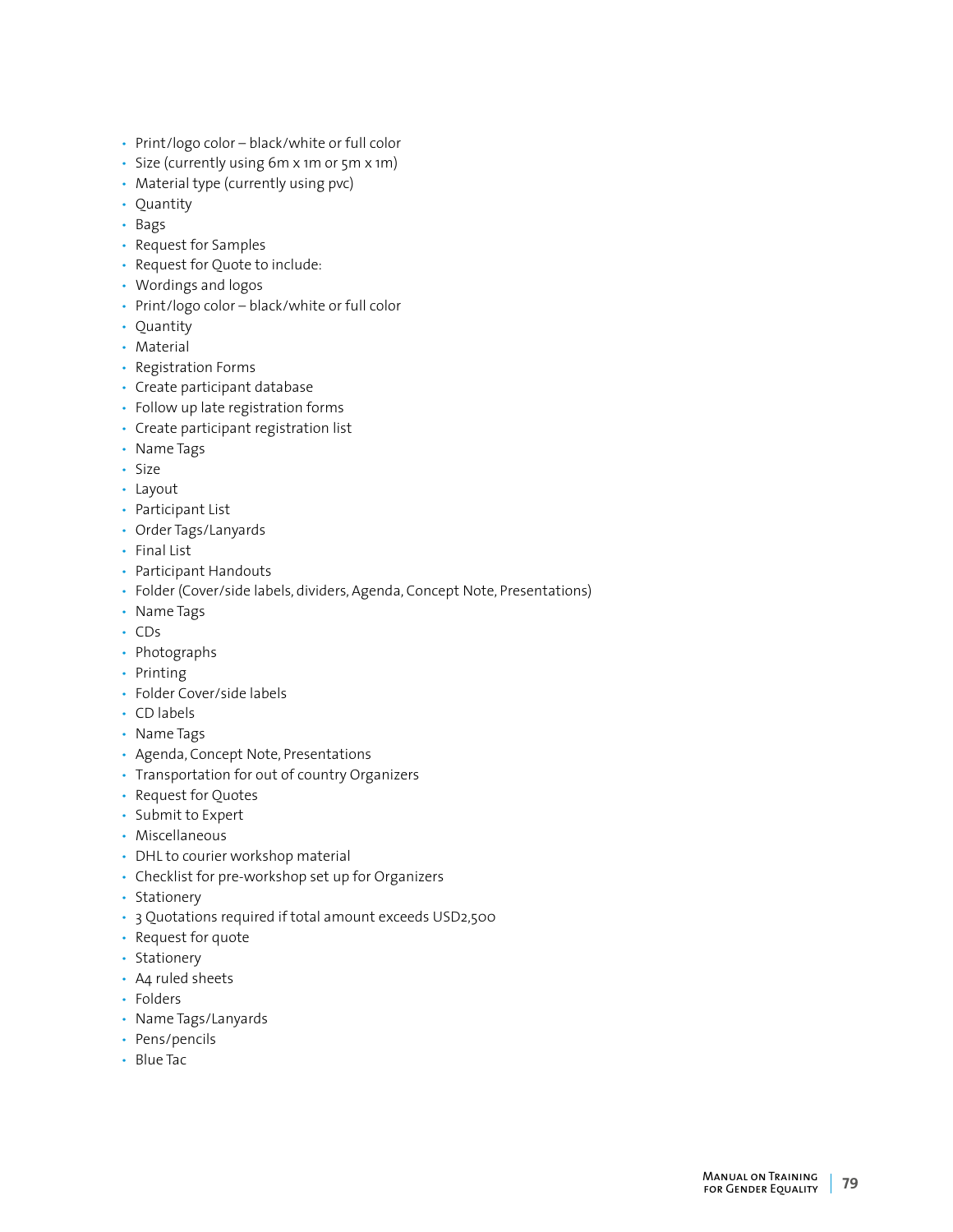- Print/logo color – black/white or full color
- Size (currently using 6m x 1m or 5m x 1m)
- Material type (currently using pvc)
- Quantity
- Bags
- Request for Samples
- Request for Quote to include:
- Wordings and logos
- Print/logo color – black/white or full color
- Quantity
- Material
- Registration Forms
- Create participant database
- Follow up late registration forms
- Create participant registration list
- Name Tags
- Size
- Layout
- Participant List
- Order Tags/Lanyards
- Final List
- Participant Handouts
- Folder (Cover/side labels, dividers, Agenda, Concept Note, Presentations)
- Name Tags
- CDs
- Photographs
- Printing
- Folder Cover/side labels
- CD labels
- Name Tags
- Agenda, Concept Note, Presentations
- Transportation for out of country Organizers
- Request for Quotes
- Submit to Expert
- Miscellaneous
- DHL to courier workshop material
- Checklist for pre-workshop set up for Organizers
- Stationery
- 3 Quotations required if total amount exceeds USD2,500
- Request for quote
- Stationery
- A4 ruled sheets
- Folders
- Name Tags/Lanyards
- Pens/pencils
- Blue Tac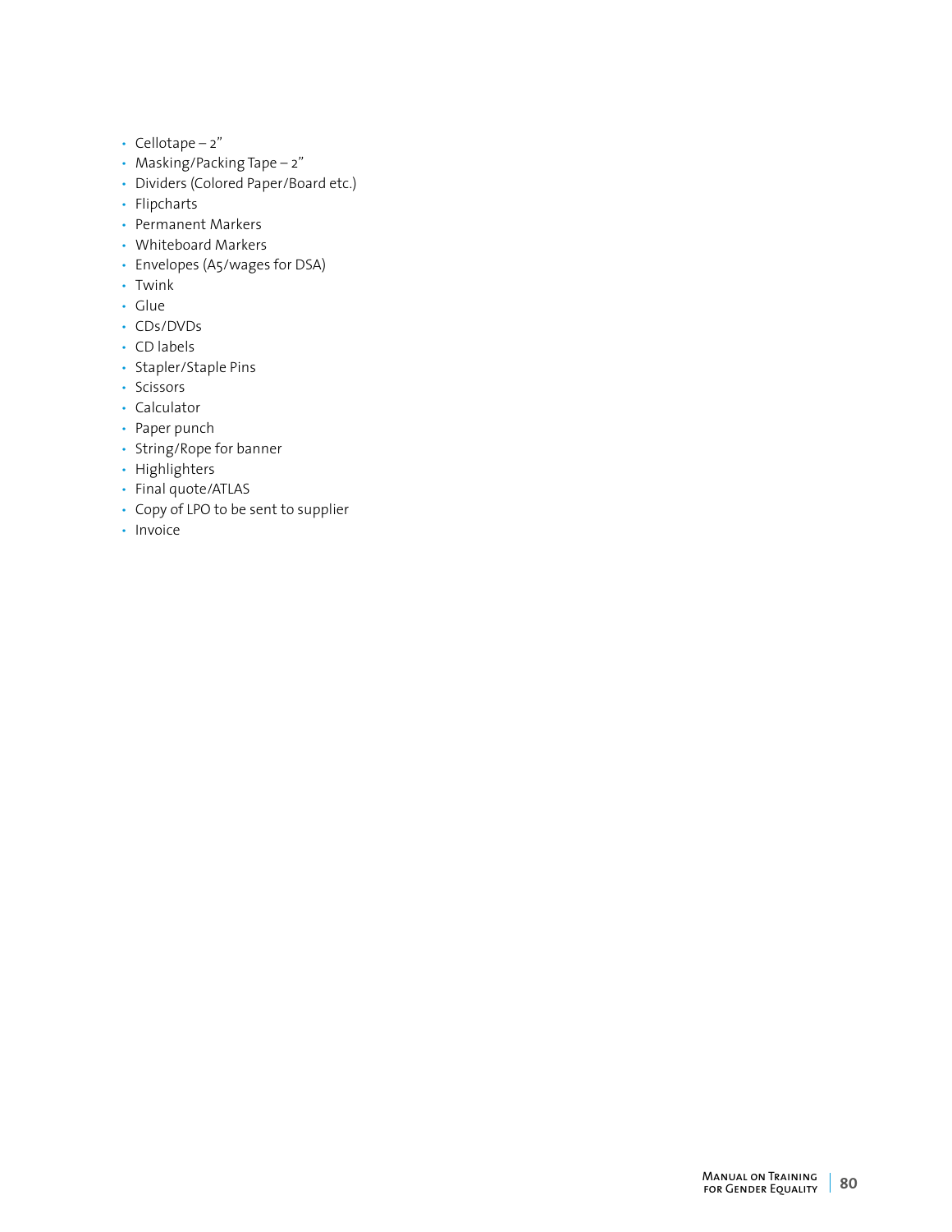- Cellotape – 2”
- Masking/Packing Tape – 2”
- Dividers (Colored Paper/Board etc.)
- Flipcharts
- Permanent Markers
- Whiteboard Markers
- Envelopes (A5/wages for DSA)
- Twink
- Glue
- CDs/DVDs
- CD labels
- Stapler/Staple Pins
- Scissors
- Calculator
- Paper punch
- String/Rope for banner
- Highlighters
- Final quote/ATLAS
- Copy of LPO to be sent to supplier
- Invoice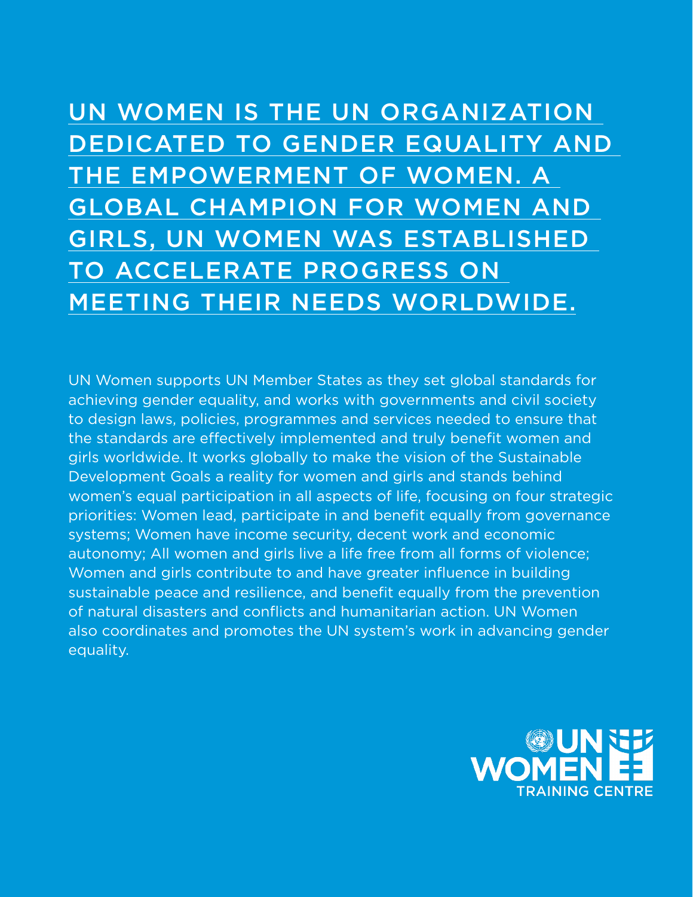# UN WOMEN IS THE UN ORGANIZATION DEDICATED TO GENDER EQUALITY AND THE EMPOWERMENT OF WOMEN. A GLOBAL CHAMPION FOR WOMEN AND GIRLS, UN WOMEN WAS ESTABLISHED TO ACCELERATE PROGRESS ON MEETING THEIR NEEDS WORLDWIDE.

UN Women supports UN Member States as they set global standards for achieving gender equality, and works with governments and civil society to design laws, policies, programmes and services needed to ensure that the standards are effectively implemented and truly benefit women and girls worldwide. It works globally to make the vision of the Sustainable Development Goals a reality for women and girls and stands behind women's equal participation in all aspects of life, focusing on four strategic priorities: Women lead, participate in and benefit equally from governance systems; Women have income security, decent work and economic autonomy; All women and girls live a life free from all forms of violence; Women and girls contribute to and have greater influence in building sustainable peace and resilience, and benefit equally from the prevention of natural disasters and conflicts and humanitarian action. UN Women also coordinates and promotes the UN system's work in advancing gender equality.

UN WOMEN
TRAINING CENTRE